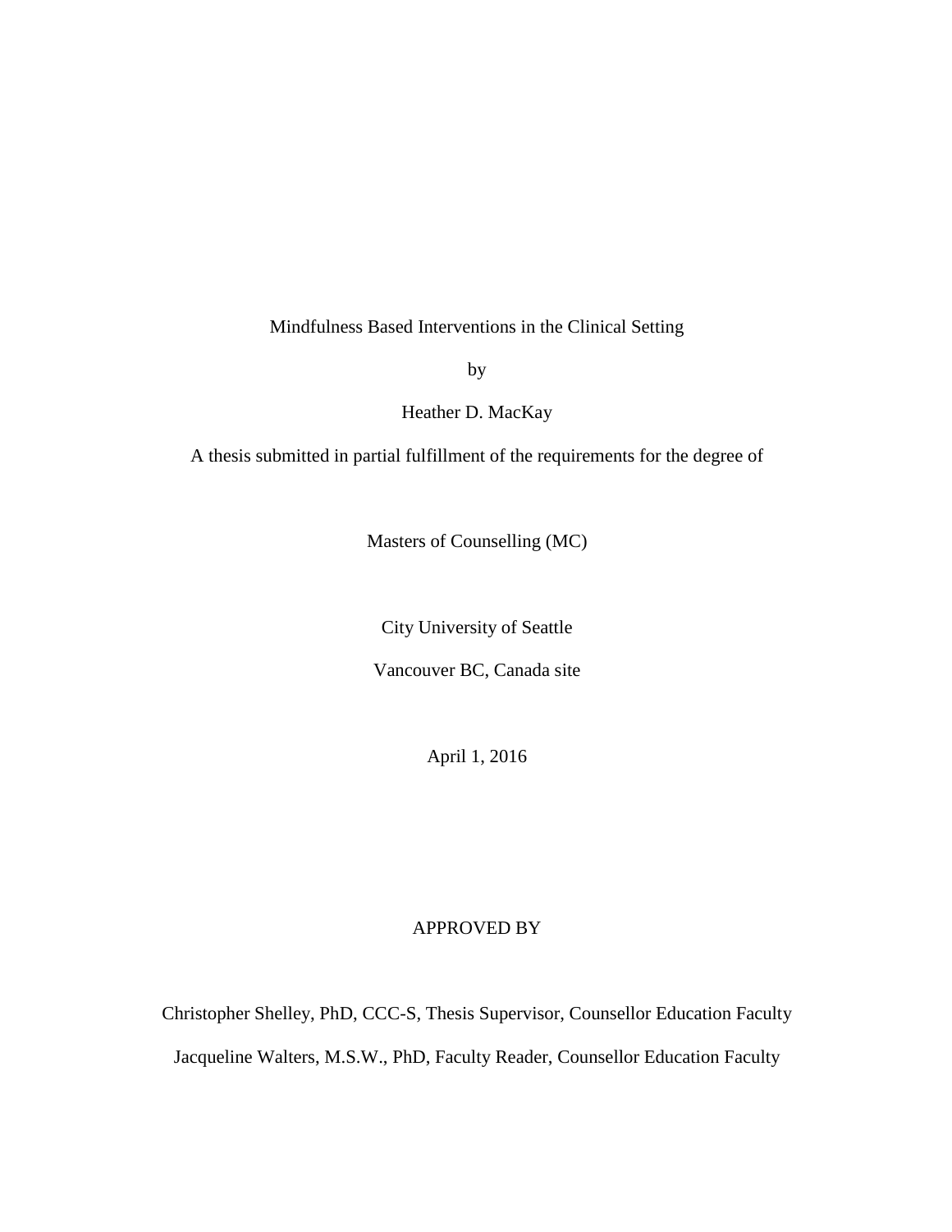# Mindfulness Based Interventions in the Clinical Setting

by

Heather D. MacKay

A thesis submitted in partial fulfillment of the requirements for the degree of

Masters of Counselling (MC)

City University of Seattle

Vancouver BC, Canada site

April 1, 2016

APPROVED BY

Christopher Shelley, PhD, CCC-S, Thesis Supervisor, Counsellor Education Faculty

Jacqueline Walters, M.S.W., PhD, Faculty Reader, Counsellor Education Faculty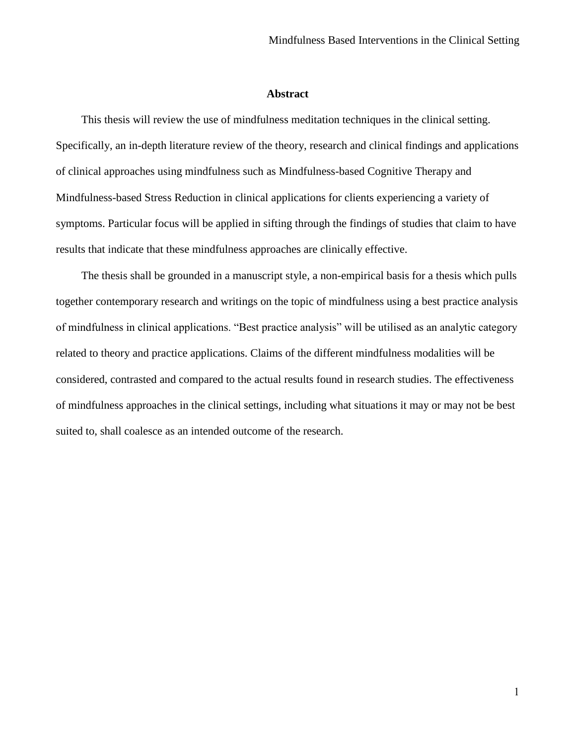## Abstract

This thesis will review the use of mindfulness meditation techniques in the clinical setting. Specifically, an in-depth literature review of the theory, research and clinical findings and applications of clinical approaches using mindfulness such as Mindfulness-based Cognitive Therapy and Mindfulness-based Stress Reduction in clinical applications for clients experiencing a variety of symptoms. Particular focus will be applied in sifting through the findings of studies that claim to have results that indicate that these mindfulness approaches are clinically effective.

The thesis shall be grounded in a manuscript style, a non-empirical basis for a thesis which pulls together contemporary research and writings on the topic of mindfulness using a best practice analysis of mindfulness in clinical applications. "Best practice analysis" will be utilised as an analytic category related to theory and practice applications. Claims of the different mindfulness modalities will be considered, contrasted and compared to the actual results found in research studies. The effectiveness of mindfulness approaches in the clinical settings, including what situations it may or may not be best suited to, shall coalesce as an intended outcome of the research.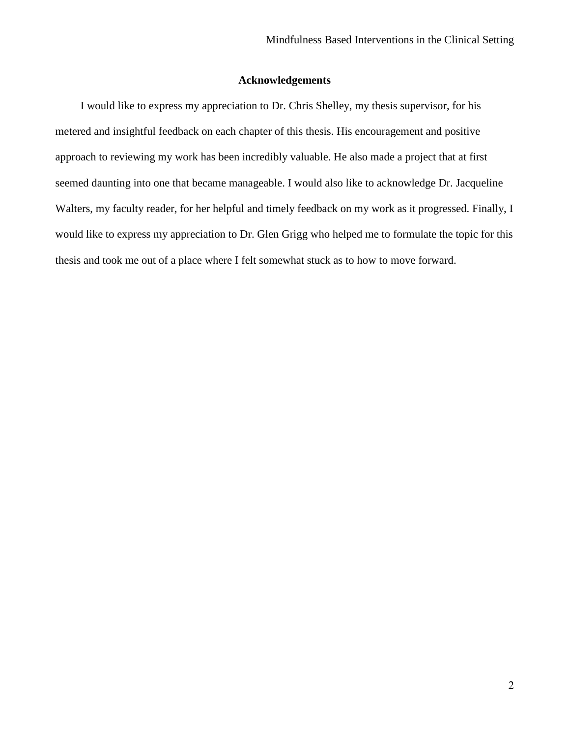## Acknowledgements

I would like to express my appreciation to Dr. Chris Shelley, my thesis supervisor, for his metered and insightful feedback on each chapter of this thesis. His encouragement and positive approach to reviewing my work has been incredibly valuable. He also made a project that at first seemed daunting into one that became manageable. I would also like to acknowledge Dr. Jacqueline Walters, my faculty reader, for her helpful and timely feedback on my work as it progressed. Finally, I would like to express my appreciation to Dr. Glen Grigg who helped me to formulate the topic for this thesis and took me out of a place where I felt somewhat stuck as to how to move forward.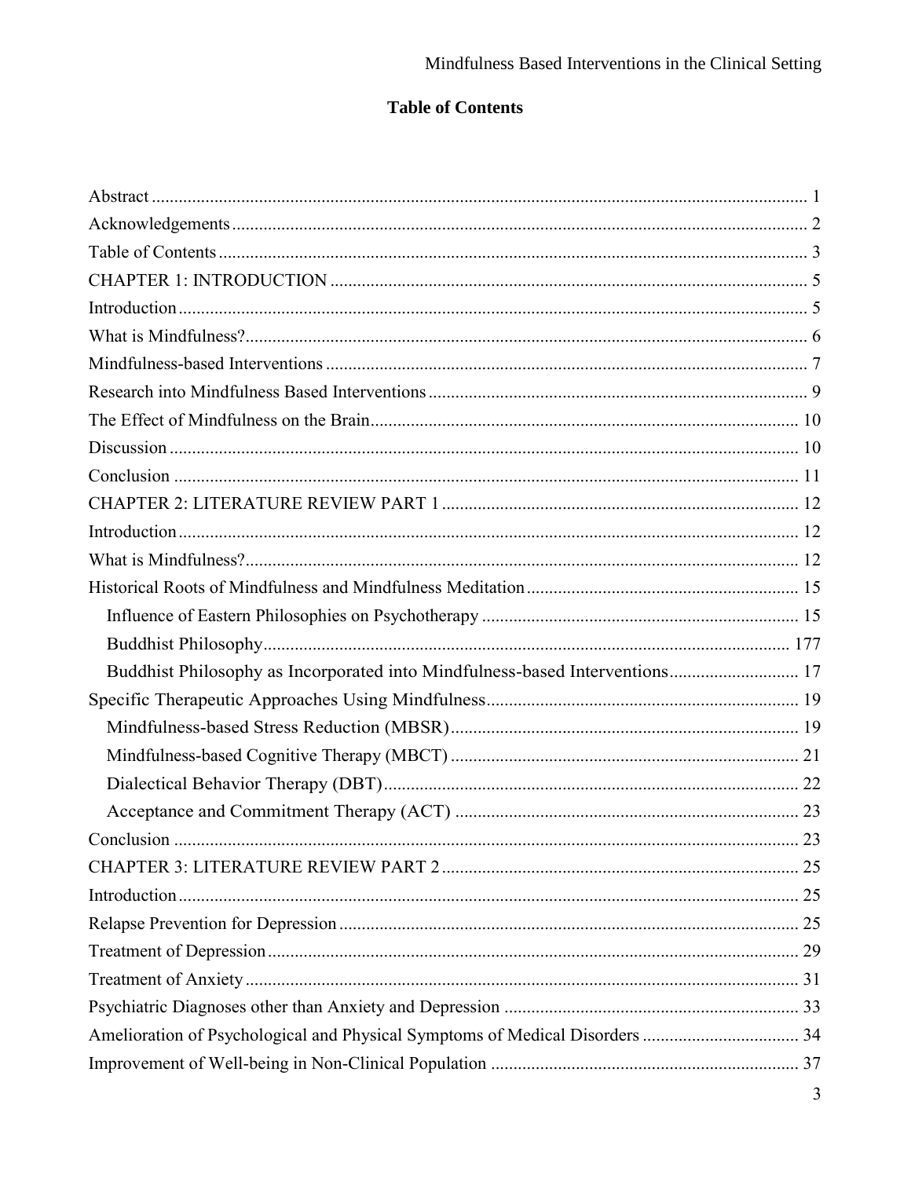# Table of Contents

Abstract ........................................................................................................................................ 1
Acknowledgements ....................................................................................................................... 2
Table of Contents .......................................................................................................................... 3
CHAPTER 1: INTRODUCTION .................................................................................................. 5
Introduction .................................................................................................................................. 5
What is Mindfulness? .................................................................................................................... 6
Mindfulness-based Interventions .................................................................................................. 7
Research into Mindfulness Based Interventions ............................................................................ 9
The Effect of Mindfulness on the Brain ........................................................................................ 10
Discussion .................................................................................................................................... 10
Conclusion ................................................................................................................................... 11
CHAPTER 2: LITERATURE REVIEW PART 1 ........................................................................ 12
Introduction .................................................................................................................................. 12
What is Mindfulness? ................................................................................................................... 12
Historical Roots of Mindfulness and Mindfulness Meditation ..................................................... 15
    Influence of Eastern Philosophies on Psychotherapy ............................................................... 15
    Buddhist Philosophy ............................................................................................................... 177
    Buddhist Philosophy as Incorporated into Mindfulness-based Interventions ............................ 17
Specific Therapeutic Approaches Using Mindfulness .................................................................. 19
    Mindfulness-based Stress Reduction (MBSR) ........................................................................... 19
    Mindfulness-based Cognitive Therapy (MBCT) ........................................................................ 21
    Dialectical Behavior Therapy (DBT) ......................................................................................... 22
    Acceptance and Commitment Therapy (ACT) ........................................................................... 23
Conclusion ................................................................................................................................... 23
CHAPTER 3: LITERATURE REVIEW PART 2 ........................................................................ 25
Introduction .................................................................................................................................. 25
Relapse Prevention for Depression ............................................................................................... 25
Treatment of Depression ............................................................................................................... 29
Treatment of Anxiety .................................................................................................................... 31
Psychiatric Diagnoses other than Anxiety and Depression .......................................................... 33
Amelioration of Psychological and Physical Symptoms of Medical Disorders ............................ 34
Improvement of Well-being in Non-Clinical Population ............................................................. 37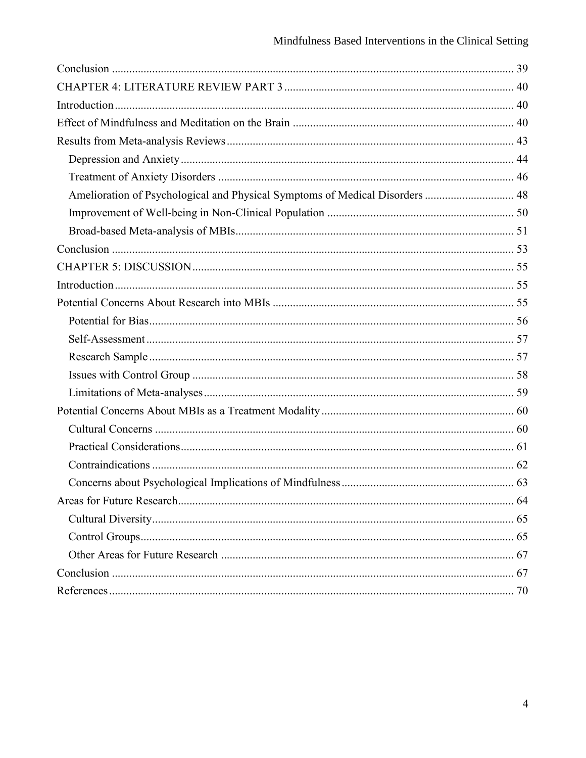Conclusion ............................................................................................................................ 39

CHAPTER 4: LITERATURE REVIEW PART 3 ................................................................................ 40

Introduction ........................................................................................................................... 40

Effect of Mindfulness and Meditation on the Brain ............................................................................. 40

Results from Meta-analysis Reviews ................................................................................................... 43

- Depression and Anxiety .................................................................................................................. 44
- Treatment of Anxiety Disorders ...................................................................................................... 46
- Amelioration of Psychological and Physical Symptoms of Medical Disorders ............................... 48
- Improvement of Well-being in Non-Clinical Population ................................................................ 50
- Broad-based Meta-analysis of MBIs................................................................................................ 51

Conclusion ............................................................................................................................ 53

CHAPTER 5: DISCUSSION ................................................................................................................ 55

Introduction ........................................................................................................................... 55

Potential Concerns About Research into MBIs ................................................................................... 55

- Potential for Bias .............................................................................................................................. 56
- Self-Assessment ............................................................................................................................... 57
- Research Sample .............................................................................................................................. 57
- Issues with Control Group ............................................................................................................... 58
- Limitations of Meta-analyses ........................................................................................................... 59

Potential Concerns About MBIs as a Treatment Modality .................................................................. 60

- Cultural Concerns ............................................................................................................................ 60
- Practical Considerations ................................................................................................................... 61
- Contraindications ............................................................................................................................. 62
- Concerns about Psychological Implications of Mindfulness ........................................................... 63

Areas for Future Research .................................................................................................................... 64

- Cultural Diversity ............................................................................................................................. 65
- Control Groups ................................................................................................................................. 65
- Other Areas for Future Research ...................................................................................................... 67

Conclusion ............................................................................................................................ 67

References ............................................................................................................................. 70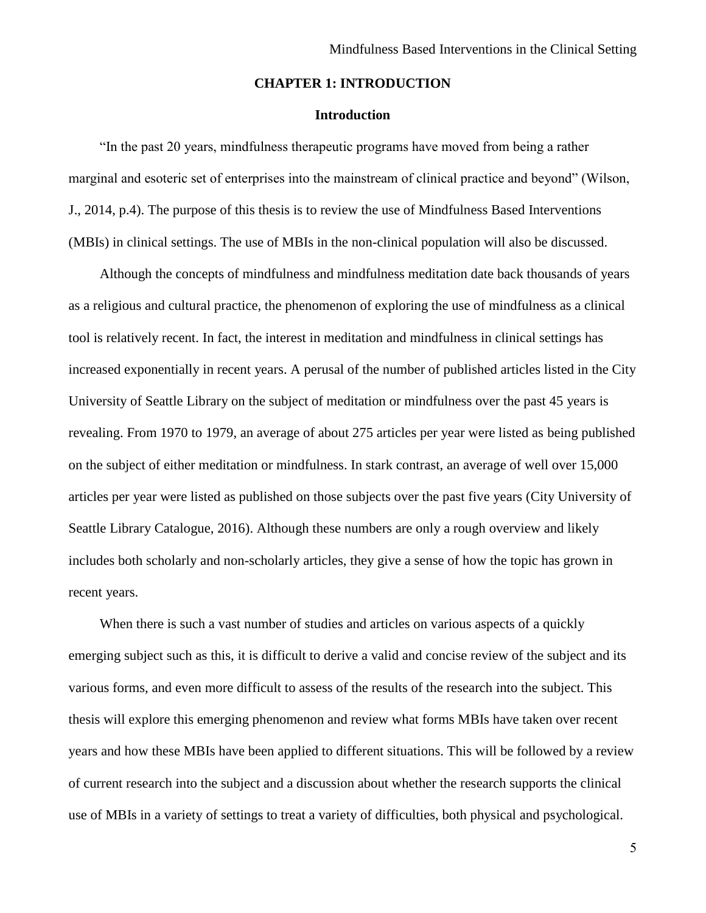# CHAPTER 1: INTRODUCTION

## Introduction

"In the past 20 years, mindfulness therapeutic programs have moved from being a rather marginal and esoteric set of enterprises into the mainstream of clinical practice and beyond" (Wilson, J., 2014, p.4). The purpose of this thesis is to review the use of Mindfulness Based Interventions (MBIs) in clinical settings. The use of MBIs in the non-clinical population will also be discussed.

Although the concepts of mindfulness and mindfulness meditation date back thousands of years as a religious and cultural practice, the phenomenon of exploring the use of mindfulness as a clinical tool is relatively recent. In fact, the interest in meditation and mindfulness in clinical settings has increased exponentially in recent years. A perusal of the number of published articles listed in the City University of Seattle Library on the subject of meditation or mindfulness over the past 45 years is revealing. From 1970 to 1979, an average of about 275 articles per year were listed as being published on the subject of either meditation or mindfulness. In stark contrast, an average of well over 15,000 articles per year were listed as published on those subjects over the past five years (City University of Seattle Library Catalogue, 2016). Although these numbers are only a rough overview and likely includes both scholarly and non-scholarly articles, they give a sense of how the topic has grown in recent years.

When there is such a vast number of studies and articles on various aspects of a quickly emerging subject such as this, it is difficult to derive a valid and concise review of the subject and its various forms, and even more difficult to assess of the results of the research into the subject. This thesis will explore this emerging phenomenon and review what forms MBIs have taken over recent years and how these MBIs have been applied to different situations. This will be followed by a review of current research into the subject and a discussion about whether the research supports the clinical use of MBIs in a variety of settings to treat a variety of difficulties, both physical and psychological.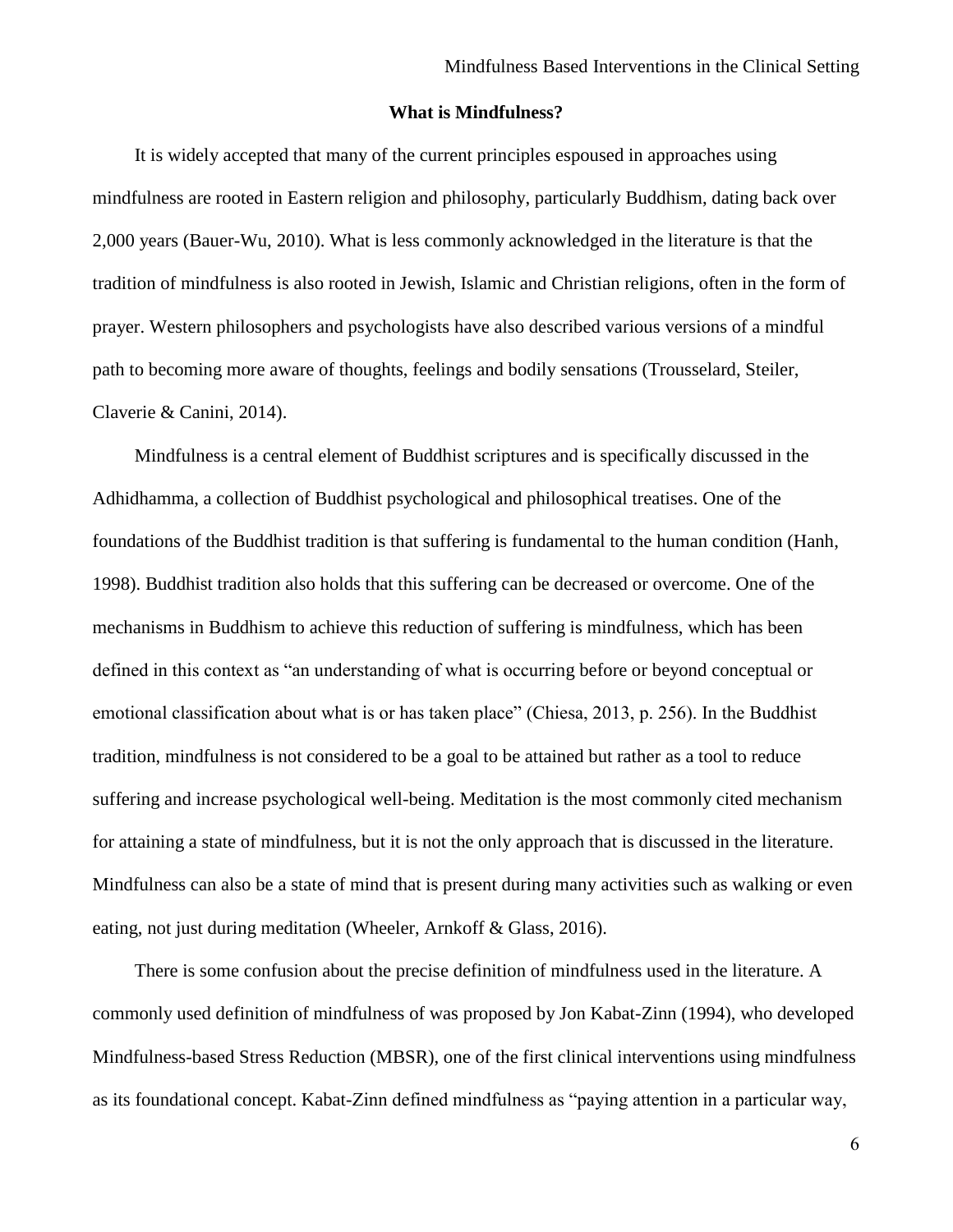## What is Mindfulness?

It is widely accepted that many of the current principles espoused in approaches using mindfulness are rooted in Eastern religion and philosophy, particularly Buddhism, dating back over 2,000 years (Bauer-Wu, 2010). What is less commonly acknowledged in the literature is that the tradition of mindfulness is also rooted in Jewish, Islamic and Christian religions, often in the form of prayer. Western philosophers and psychologists have also described various versions of a mindful path to becoming more aware of thoughts, feelings and bodily sensations (Trousselard, Steiler, Claverie & Canini, 2014).

Mindfulness is a central element of Buddhist scriptures and is specifically discussed in the Adhidhamma, a collection of Buddhist psychological and philosophical treatises. One of the foundations of the Buddhist tradition is that suffering is fundamental to the human condition (Hanh, 1998). Buddhist tradition also holds that this suffering can be decreased or overcome. One of the mechanisms in Buddhism to achieve this reduction of suffering is mindfulness, which has been defined in this context as "an understanding of what is occurring before or beyond conceptual or emotional classification about what is or has taken place" (Chiesa, 2013, p. 256). In the Buddhist tradition, mindfulness is not considered to be a goal to be attained but rather as a tool to reduce suffering and increase psychological well-being. Meditation is the most commonly cited mechanism for attaining a state of mindfulness, but it is not the only approach that is discussed in the literature. Mindfulness can also be a state of mind that is present during many activities such as walking or even eating, not just during meditation (Wheeler, Arnkoff & Glass, 2016).

There is some confusion about the precise definition of mindfulness used in the literature. A commonly used definition of mindfulness of was proposed by Jon Kabat-Zinn (1994), who developed Mindfulness-based Stress Reduction (MBSR), one of the first clinical interventions using mindfulness as its foundational concept. Kabat-Zinn defined mindfulness as "paying attention in a particular way,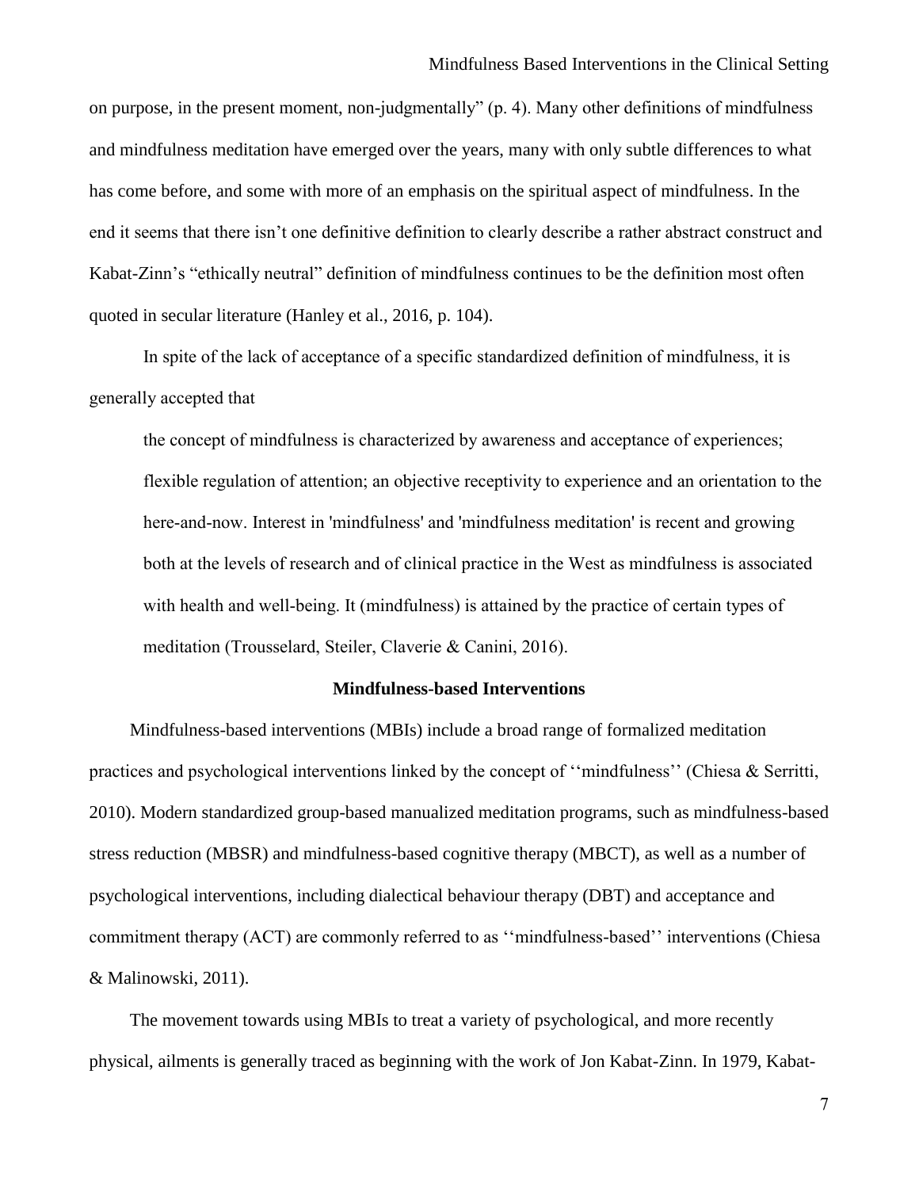on purpose, in the present moment, non-judgmentally" (p. 4). Many other definitions of mindfulness and mindfulness meditation have emerged over the years, many with only subtle differences to what has come before, and some with more of an emphasis on the spiritual aspect of mindfulness. In the end it seems that there isn't one definitive definition to clearly describe a rather abstract construct and Kabat-Zinn's "ethically neutral" definition of mindfulness continues to be the definition most often quoted in secular literature (Hanley et al., 2016, p. 104).

In spite of the lack of acceptance of a specific standardized definition of mindfulness, it is generally accepted that

> the concept of mindfulness is characterized by awareness and acceptance of experiences; flexible regulation of attention; an objective receptivity to experience and an orientation to the here-and-now. Interest in 'mindfulness' and 'mindfulness meditation' is recent and growing both at the levels of research and of clinical practice in the West as mindfulness is associated with health and well-being. It (mindfulness) is attained by the practice of certain types of meditation (Trousselard, Steiler, Claverie & Canini, 2016).

## Mindfulness-based Interventions

Mindfulness-based interventions (MBIs) include a broad range of formalized meditation practices and psychological interventions linked by the concept of ''mindfulness'' (Chiesa & Serritti, 2010). Modern standardized group-based manualized meditation programs, such as mindfulness-based stress reduction (MBSR) and mindfulness-based cognitive therapy (MBCT), as well as a number of psychological interventions, including dialectical behaviour therapy (DBT) and acceptance and commitment therapy (ACT) are commonly referred to as ''mindfulness-based'' interventions (Chiesa & Malinowski, 2011).

The movement towards using MBIs to treat a variety of psychological, and more recently physical, ailments is generally traced as beginning with the work of Jon Kabat-Zinn. In 1979, Kabat-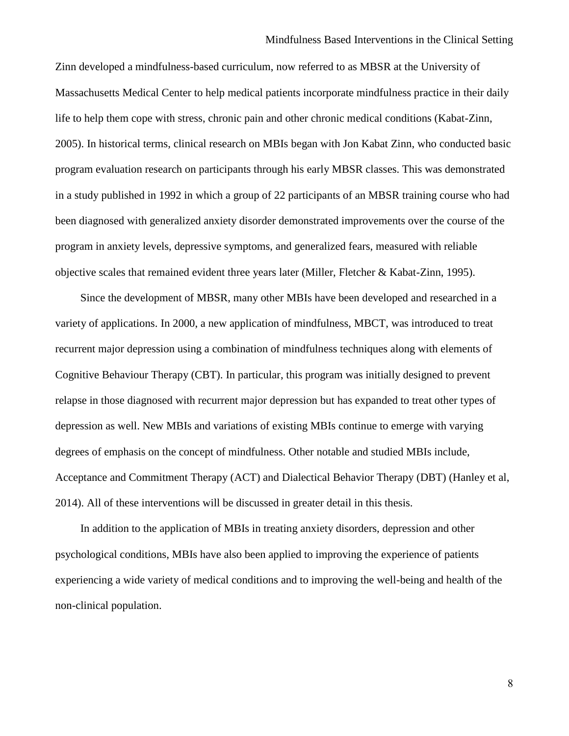Zinn developed a mindfulness-based curriculum, now referred to as MBSR at the University of Massachusetts Medical Center to help medical patients incorporate mindfulness practice in their daily life to help them cope with stress, chronic pain and other chronic medical conditions (Kabat-Zinn, 2005). In historical terms, clinical research on MBIs began with Jon Kabat Zinn, who conducted basic program evaluation research on participants through his early MBSR classes. This was demonstrated in a study published in 1992 in which a group of 22 participants of an MBSR training course who had been diagnosed with generalized anxiety disorder demonstrated improvements over the course of the program in anxiety levels, depressive symptoms, and generalized fears, measured with reliable objective scales that remained evident three years later (Miller, Fletcher & Kabat-Zinn, 1995).

Since the development of MBSR, many other MBIs have been developed and researched in a variety of applications. In 2000, a new application of mindfulness, MBCT, was introduced to treat recurrent major depression using a combination of mindfulness techniques along with elements of Cognitive Behaviour Therapy (CBT). In particular, this program was initially designed to prevent relapse in those diagnosed with recurrent major depression but has expanded to treat other types of depression as well. New MBIs and variations of existing MBIs continue to emerge with varying degrees of emphasis on the concept of mindfulness. Other notable and studied MBIs include, Acceptance and Commitment Therapy (ACT) and Dialectical Behavior Therapy (DBT) (Hanley et al, 2014). All of these interventions will be discussed in greater detail in this thesis.

In addition to the application of MBIs in treating anxiety disorders, depression and other psychological conditions, MBIs have also been applied to improving the experience of patients experiencing a wide variety of medical conditions and to improving the well-being and health of the non-clinical population.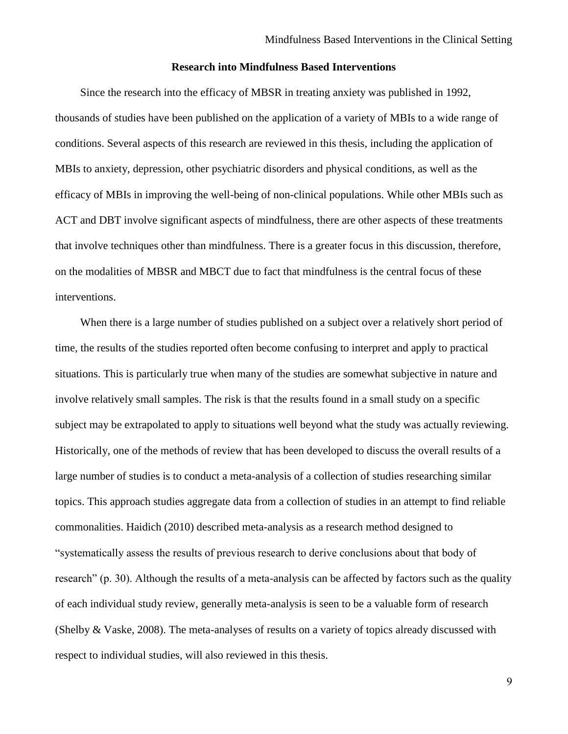## Research into Mindfulness Based Interventions

Since the research into the efficacy of MBSR in treating anxiety was published in 1992, thousands of studies have been published on the application of a variety of MBIs to a wide range of conditions. Several aspects of this research are reviewed in this thesis, including the application of MBIs to anxiety, depression, other psychiatric disorders and physical conditions, as well as the efficacy of MBIs in improving the well-being of non-clinical populations. While other MBIs such as ACT and DBT involve significant aspects of mindfulness, there are other aspects of these treatments that involve techniques other than mindfulness. There is a greater focus in this discussion, therefore, on the modalities of MBSR and MBCT due to fact that mindfulness is the central focus of these interventions.

When there is a large number of studies published on a subject over a relatively short period of time, the results of the studies reported often become confusing to interpret and apply to practical situations. This is particularly true when many of the studies are somewhat subjective in nature and involve relatively small samples. The risk is that the results found in a small study on a specific subject may be extrapolated to apply to situations well beyond what the study was actually reviewing. Historically, one of the methods of review that has been developed to discuss the overall results of a large number of studies is to conduct a meta-analysis of a collection of studies researching similar topics. This approach studies aggregate data from a collection of studies in an attempt to find reliable commonalities. Haidich (2010) described meta-analysis as a research method designed to "systematically assess the results of previous research to derive conclusions about that body of research" (p. 30). Although the results of a meta-analysis can be affected by factors such as the quality of each individual study review, generally meta-analysis is seen to be a valuable form of research (Shelby & Vaske, 2008). The meta-analyses of results on a variety of topics already discussed with respect to individual studies, will also reviewed in this thesis.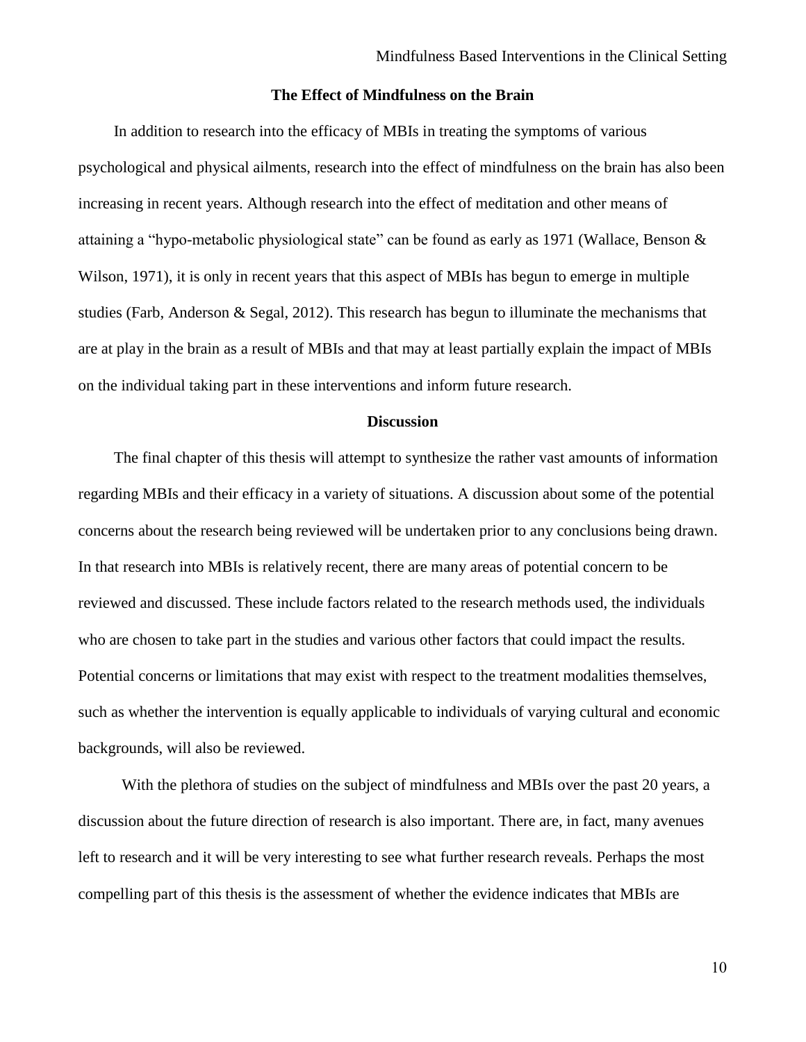## The Effect of Mindfulness on the Brain

In addition to research into the efficacy of MBIs in treating the symptoms of various psychological and physical ailments, research into the effect of mindfulness on the brain has also been increasing in recent years. Although research into the effect of meditation and other means of attaining a "hypo-metabolic physiological state" can be found as early as 1971 (Wallace, Benson & Wilson, 1971), it is only in recent years that this aspect of MBIs has begun to emerge in multiple studies (Farb, Anderson & Segal, 2012). This research has begun to illuminate the mechanisms that are at play in the brain as a result of MBIs and that may at least partially explain the impact of MBIs on the individual taking part in these interventions and inform future research.

## Discussion

The final chapter of this thesis will attempt to synthesize the rather vast amounts of information regarding MBIs and their efficacy in a variety of situations. A discussion about some of the potential concerns about the research being reviewed will be undertaken prior to any conclusions being drawn. In that research into MBIs is relatively recent, there are many areas of potential concern to be reviewed and discussed. These include factors related to the research methods used, the individuals who are chosen to take part in the studies and various other factors that could impact the results. Potential concerns or limitations that may exist with respect to the treatment modalities themselves, such as whether the intervention is equally applicable to individuals of varying cultural and economic backgrounds, will also be reviewed.

With the plethora of studies on the subject of mindfulness and MBIs over the past 20 years, a discussion about the future direction of research is also important. There are, in fact, many avenues left to research and it will be very interesting to see what further research reveals. Perhaps the most compelling part of this thesis is the assessment of whether the evidence indicates that MBIs are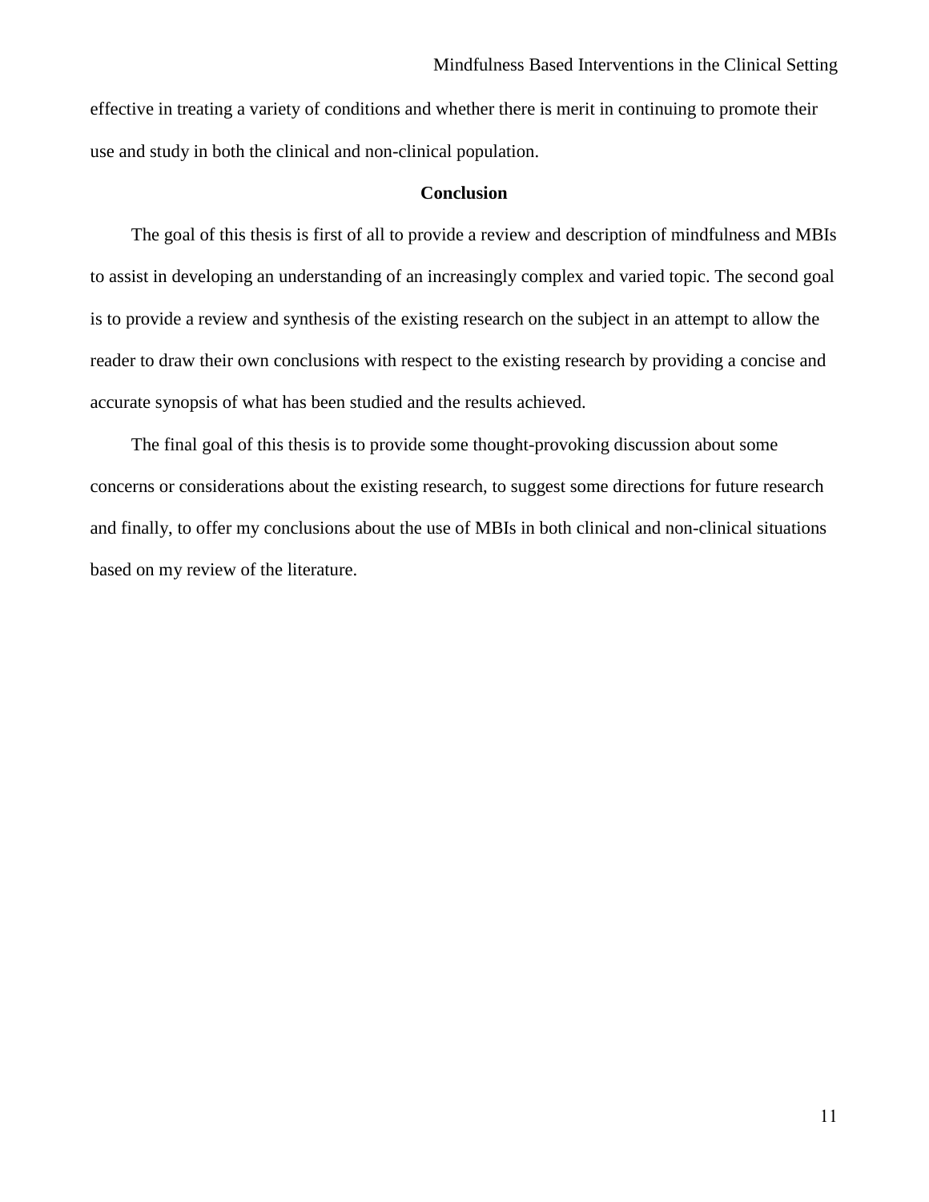effective in treating a variety of conditions and whether there is merit in continuing to promote their use and study in both the clinical and non-clinical population.

## Conclusion

The goal of this thesis is first of all to provide a review and description of mindfulness and MBIs to assist in developing an understanding of an increasingly complex and varied topic. The second goal is to provide a review and synthesis of the existing research on the subject in an attempt to allow the reader to draw their own conclusions with respect to the existing research by providing a concise and accurate synopsis of what has been studied and the results achieved.

The final goal of this thesis is to provide some thought-provoking discussion about some concerns or considerations about the existing research, to suggest some directions for future research and finally, to offer my conclusions about the use of MBIs in both clinical and non-clinical situations based on my review of the literature.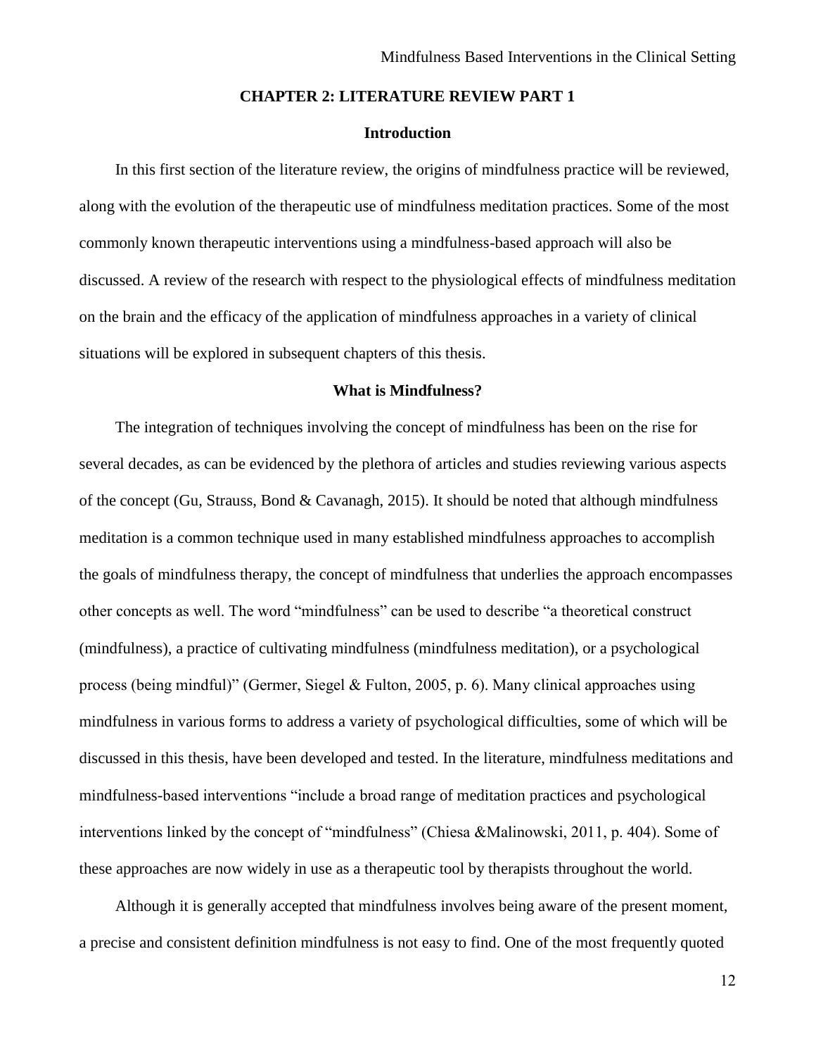## CHAPTER 2: LITERATURE REVIEW PART 1

### Introduction

In this first section of the literature review, the origins of mindfulness practice will be reviewed, along with the evolution of the therapeutic use of mindfulness meditation practices. Some of the most commonly known therapeutic interventions using a mindfulness-based approach will also be discussed. A review of the research with respect to the physiological effects of mindfulness meditation on the brain and the efficacy of the application of mindfulness approaches in a variety of clinical situations will be explored in subsequent chapters of this thesis.

### What is Mindfulness?

The integration of techniques involving the concept of mindfulness has been on the rise for several decades, as can be evidenced by the plethora of articles and studies reviewing various aspects of the concept (Gu, Strauss, Bond & Cavanagh, 2015). It should be noted that although mindfulness meditation is a common technique used in many established mindfulness approaches to accomplish the goals of mindfulness therapy, the concept of mindfulness that underlies the approach encompasses other concepts as well. The word "mindfulness" can be used to describe "a theoretical construct (mindfulness), a practice of cultivating mindfulness (mindfulness meditation), or a psychological process (being mindful)" (Germer, Siegel & Fulton, 2005, p. 6). Many clinical approaches using mindfulness in various forms to address a variety of psychological difficulties, some of which will be discussed in this thesis, have been developed and tested. In the literature, mindfulness meditations and mindfulness-based interventions "include a broad range of meditation practices and psychological interventions linked by the concept of "mindfulness" (Chiesa &Malinowski, 2011, p. 404). Some of these approaches are now widely in use as a therapeutic tool by therapists throughout the world.

Although it is generally accepted that mindfulness involves being aware of the present moment, a precise and consistent definition mindfulness is not easy to find. One of the most frequently quoted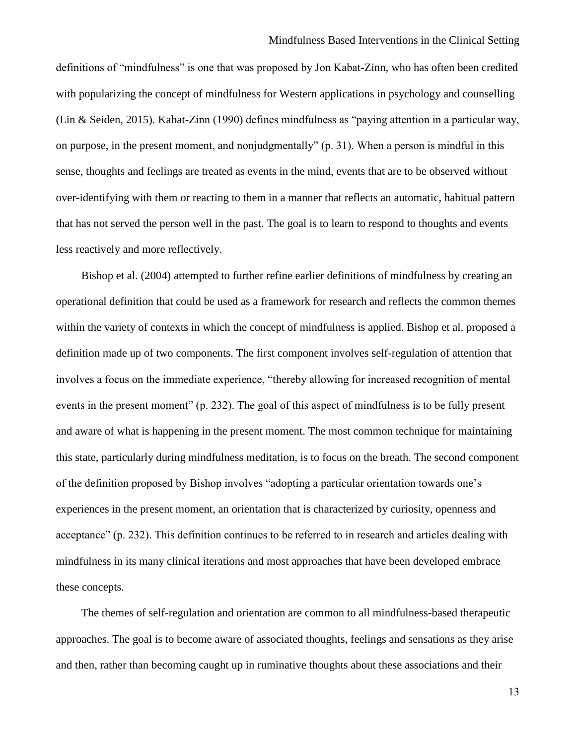definitions of "mindfulness" is one that was proposed by Jon Kabat-Zinn, who has often been credited with popularizing the concept of mindfulness for Western applications in psychology and counselling (Lin & Seiden, 2015). Kabat-Zinn (1990) defines mindfulness as "paying attention in a particular way, on purpose, in the present moment, and nonjudgmentally" (p. 31). When a person is mindful in this sense, thoughts and feelings are treated as events in the mind, events that are to be observed without over-identifying with them or reacting to them in a manner that reflects an automatic, habitual pattern that has not served the person well in the past. The goal is to learn to respond to thoughts and events less reactively and more reflectively.

Bishop et al. (2004) attempted to further refine earlier definitions of mindfulness by creating an operational definition that could be used as a framework for research and reflects the common themes within the variety of contexts in which the concept of mindfulness is applied. Bishop et al. proposed a definition made up of two components. The first component involves self-regulation of attention that involves a focus on the immediate experience, "thereby allowing for increased recognition of mental events in the present moment" (p. 232). The goal of this aspect of mindfulness is to be fully present and aware of what is happening in the present moment. The most common technique for maintaining this state, particularly during mindfulness meditation, is to focus on the breath. The second component of the definition proposed by Bishop involves "adopting a particular orientation towards one's experiences in the present moment, an orientation that is characterized by curiosity, openness and acceptance" (p. 232). This definition continues to be referred to in research and articles dealing with mindfulness in its many clinical iterations and most approaches that have been developed embrace these concepts.

The themes of self-regulation and orientation are common to all mindfulness-based therapeutic approaches. The goal is to become aware of associated thoughts, feelings and sensations as they arise and then, rather than becoming caught up in ruminative thoughts about these associations and their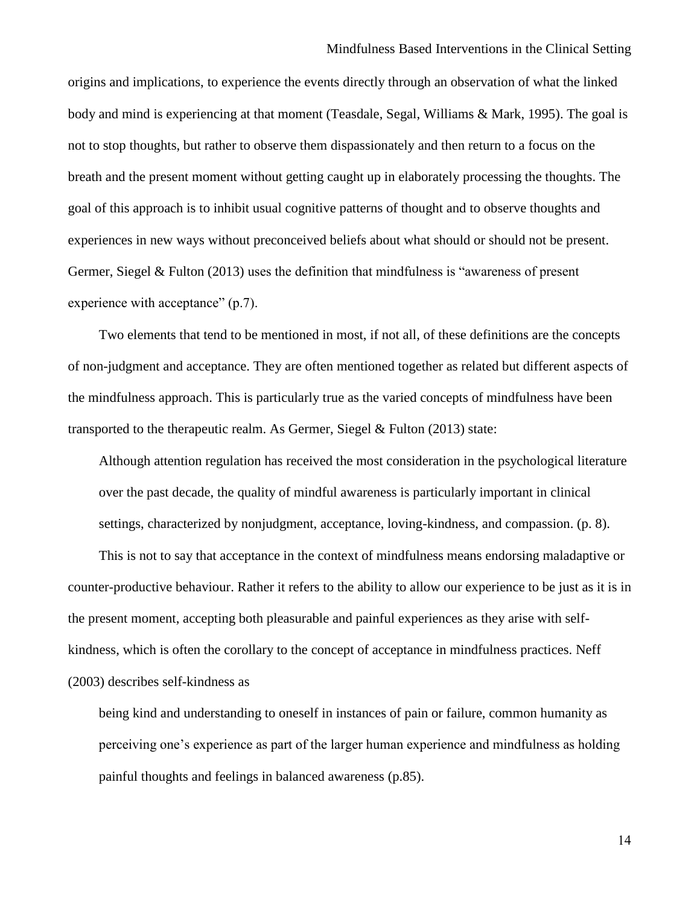origins and implications, to experience the events directly through an observation of what the linked body and mind is experiencing at that moment (Teasdale, Segal, Williams & Mark, 1995). The goal is not to stop thoughts, but rather to observe them dispassionately and then return to a focus on the breath and the present moment without getting caught up in elaborately processing the thoughts. The goal of this approach is to inhibit usual cognitive patterns of thought and to observe thoughts and experiences in new ways without preconceived beliefs about what should or should not be present. Germer, Siegel & Fulton (2013) uses the definition that mindfulness is "awareness of present experience with acceptance" (p.7).

Two elements that tend to be mentioned in most, if not all, of these definitions are the concepts of non-judgment and acceptance. They are often mentioned together as related but different aspects of the mindfulness approach. This is particularly true as the varied concepts of mindfulness have been transported to the therapeutic realm. As Germer, Siegel & Fulton (2013) state:

> Although attention regulation has received the most consideration in the psychological literature over the past decade, the quality of mindful awareness is particularly important in clinical settings, characterized by nonjudgment, acceptance, loving-kindness, and compassion. (p. 8).

This is not to say that acceptance in the context of mindfulness means endorsing maladaptive or counter-productive behaviour. Rather it refers to the ability to allow our experience to be just as it is in the present moment, accepting both pleasurable and painful experiences as they arise with self-kindness, which is often the corollary to the concept of acceptance in mindfulness practices. Neff (2003) describes self-kindness as

> being kind and understanding to oneself in instances of pain or failure, common humanity as perceiving one's experience as part of the larger human experience and mindfulness as holding painful thoughts and feelings in balanced awareness (p.85).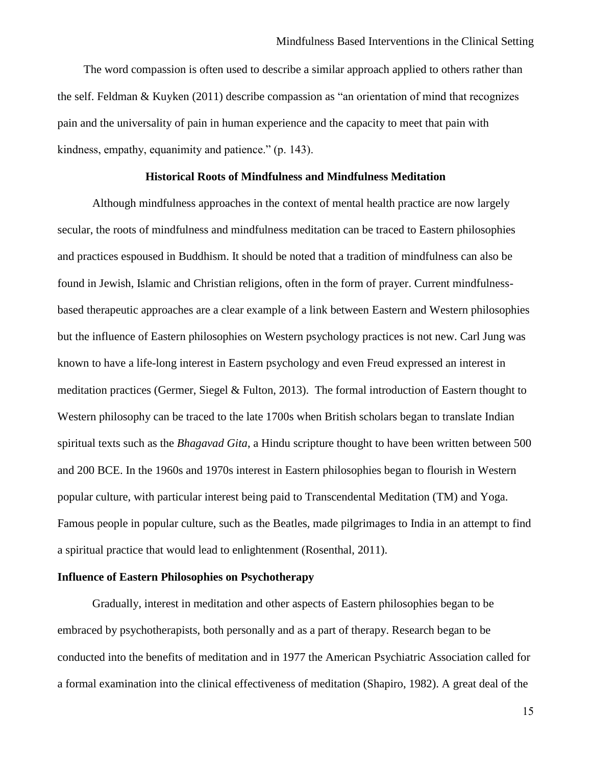The word compassion is often used to describe a similar approach applied to others rather than the self. Feldman & Kuyken (2011) describe compassion as "an orientation of mind that recognizes pain and the universality of pain in human experience and the capacity to meet that pain with kindness, empathy, equanimity and patience." (p. 143).

## Historical Roots of Mindfulness and Mindfulness Meditation

Although mindfulness approaches in the context of mental health practice are now largely secular, the roots of mindfulness and mindfulness meditation can be traced to Eastern philosophies and practices espoused in Buddhism. It should be noted that a tradition of mindfulness can also be found in Jewish, Islamic and Christian religions, often in the form of prayer. Current mindfulness-based therapeutic approaches are a clear example of a link between Eastern and Western philosophies but the influence of Eastern philosophies on Western psychology practices is not new. Carl Jung was known to have a life-long interest in Eastern psychology and even Freud expressed an interest in meditation practices (Germer, Siegel & Fulton, 2013). The formal introduction of Eastern thought to Western philosophy can be traced to the late 1700s when British scholars began to translate Indian spiritual texts such as the *Bhagavad Gita*, a Hindu scripture thought to have been written between 500 and 200 BCE. In the 1960s and 1970s interest in Eastern philosophies began to flourish in Western popular culture, with particular interest being paid to Transcendental Meditation (TM) and Yoga. Famous people in popular culture, such as the Beatles, made pilgrimages to India in an attempt to find a spiritual practice that would lead to enlightenment (Rosenthal, 2011).

### Influence of Eastern Philosophies on Psychotherapy

Gradually, interest in meditation and other aspects of Eastern philosophies began to be embraced by psychotherapists, both personally and as a part of therapy. Research began to be conducted into the benefits of meditation and in 1977 the American Psychiatric Association called for a formal examination into the clinical effectiveness of meditation (Shapiro, 1982). A great deal of the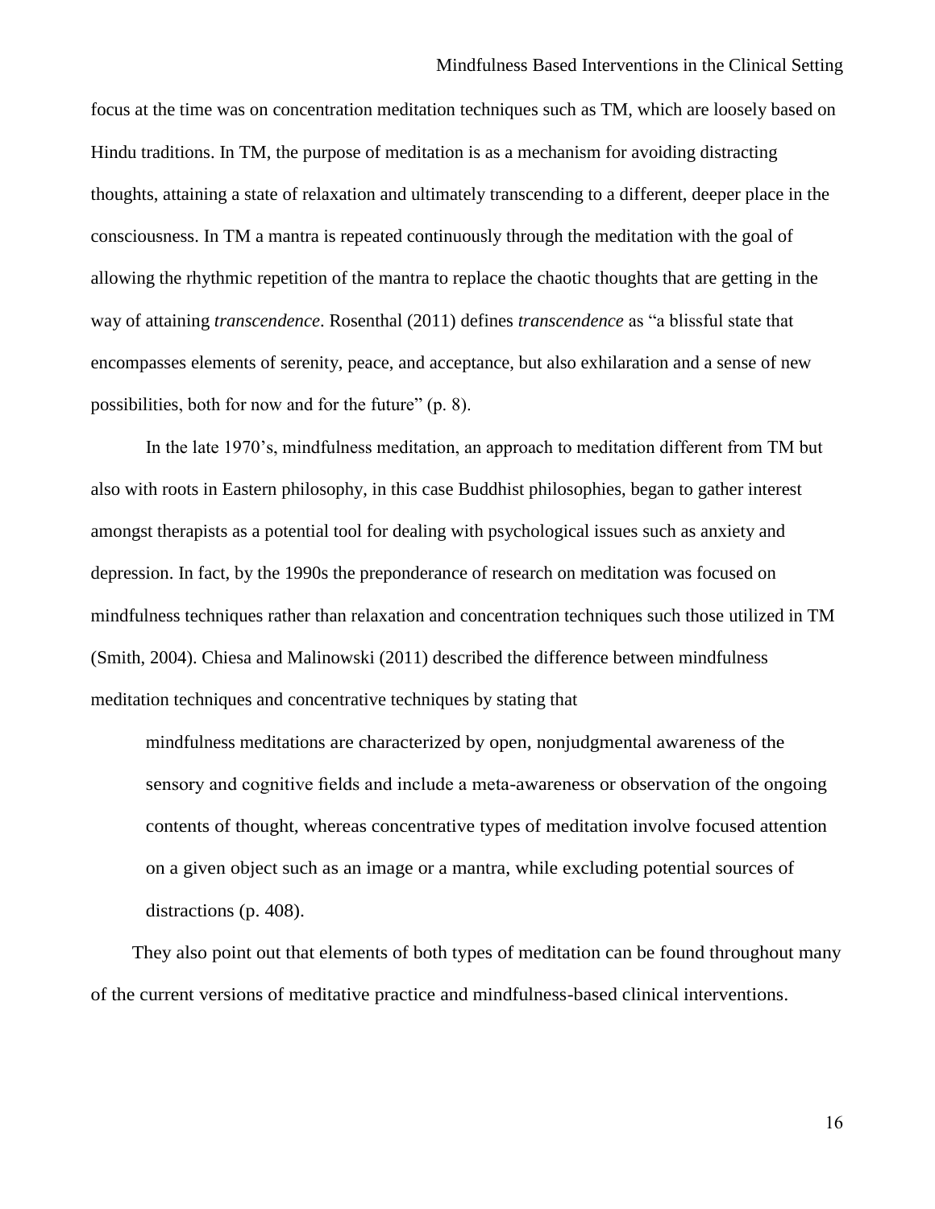focus at the time was on concentration meditation techniques such as TM, which are loosely based on Hindu traditions. In TM, the purpose of meditation is as a mechanism for avoiding distracting thoughts, attaining a state of relaxation and ultimately transcending to a different, deeper place in the consciousness. In TM a mantra is repeated continuously through the meditation with the goal of allowing the rhythmic repetition of the mantra to replace the chaotic thoughts that are getting in the way of attaining *transcendence*. Rosenthal (2011) defines *transcendence* as "a blissful state that encompasses elements of serenity, peace, and acceptance, but also exhilaration and a sense of new possibilities, both for now and for the future" (p. 8).

In the late 1970's, mindfulness meditation, an approach to meditation different from TM but also with roots in Eastern philosophy, in this case Buddhist philosophies, began to gather interest amongst therapists as a potential tool for dealing with psychological issues such as anxiety and depression. In fact, by the 1990s the preponderance of research on meditation was focused on mindfulness techniques rather than relaxation and concentration techniques such those utilized in TM (Smith, 2004). Chiesa and Malinowski (2011) described the difference between mindfulness meditation techniques and concentrative techniques by stating that

> mindfulness meditations are characterized by open, nonjudgmental awareness of the sensory and cognitive fields and include a meta-awareness or observation of the ongoing contents of thought, whereas concentrative types of meditation involve focused attention on a given object such as an image or a mantra, while excluding potential sources of distractions (p. 408).

They also point out that elements of both types of meditation can be found throughout many of the current versions of meditative practice and mindfulness-based clinical interventions.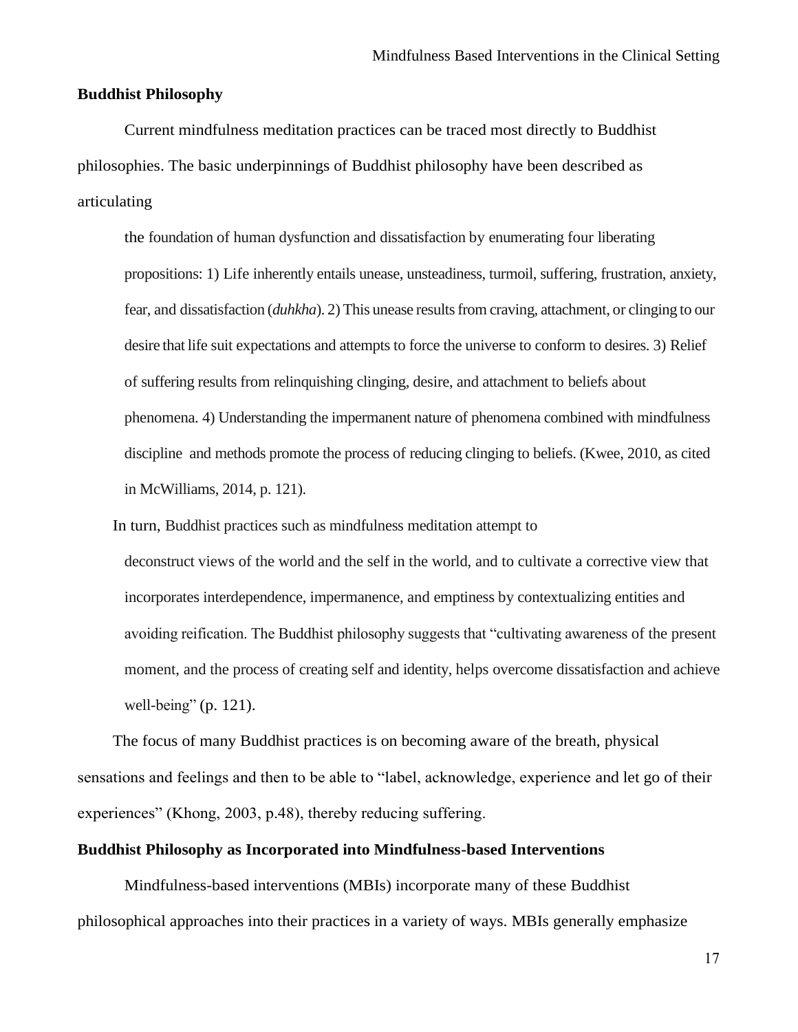**Buddhist Philosophy**

Current mindfulness meditation practices can be traced most directly to Buddhist philosophies. The basic underpinnings of Buddhist philosophy have been described as articulating

> the foundation of human dysfunction and dissatisfaction by enumerating four liberating propositions: 1) Life inherently entails unease, unsteadiness, turmoil, suffering, frustration, anxiety, fear, and dissatisfaction (*duhkha*). 2) This unease results from craving, attachment, or clinging to our desire that life suit expectations and attempts to force the universe to conform to desires. 3) Relief of suffering results from relinquishing clinging, desire, and attachment to beliefs about phenomena. 4) Understanding the impermanent nature of phenomena combined with mindfulness discipline and methods promote the process of reducing clinging to beliefs. (Kwee, 2010, as cited in McWilliams, 2014, p. 121).

In turn, Buddhist practices such as mindfulness meditation attempt to

> deconstruct views of the world and the self in the world, and to cultivate a corrective view that incorporates interdependence, impermanence, and emptiness by contextualizing entities and avoiding reification. The Buddhist philosophy suggests that "cultivating awareness of the present moment, and the process of creating self and identity, helps overcome dissatisfaction and achieve well-being" (p. 121).

The focus of many Buddhist practices is on becoming aware of the breath, physical sensations and feelings and then to be able to "label, acknowledge, experience and let go of their experiences" (Khong, 2003, p.48), thereby reducing suffering.

**Buddhist Philosophy as Incorporated into Mindfulness-based Interventions**

Mindfulness-based interventions (MBIs) incorporate many of these Buddhist philosophical approaches into their practices in a variety of ways. MBIs generally emphasize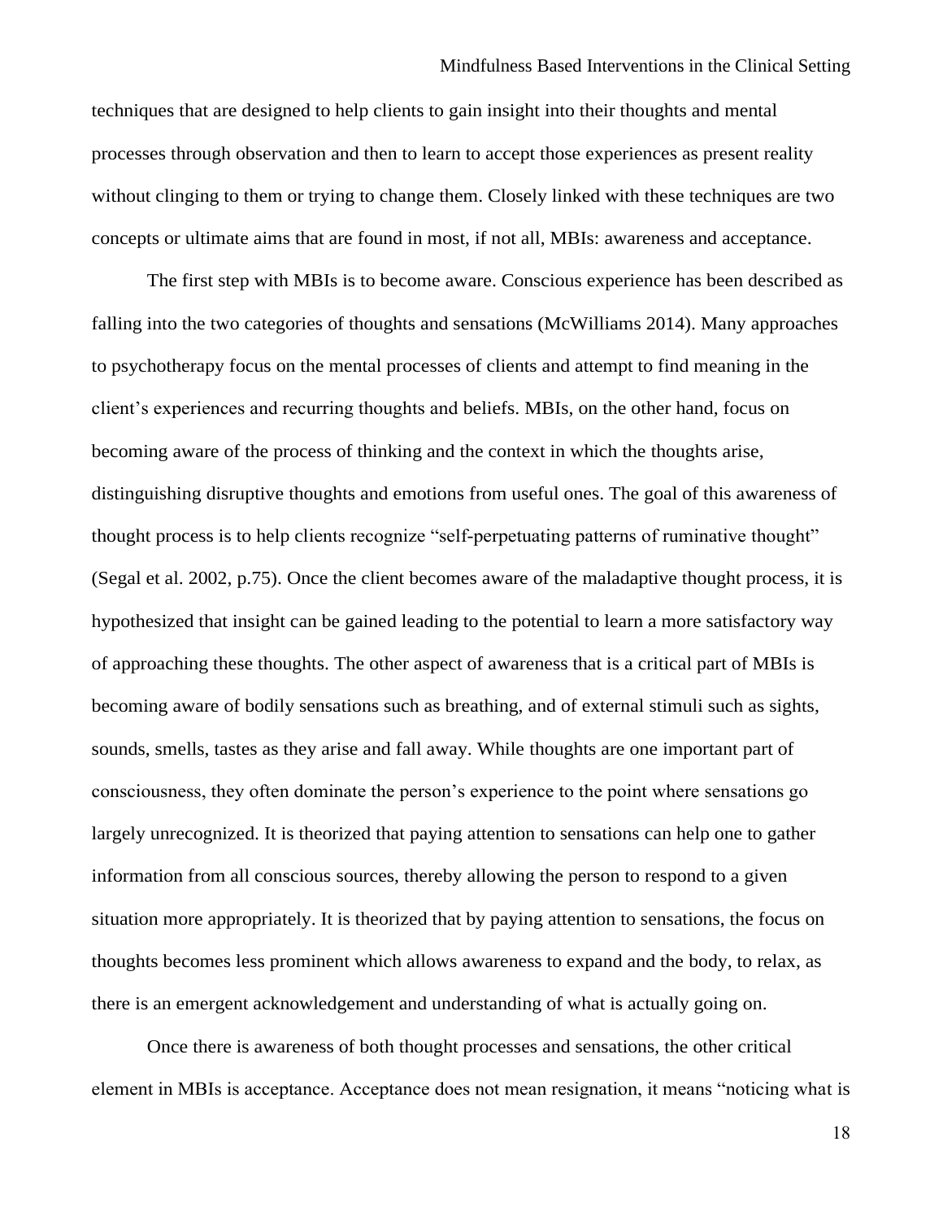techniques that are designed to help clients to gain insight into their thoughts and mental processes through observation and then to learn to accept those experiences as present reality without clinging to them or trying to change them. Closely linked with these techniques are two concepts or ultimate aims that are found in most, if not all, MBIs: awareness and acceptance.

The first step with MBIs is to become aware. Conscious experience has been described as falling into the two categories of thoughts and sensations (McWilliams 2014). Many approaches to psychotherapy focus on the mental processes of clients and attempt to find meaning in the client's experiences and recurring thoughts and beliefs. MBIs, on the other hand, focus on becoming aware of the process of thinking and the context in which the thoughts arise, distinguishing disruptive thoughts and emotions from useful ones. The goal of this awareness of thought process is to help clients recognize "self-perpetuating patterns of ruminative thought" (Segal et al. 2002, p.75). Once the client becomes aware of the maladaptive thought process, it is hypothesized that insight can be gained leading to the potential to learn a more satisfactory way of approaching these thoughts. The other aspect of awareness that is a critical part of MBIs is becoming aware of bodily sensations such as breathing, and of external stimuli such as sights, sounds, smells, tastes as they arise and fall away. While thoughts are one important part of consciousness, they often dominate the person's experience to the point where sensations go largely unrecognized. It is theorized that paying attention to sensations can help one to gather information from all conscious sources, thereby allowing the person to respond to a given situation more appropriately. It is theorized that by paying attention to sensations, the focus on thoughts becomes less prominent which allows awareness to expand and the body, to relax, as there is an emergent acknowledgement and understanding of what is actually going on.

Once there is awareness of both thought processes and sensations, the other critical element in MBIs is acceptance. Acceptance does not mean resignation, it means "noticing what is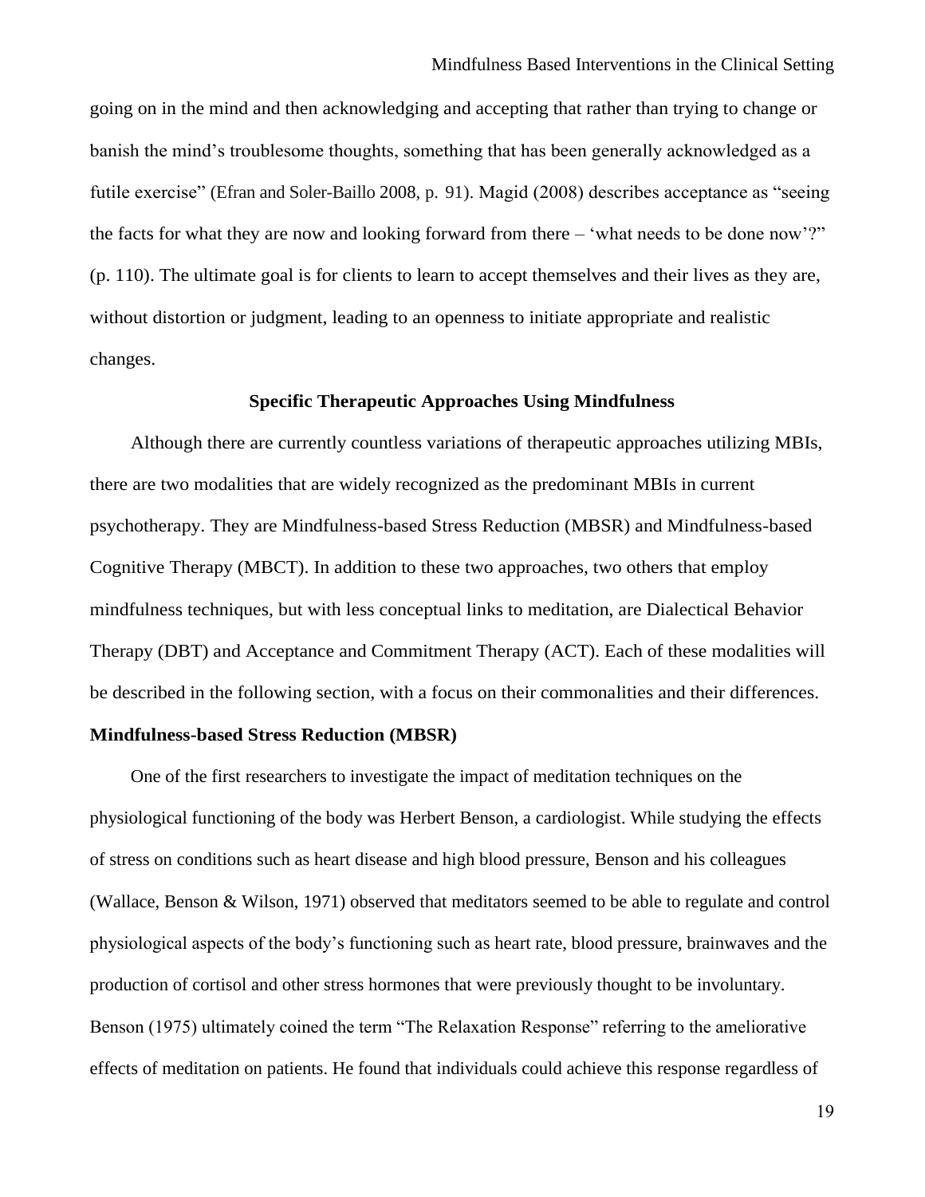going on in the mind and then acknowledging and accepting that rather than trying to change or banish the mind's troublesome thoughts, something that has been generally acknowledged as a futile exercise" (Efran and Soler-Baillo 2008, p. 91). Magid (2008) describes acceptance as "seeing the facts for what they are now and looking forward from there – 'what needs to be done now'?" (p. 110). The ultimate goal is for clients to learn to accept themselves and their lives as they are, without distortion or judgment, leading to an openness to initiate appropriate and realistic changes.

## Specific Therapeutic Approaches Using Mindfulness

Although there are currently countless variations of therapeutic approaches utilizing MBIs, there are two modalities that are widely recognized as the predominant MBIs in current psychotherapy. They are Mindfulness-based Stress Reduction (MBSR) and Mindfulness-based Cognitive Therapy (MBCT). In addition to these two approaches, two others that employ mindfulness techniques, but with less conceptual links to meditation, are Dialectical Behavior Therapy (DBT) and Acceptance and Commitment Therapy (ACT). Each of these modalities will be described in the following section, with a focus on their commonalities and their differences.

### Mindfulness-based Stress Reduction (MBSR)

One of the first researchers to investigate the impact of meditation techniques on the physiological functioning of the body was Herbert Benson, a cardiologist. While studying the effects of stress on conditions such as heart disease and high blood pressure, Benson and his colleagues (Wallace, Benson & Wilson, 1971) observed that meditators seemed to be able to regulate and control physiological aspects of the body's functioning such as heart rate, blood pressure, brainwaves and the production of cortisol and other stress hormones that were previously thought to be involuntary. Benson (1975) ultimately coined the term "The Relaxation Response" referring to the ameliorative effects of meditation on patients. He found that individuals could achieve this response regardless of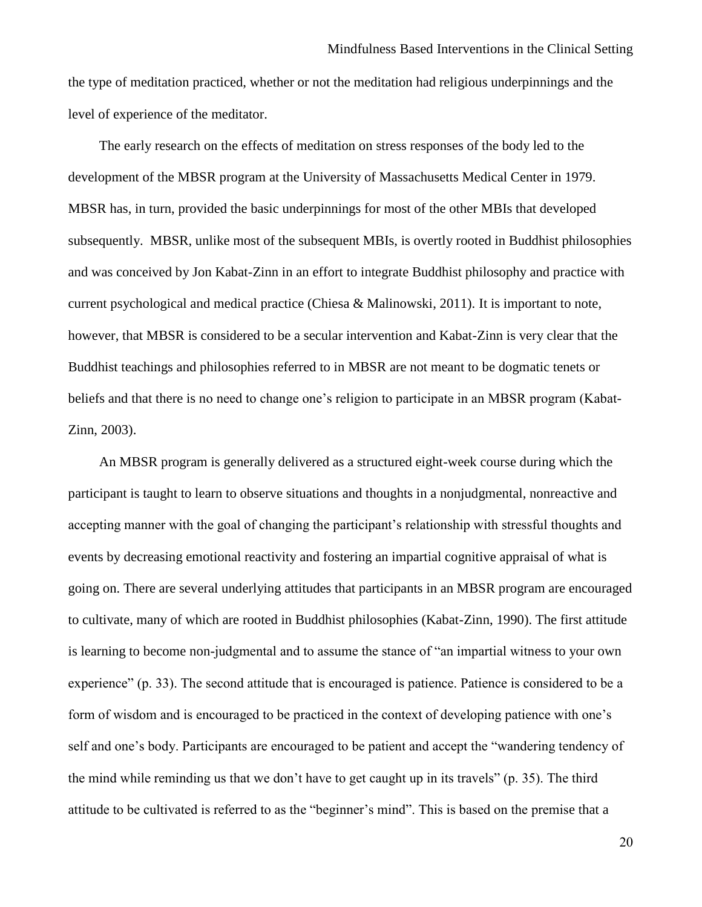the type of meditation practiced, whether or not the meditation had religious underpinnings and the level of experience of the meditator.

The early research on the effects of meditation on stress responses of the body led to the development of the MBSR program at the University of Massachusetts Medical Center in 1979. MBSR has, in turn, provided the basic underpinnings for most of the other MBIs that developed subsequently. MBSR, unlike most of the subsequent MBIs, is overtly rooted in Buddhist philosophies and was conceived by Jon Kabat-Zinn in an effort to integrate Buddhist philosophy and practice with current psychological and medical practice (Chiesa & Malinowski, 2011). It is important to note, however, that MBSR is considered to be a secular intervention and Kabat-Zinn is very clear that the Buddhist teachings and philosophies referred to in MBSR are not meant to be dogmatic tenets or beliefs and that there is no need to change one's religion to participate in an MBSR program (Kabat-Zinn, 2003).

An MBSR program is generally delivered as a structured eight-week course during which the participant is taught to learn to observe situations and thoughts in a nonjudgmental, nonreactive and accepting manner with the goal of changing the participant's relationship with stressful thoughts and events by decreasing emotional reactivity and fostering an impartial cognitive appraisal of what is going on. There are several underlying attitudes that participants in an MBSR program are encouraged to cultivate, many of which are rooted in Buddhist philosophies (Kabat-Zinn, 1990). The first attitude is learning to become non-judgmental and to assume the stance of "an impartial witness to your own experience" (p. 33). The second attitude that is encouraged is patience. Patience is considered to be a form of wisdom and is encouraged to be practiced in the context of developing patience with one's self and one's body. Participants are encouraged to be patient and accept the "wandering tendency of the mind while reminding us that we don't have to get caught up in its travels" (p. 35). The third attitude to be cultivated is referred to as the "beginner's mind". This is based on the premise that a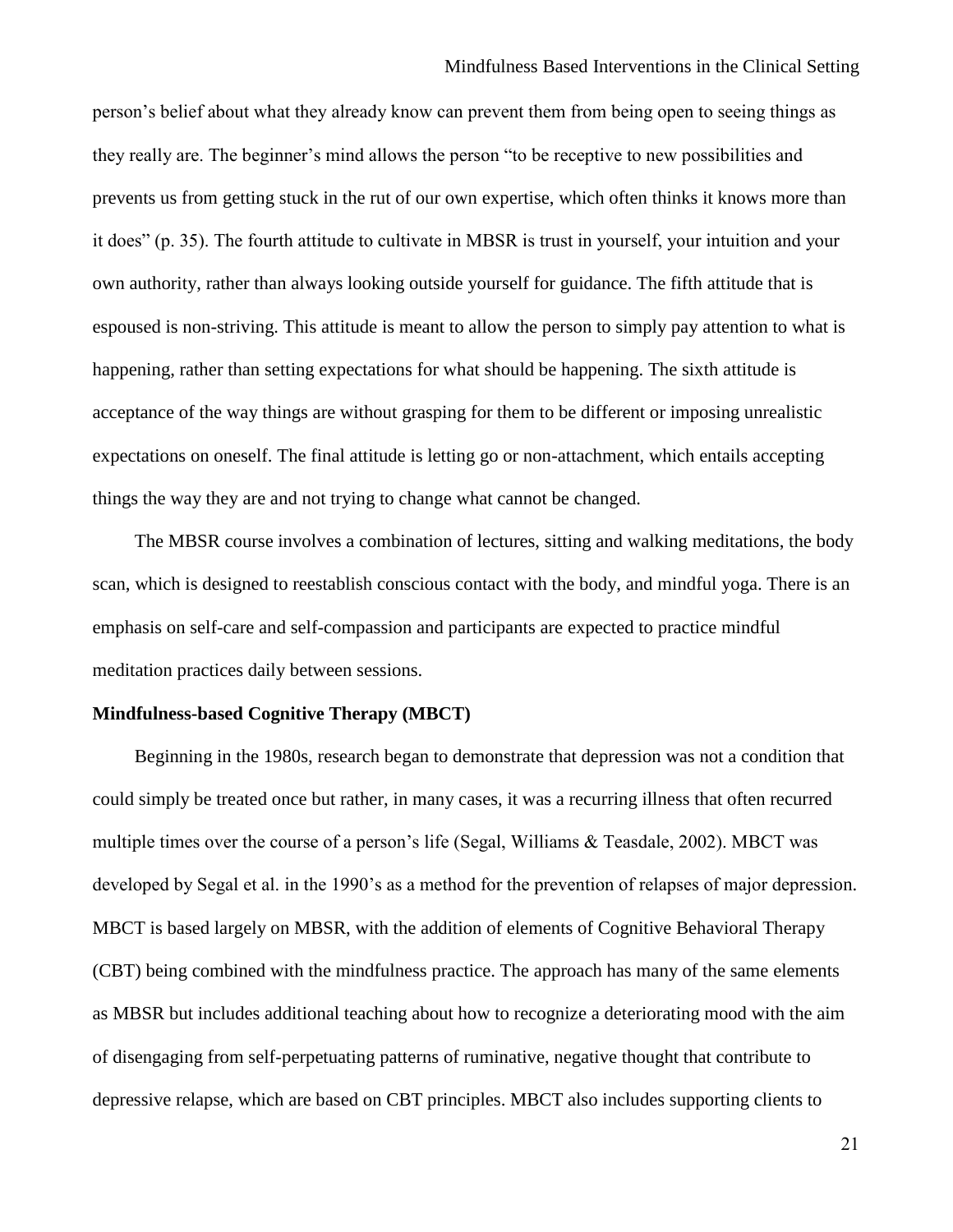person's belief about what they already know can prevent them from being open to seeing things as they really are. The beginner's mind allows the person "to be receptive to new possibilities and prevents us from getting stuck in the rut of our own expertise, which often thinks it knows more than it does" (p. 35). The fourth attitude to cultivate in MBSR is trust in yourself, your intuition and your own authority, rather than always looking outside yourself for guidance. The fifth attitude that is espoused is non-striving. This attitude is meant to allow the person to simply pay attention to what is happening, rather than setting expectations for what should be happening. The sixth attitude is acceptance of the way things are without grasping for them to be different or imposing unrealistic expectations on oneself. The final attitude is letting go or non-attachment, which entails accepting things the way they are and not trying to change what cannot be changed.

The MBSR course involves a combination of lectures, sitting and walking meditations, the body scan, which is designed to reestablish conscious contact with the body, and mindful yoga. There is an emphasis on self-care and self-compassion and participants are expected to practice mindful meditation practices daily between sessions.

### Mindfulness-based Cognitive Therapy (MBCT)

Beginning in the 1980s, research began to demonstrate that depression was not a condition that could simply be treated once but rather, in many cases, it was a recurring illness that often recurred multiple times over the course of a person's life (Segal, Williams & Teasdale, 2002). MBCT was developed by Segal et al. in the 1990's as a method for the prevention of relapses of major depression. MBCT is based largely on MBSR, with the addition of elements of Cognitive Behavioral Therapy (CBT) being combined with the mindfulness practice. The approach has many of the same elements as MBSR but includes additional teaching about how to recognize a deteriorating mood with the aim of disengaging from self-perpetuating patterns of ruminative, negative thought that contribute to depressive relapse, which are based on CBT principles. MBCT also includes supporting clients to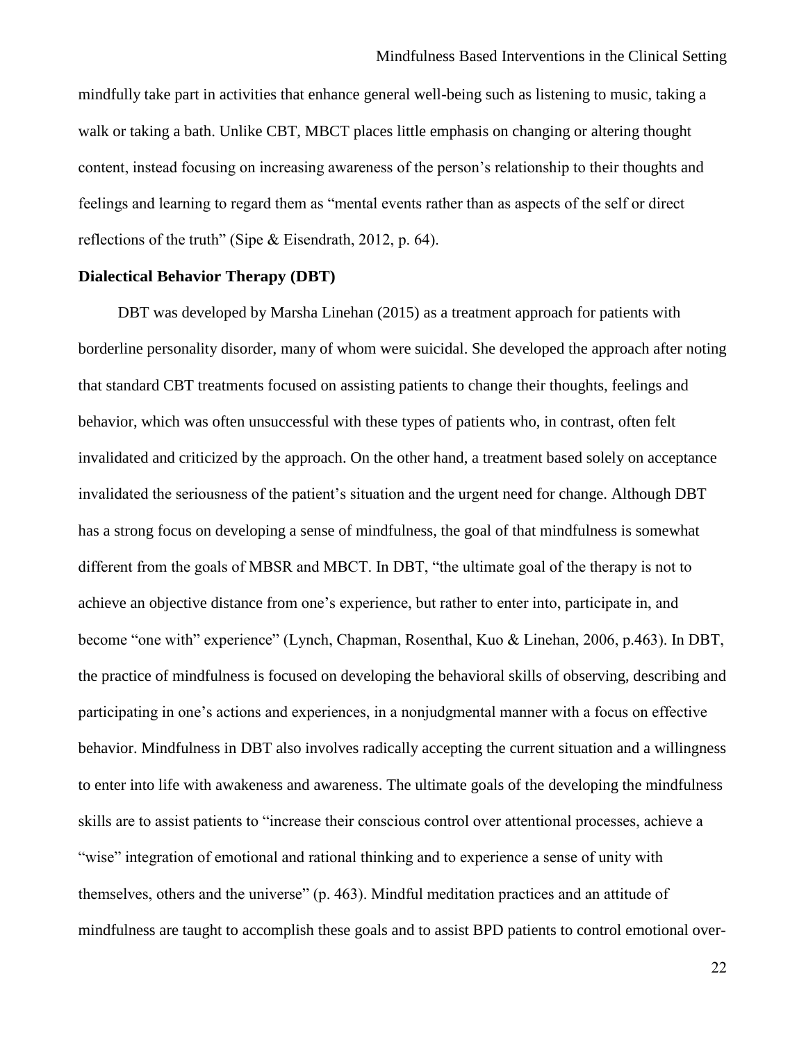mindfully take part in activities that enhance general well-being such as listening to music, taking a walk or taking a bath. Unlike CBT, MBCT places little emphasis on changing or altering thought content, instead focusing on increasing awareness of the person's relationship to their thoughts and feelings and learning to regard them as "mental events rather than as aspects of the self or direct reflections of the truth" (Sipe & Eisendrath, 2012, p. 64).

**Dialectical Behavior Therapy (DBT)**

DBT was developed by Marsha Linehan (2015) as a treatment approach for patients with borderline personality disorder, many of whom were suicidal. She developed the approach after noting that standard CBT treatments focused on assisting patients to change their thoughts, feelings and behavior, which was often unsuccessful with these types of patients who, in contrast, often felt invalidated and criticized by the approach. On the other hand, a treatment based solely on acceptance invalidated the seriousness of the patient's situation and the urgent need for change. Although DBT has a strong focus on developing a sense of mindfulness, the goal of that mindfulness is somewhat different from the goals of MBSR and MBCT. In DBT, "the ultimate goal of the therapy is not to achieve an objective distance from one's experience, but rather to enter into, participate in, and become "one with" experience" (Lynch, Chapman, Rosenthal, Kuo & Linehan, 2006, p.463). In DBT, the practice of mindfulness is focused on developing the behavioral skills of observing, describing and participating in one's actions and experiences, in a nonjudgmental manner with a focus on effective behavior. Mindfulness in DBT also involves radically accepting the current situation and a willingness to enter into life with awakeness and awareness. The ultimate goals of the developing the mindfulness skills are to assist patients to "increase their conscious control over attentional processes, achieve a "wise" integration of emotional and rational thinking and to experience a sense of unity with themselves, others and the universe" (p. 463). Mindful meditation practices and an attitude of mindfulness are taught to accomplish these goals and to assist BPD patients to control emotional over-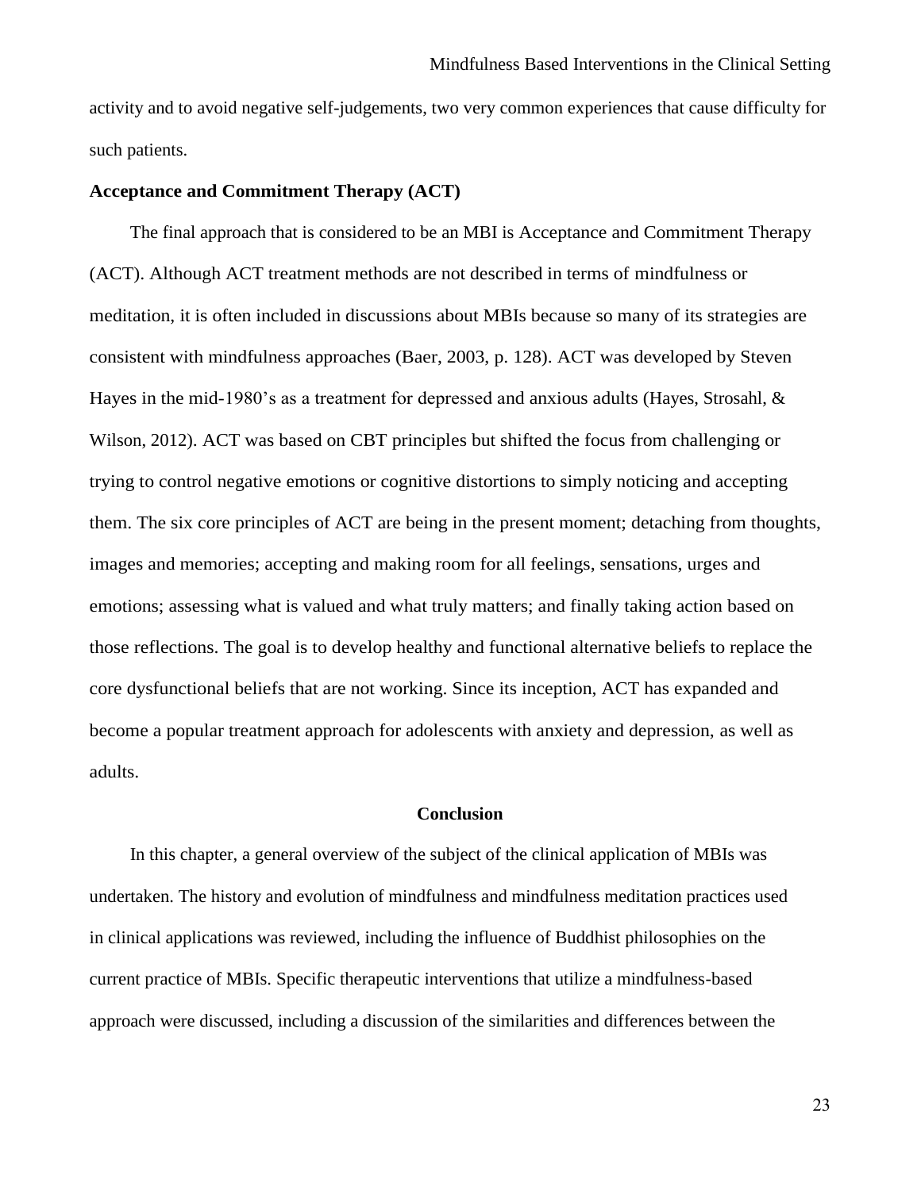activity and to avoid negative self-judgements, two very common experiences that cause difficulty for such patients.

### Acceptance and Commitment Therapy (ACT)

The final approach that is considered to be an MBI is Acceptance and Commitment Therapy (ACT). Although ACT treatment methods are not described in terms of mindfulness or meditation, it is often included in discussions about MBIs because so many of its strategies are consistent with mindfulness approaches (Baer, 2003, p. 128). ACT was developed by Steven Hayes in the mid-1980's as a treatment for depressed and anxious adults (Hayes, Strosahl, & Wilson, 2012). ACT was based on CBT principles but shifted the focus from challenging or trying to control negative emotions or cognitive distortions to simply noticing and accepting them. The six core principles of ACT are being in the present moment; detaching from thoughts, images and memories; accepting and making room for all feelings, sensations, urges and emotions; assessing what is valued and what truly matters; and finally taking action based on those reflections. The goal is to develop healthy and functional alternative beliefs to replace the core dysfunctional beliefs that are not working. Since its inception, ACT has expanded and become a popular treatment approach for adolescents with anxiety and depression, as well as adults.

## Conclusion

In this chapter, a general overview of the subject of the clinical application of MBIs was undertaken. The history and evolution of mindfulness and mindfulness meditation practices used in clinical applications was reviewed, including the influence of Buddhist philosophies on the current practice of MBIs. Specific therapeutic interventions that utilize a mindfulness-based approach were discussed, including a discussion of the similarities and differences between the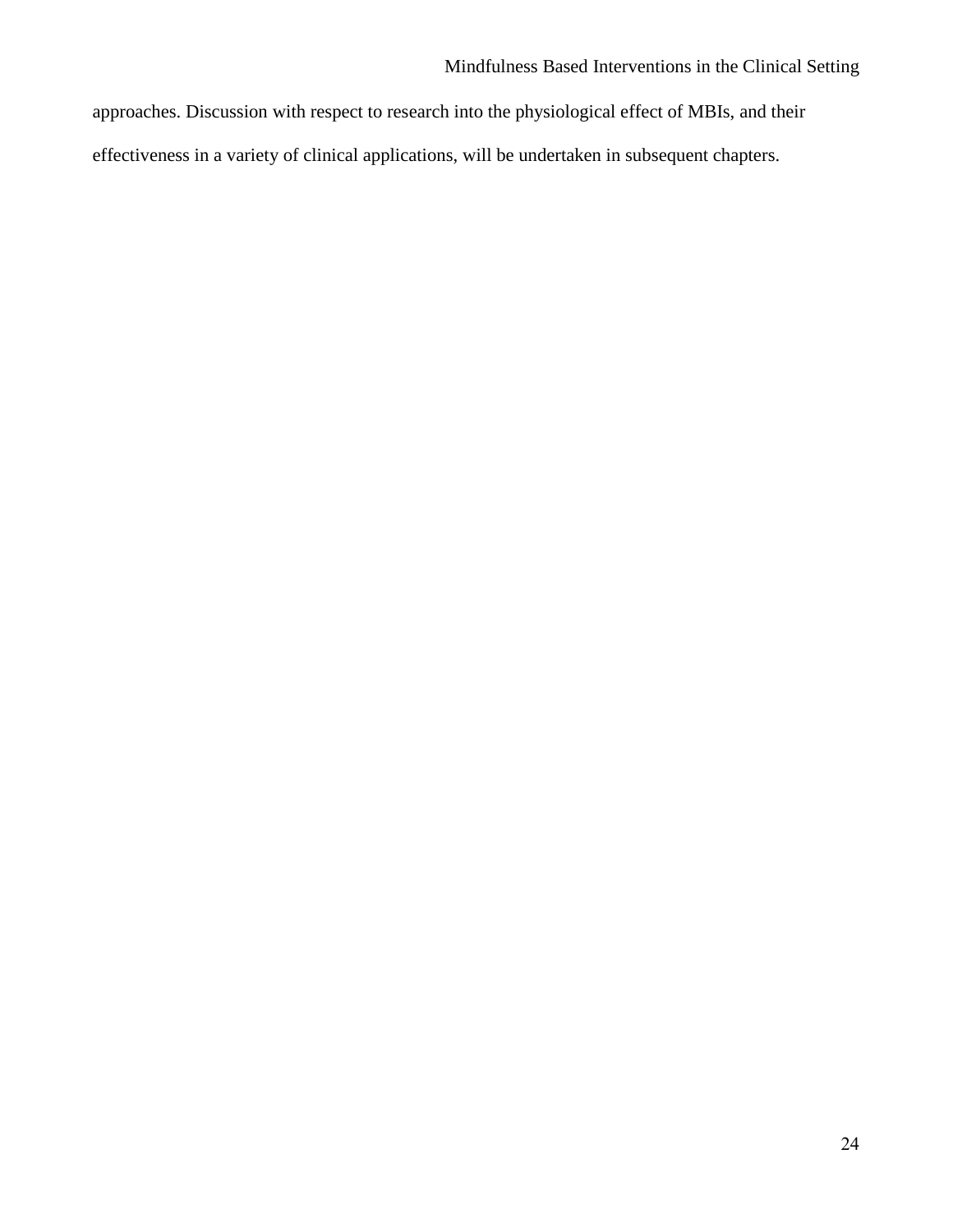approaches. Discussion with respect to research into the physiological effect of MBIs, and their effectiveness in a variety of clinical applications, will be undertaken in subsequent chapters.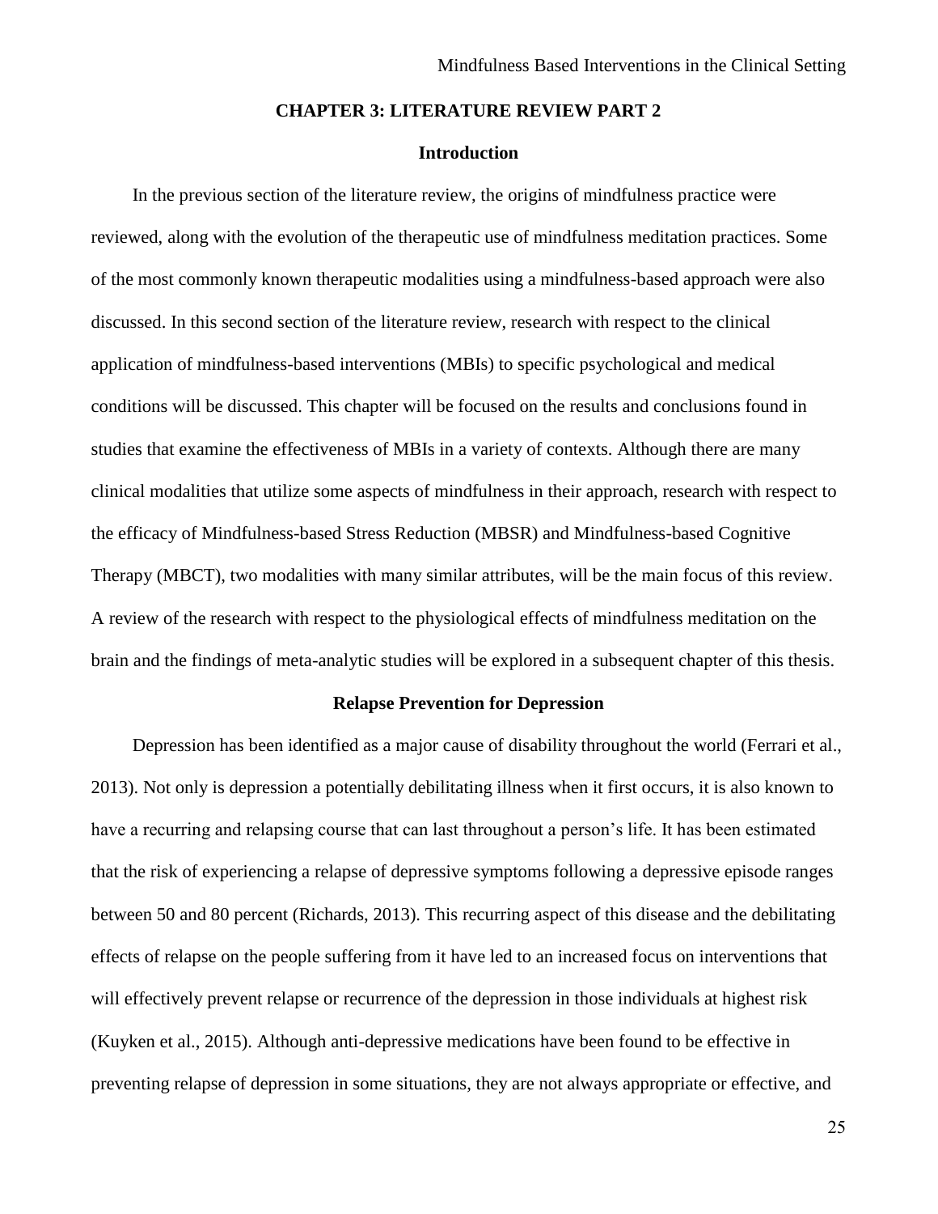## CHAPTER 3: LITERATURE REVIEW PART 2

### Introduction

In the previous section of the literature review, the origins of mindfulness practice were reviewed, along with the evolution of the therapeutic use of mindfulness meditation practices. Some of the most commonly known therapeutic modalities using a mindfulness-based approach were also discussed. In this second section of the literature review, research with respect to the clinical application of mindfulness-based interventions (MBIs) to specific psychological and medical conditions will be discussed. This chapter will be focused on the results and conclusions found in studies that examine the effectiveness of MBIs in a variety of contexts. Although there are many clinical modalities that utilize some aspects of mindfulness in their approach, research with respect to the efficacy of Mindfulness-based Stress Reduction (MBSR) and Mindfulness-based Cognitive Therapy (MBCT), two modalities with many similar attributes, will be the main focus of this review. A review of the research with respect to the physiological effects of mindfulness meditation on the brain and the findings of meta-analytic studies will be explored in a subsequent chapter of this thesis.

### Relapse Prevention for Depression

Depression has been identified as a major cause of disability throughout the world (Ferrari et al., 2013). Not only is depression a potentially debilitating illness when it first occurs, it is also known to have a recurring and relapsing course that can last throughout a person's life. It has been estimated that the risk of experiencing a relapse of depressive symptoms following a depressive episode ranges between 50 and 80 percent (Richards, 2013). This recurring aspect of this disease and the debilitating effects of relapse on the people suffering from it have led to an increased focus on interventions that will effectively prevent relapse or recurrence of the depression in those individuals at highest risk (Kuyken et al., 2015). Although anti-depressive medications have been found to be effective in preventing relapse of depression in some situations, they are not always appropriate or effective, and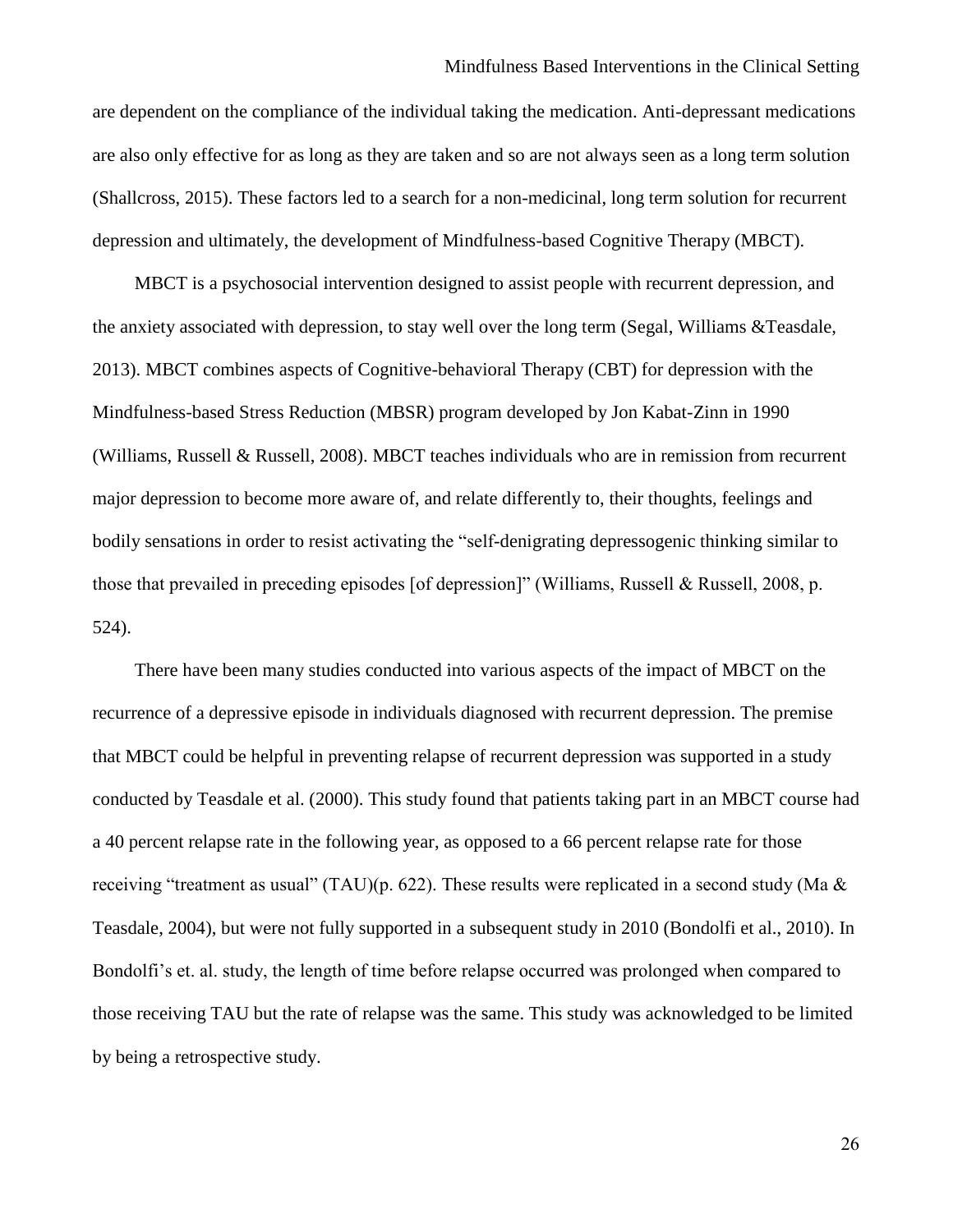are dependent on the compliance of the individual taking the medication. Anti-depressant medications are also only effective for as long as they are taken and so are not always seen as a long term solution (Shallcross, 2015). These factors led to a search for a non-medicinal, long term solution for recurrent depression and ultimately, the development of Mindfulness-based Cognitive Therapy (MBCT).

MBCT is a psychosocial intervention designed to assist people with recurrent depression, and the anxiety associated with depression, to stay well over the long term (Segal, Williams &Teasdale, 2013). MBCT combines aspects of Cognitive-behavioral Therapy (CBT) for depression with the Mindfulness-based Stress Reduction (MBSR) program developed by Jon Kabat-Zinn in 1990 (Williams, Russell & Russell, 2008). MBCT teaches individuals who are in remission from recurrent major depression to become more aware of, and relate differently to, their thoughts, feelings and bodily sensations in order to resist activating the "self-denigrating depressogenic thinking similar to those that prevailed in preceding episodes [of depression]" (Williams, Russell & Russell, 2008, p. 524).

There have been many studies conducted into various aspects of the impact of MBCT on the recurrence of a depressive episode in individuals diagnosed with recurrent depression. The premise that MBCT could be helpful in preventing relapse of recurrent depression was supported in a study conducted by Teasdale et al. (2000). This study found that patients taking part in an MBCT course had a 40 percent relapse rate in the following year, as opposed to a 66 percent relapse rate for those receiving "treatment as usual" (TAU)(p. 622). These results were replicated in a second study (Ma & Teasdale, 2004), but were not fully supported in a subsequent study in 2010 (Bondolfi et al., 2010). In Bondolfi's et. al. study, the length of time before relapse occurred was prolonged when compared to those receiving TAU but the rate of relapse was the same. This study was acknowledged to be limited by being a retrospective study.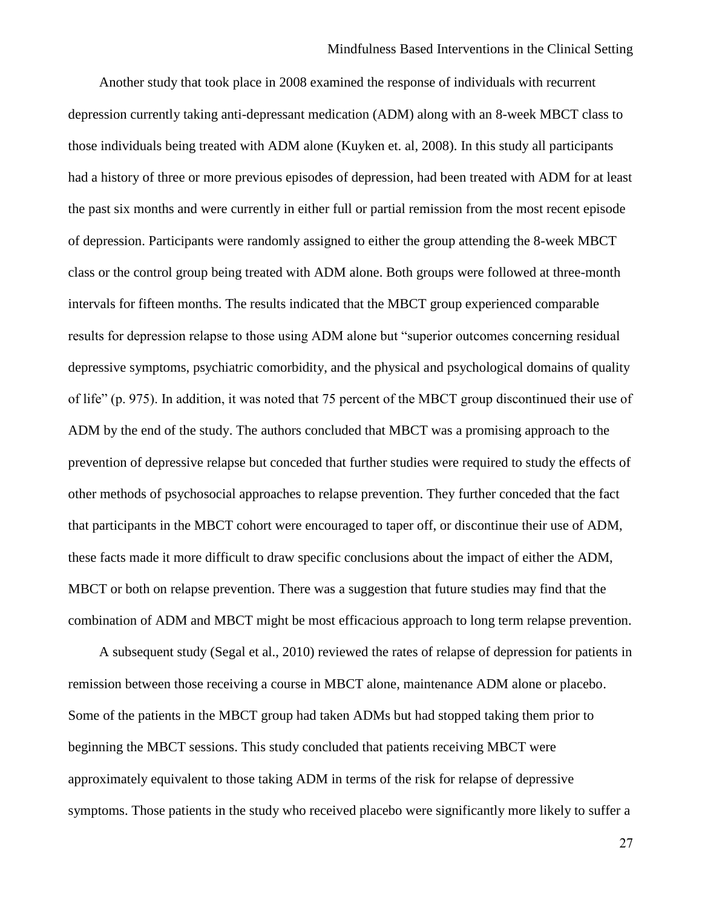Another study that took place in 2008 examined the response of individuals with recurrent depression currently taking anti-depressant medication (ADM) along with an 8-week MBCT class to those individuals being treated with ADM alone (Kuyken et. al, 2008). In this study all participants had a history of three or more previous episodes of depression, had been treated with ADM for at least the past six months and were currently in either full or partial remission from the most recent episode of depression. Participants were randomly assigned to either the group attending the 8-week MBCT class or the control group being treated with ADM alone. Both groups were followed at three-month intervals for fifteen months. The results indicated that the MBCT group experienced comparable results for depression relapse to those using ADM alone but "superior outcomes concerning residual depressive symptoms, psychiatric comorbidity, and the physical and psychological domains of quality of life" (p. 975). In addition, it was noted that 75 percent of the MBCT group discontinued their use of ADM by the end of the study. The authors concluded that MBCT was a promising approach to the prevention of depressive relapse but conceded that further studies were required to study the effects of other methods of psychosocial approaches to relapse prevention. They further conceded that the fact that participants in the MBCT cohort were encouraged to taper off, or discontinue their use of ADM, these facts made it more difficult to draw specific conclusions about the impact of either the ADM, MBCT or both on relapse prevention. There was a suggestion that future studies may find that the combination of ADM and MBCT might be most efficacious approach to long term relapse prevention.

A subsequent study (Segal et al., 2010) reviewed the rates of relapse of depression for patients in remission between those receiving a course in MBCT alone, maintenance ADM alone or placebo. Some of the patients in the MBCT group had taken ADMs but had stopped taking them prior to beginning the MBCT sessions. This study concluded that patients receiving MBCT were approximately equivalent to those taking ADM in terms of the risk for relapse of depressive symptoms. Those patients in the study who received placebo were significantly more likely to suffer a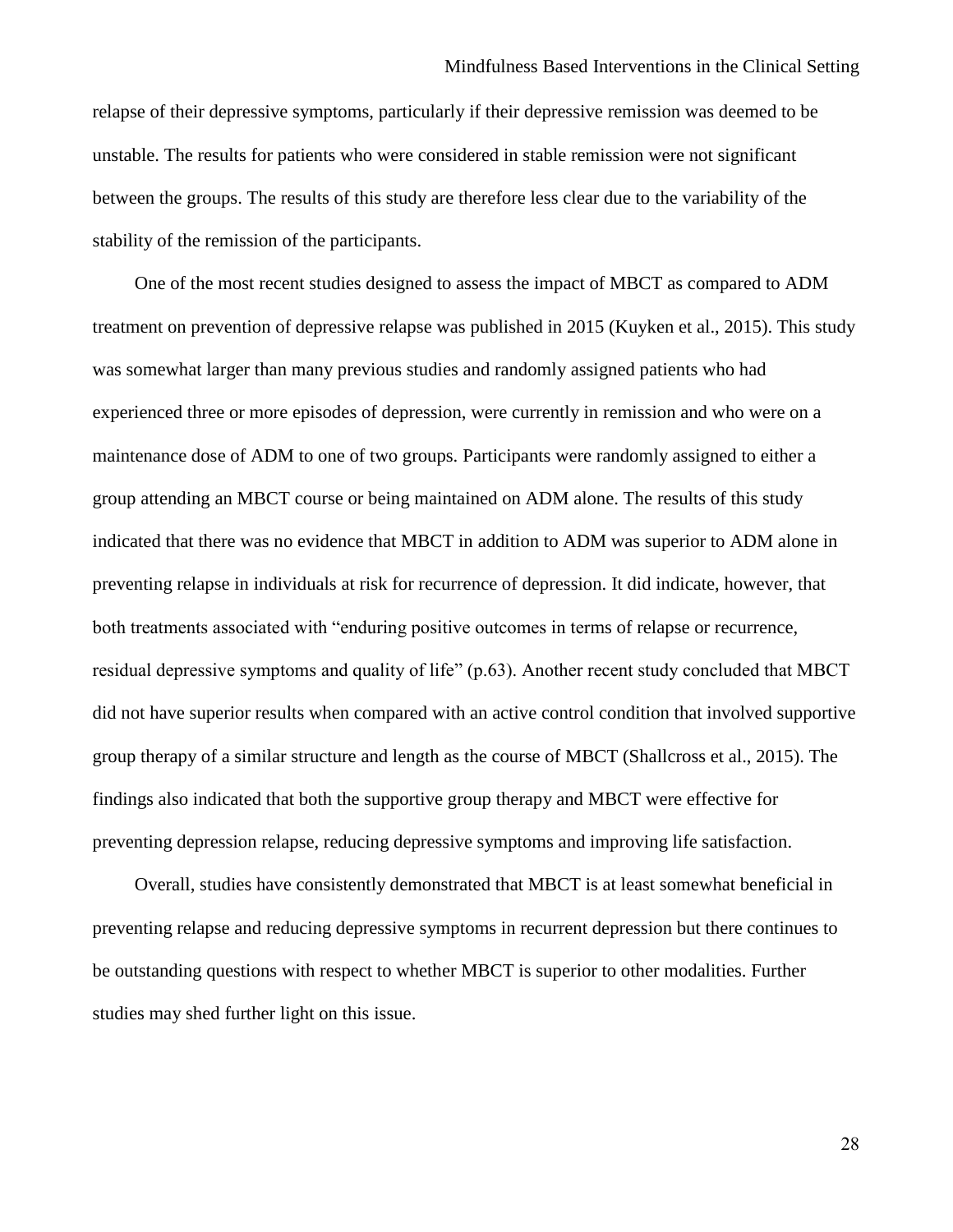relapse of their depressive symptoms, particularly if their depressive remission was deemed to be unstable. The results for patients who were considered in stable remission were not significant between the groups. The results of this study are therefore less clear due to the variability of the stability of the remission of the participants.

One of the most recent studies designed to assess the impact of MBCT as compared to ADM treatment on prevention of depressive relapse was published in 2015 (Kuyken et al., 2015). This study was somewhat larger than many previous studies and randomly assigned patients who had experienced three or more episodes of depression, were currently in remission and who were on a maintenance dose of ADM to one of two groups. Participants were randomly assigned to either a group attending an MBCT course or being maintained on ADM alone. The results of this study indicated that there was no evidence that MBCT in addition to ADM was superior to ADM alone in preventing relapse in individuals at risk for recurrence of depression. It did indicate, however, that both treatments associated with "enduring positive outcomes in terms of relapse or recurrence, residual depressive symptoms and quality of life" (p.63). Another recent study concluded that MBCT did not have superior results when compared with an active control condition that involved supportive group therapy of a similar structure and length as the course of MBCT (Shallcross et al., 2015). The findings also indicated that both the supportive group therapy and MBCT were effective for preventing depression relapse, reducing depressive symptoms and improving life satisfaction.

Overall, studies have consistently demonstrated that MBCT is at least somewhat beneficial in preventing relapse and reducing depressive symptoms in recurrent depression but there continues to be outstanding questions with respect to whether MBCT is superior to other modalities. Further studies may shed further light on this issue.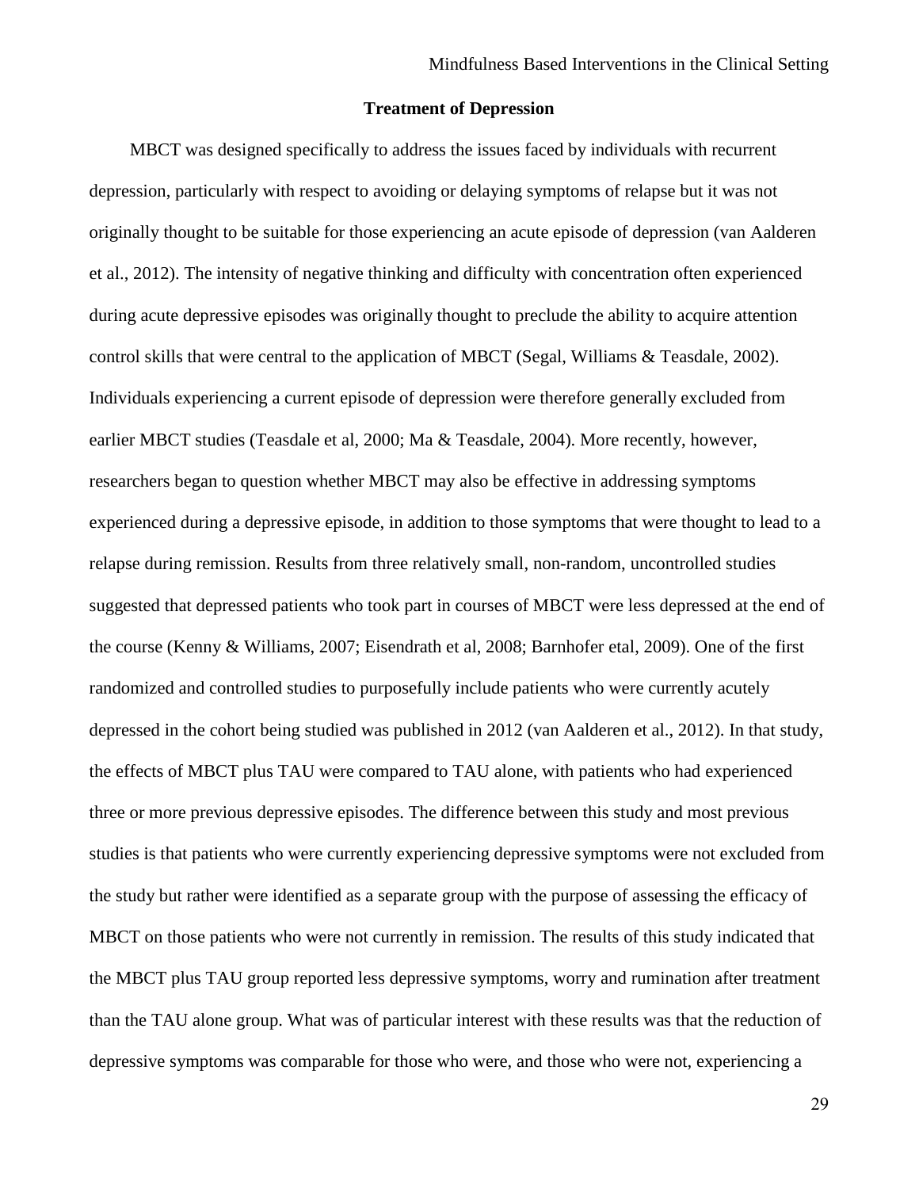## Treatment of Depression

MBCT was designed specifically to address the issues faced by individuals with recurrent depression, particularly with respect to avoiding or delaying symptoms of relapse but it was not originally thought to be suitable for those experiencing an acute episode of depression (van Aalderen et al., 2012). The intensity of negative thinking and difficulty with concentration often experienced during acute depressive episodes was originally thought to preclude the ability to acquire attention control skills that were central to the application of MBCT (Segal, Williams & Teasdale, 2002). Individuals experiencing a current episode of depression were therefore generally excluded from earlier MBCT studies (Teasdale et al, 2000; Ma & Teasdale, 2004). More recently, however, researchers began to question whether MBCT may also be effective in addressing symptoms experienced during a depressive episode, in addition to those symptoms that were thought to lead to a relapse during remission. Results from three relatively small, non-random, uncontrolled studies suggested that depressed patients who took part in courses of MBCT were less depressed at the end of the course (Kenny & Williams, 2007; Eisendrath et al, 2008; Barnhofer etal, 2009). One of the first randomized and controlled studies to purposefully include patients who were currently acutely depressed in the cohort being studied was published in 2012 (van Aalderen et al., 2012). In that study, the effects of MBCT plus TAU were compared to TAU alone, with patients who had experienced three or more previous depressive episodes. The difference between this study and most previous studies is that patients who were currently experiencing depressive symptoms were not excluded from the study but rather were identified as a separate group with the purpose of assessing the efficacy of MBCT on those patients who were not currently in remission. The results of this study indicated that the MBCT plus TAU group reported less depressive symptoms, worry and rumination after treatment than the TAU alone group. What was of particular interest with these results was that the reduction of depressive symptoms was comparable for those who were, and those who were not, experiencing a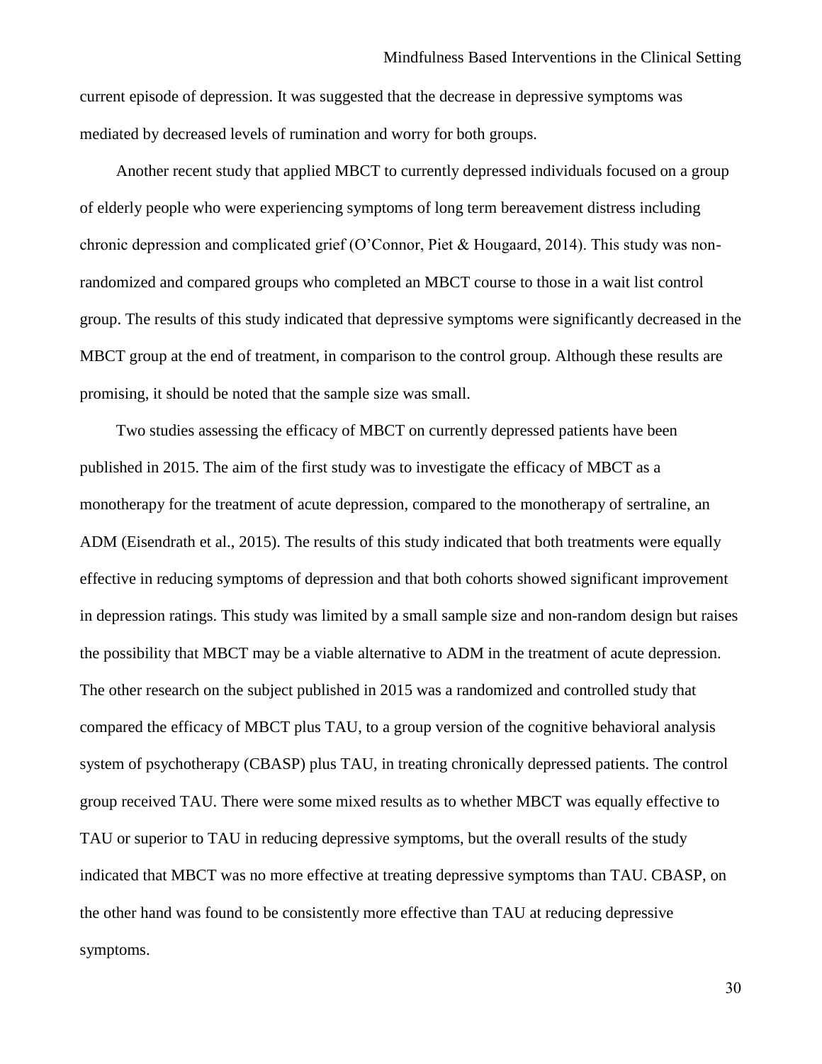current episode of depression. It was suggested that the decrease in depressive symptoms was mediated by decreased levels of rumination and worry for both groups.

Another recent study that applied MBCT to currently depressed individuals focused on a group of elderly people who were experiencing symptoms of long term bereavement distress including chronic depression and complicated grief (O'Connor, Piet & Hougaard, 2014). This study was non-randomized and compared groups who completed an MBCT course to those in a wait list control group. The results of this study indicated that depressive symptoms were significantly decreased in the MBCT group at the end of treatment, in comparison to the control group. Although these results are promising, it should be noted that the sample size was small.

Two studies assessing the efficacy of MBCT on currently depressed patients have been published in 2015. The aim of the first study was to investigate the efficacy of MBCT as a monotherapy for the treatment of acute depression, compared to the monotherapy of sertraline, an ADM (Eisendrath et al., 2015). The results of this study indicated that both treatments were equally effective in reducing symptoms of depression and that both cohorts showed significant improvement in depression ratings. This study was limited by a small sample size and non-random design but raises the possibility that MBCT may be a viable alternative to ADM in the treatment of acute depression. The other research on the subject published in 2015 was a randomized and controlled study that compared the efficacy of MBCT plus TAU, to a group version of the cognitive behavioral analysis system of psychotherapy (CBASP) plus TAU, in treating chronically depressed patients. The control group received TAU. There were some mixed results as to whether MBCT was equally effective to TAU or superior to TAU in reducing depressive symptoms, but the overall results of the study indicated that MBCT was no more effective at treating depressive symptoms than TAU. CBASP, on the other hand was found to be consistently more effective than TAU at reducing depressive symptoms.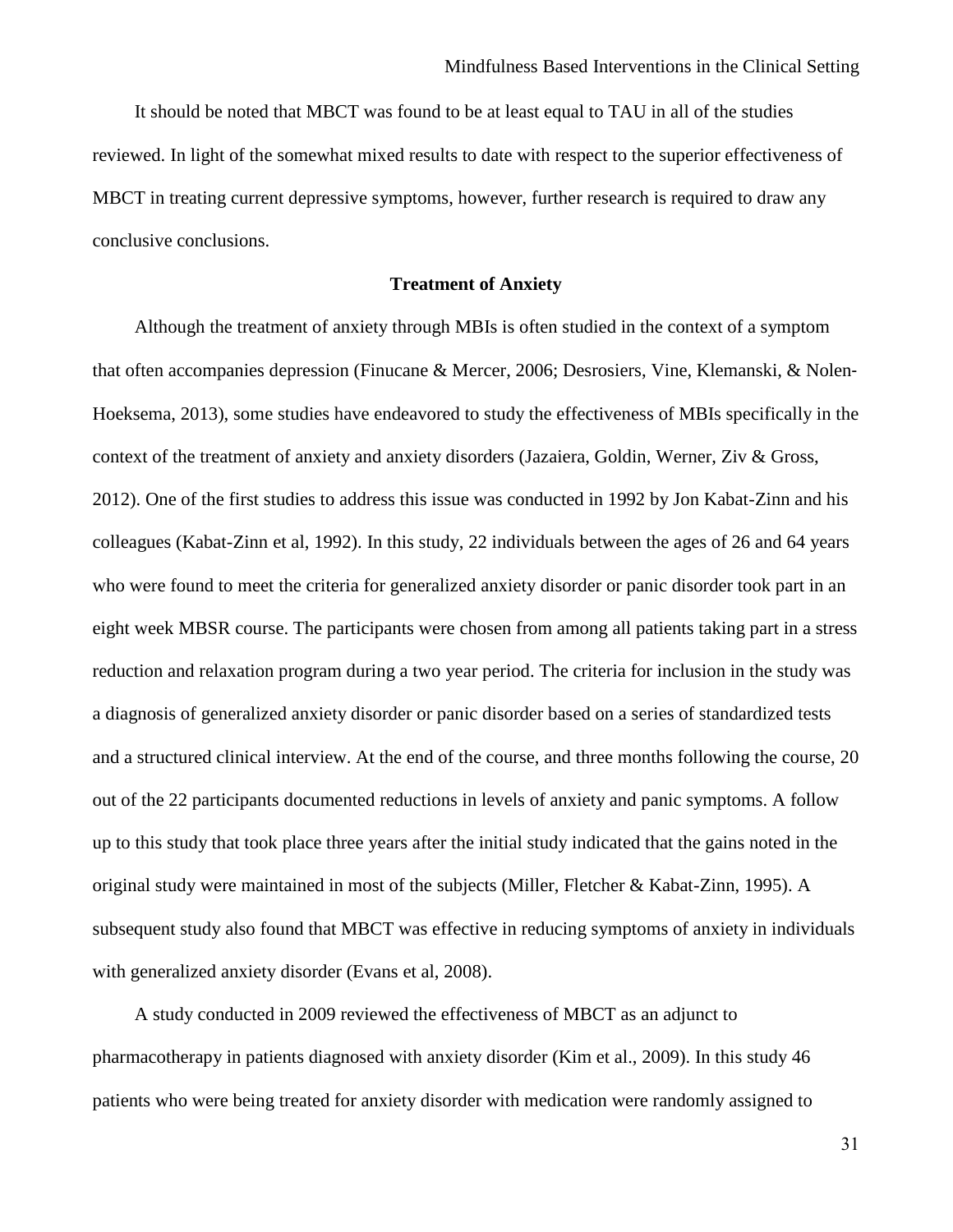It should be noted that MBCT was found to be at least equal to TAU in all of the studies reviewed. In light of the somewhat mixed results to date with respect to the superior effectiveness of MBCT in treating current depressive symptoms, however, further research is required to draw any conclusive conclusions.

## Treatment of Anxiety

Although the treatment of anxiety through MBIs is often studied in the context of a symptom that often accompanies depression (Finucane & Mercer, 2006; Desrosiers, Vine, Klemanski, & Nolen-Hoeksema, 2013), some studies have endeavored to study the effectiveness of MBIs specifically in the context of the treatment of anxiety and anxiety disorders (Jazaiera, Goldin, Werner, Ziv & Gross, 2012). One of the first studies to address this issue was conducted in 1992 by Jon Kabat-Zinn and his colleagues (Kabat-Zinn et al, 1992). In this study, 22 individuals between the ages of 26 and 64 years who were found to meet the criteria for generalized anxiety disorder or panic disorder took part in an eight week MBSR course. The participants were chosen from among all patients taking part in a stress reduction and relaxation program during a two year period. The criteria for inclusion in the study was a diagnosis of generalized anxiety disorder or panic disorder based on a series of standardized tests and a structured clinical interview. At the end of the course, and three months following the course, 20 out of the 22 participants documented reductions in levels of anxiety and panic symptoms. A follow up to this study that took place three years after the initial study indicated that the gains noted in the original study were maintained in most of the subjects (Miller, Fletcher & Kabat-Zinn, 1995). A subsequent study also found that MBCT was effective in reducing symptoms of anxiety in individuals with generalized anxiety disorder (Evans et al, 2008).

A study conducted in 2009 reviewed the effectiveness of MBCT as an adjunct to pharmacotherapy in patients diagnosed with anxiety disorder (Kim et al., 2009). In this study 46 patients who were being treated for anxiety disorder with medication were randomly assigned to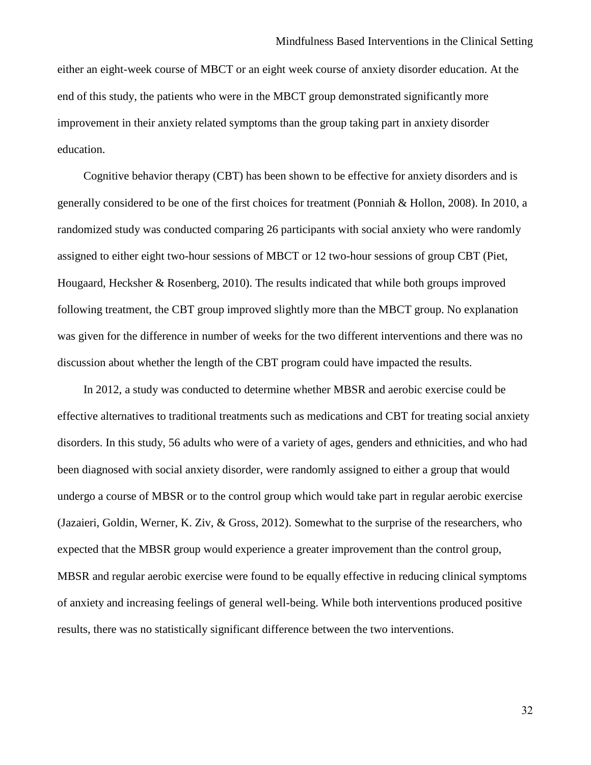either an eight-week course of MBCT or an eight week course of anxiety disorder education. At the end of this study, the patients who were in the MBCT group demonstrated significantly more improvement in their anxiety related symptoms than the group taking part in anxiety disorder education.

Cognitive behavior therapy (CBT) has been shown to be effective for anxiety disorders and is generally considered to be one of the first choices for treatment (Ponniah & Hollon, 2008). In 2010, a randomized study was conducted comparing 26 participants with social anxiety who were randomly assigned to either eight two-hour sessions of MBCT or 12 two-hour sessions of group CBT (Piet, Hougaard, Hecksher & Rosenberg, 2010). The results indicated that while both groups improved following treatment, the CBT group improved slightly more than the MBCT group. No explanation was given for the difference in number of weeks for the two different interventions and there was no discussion about whether the length of the CBT program could have impacted the results.

In 2012, a study was conducted to determine whether MBSR and aerobic exercise could be effective alternatives to traditional treatments such as medications and CBT for treating social anxiety disorders. In this study, 56 adults who were of a variety of ages, genders and ethnicities, and who had been diagnosed with social anxiety disorder, were randomly assigned to either a group that would undergo a course of MBSR or to the control group which would take part in regular aerobic exercise (Jazaieri, Goldin, Werner, K. Ziv, & Gross, 2012). Somewhat to the surprise of the researchers, who expected that the MBSR group would experience a greater improvement than the control group, MBSR and regular aerobic exercise were found to be equally effective in reducing clinical symptoms of anxiety and increasing feelings of general well-being. While both interventions produced positive results, there was no statistically significant difference between the two interventions.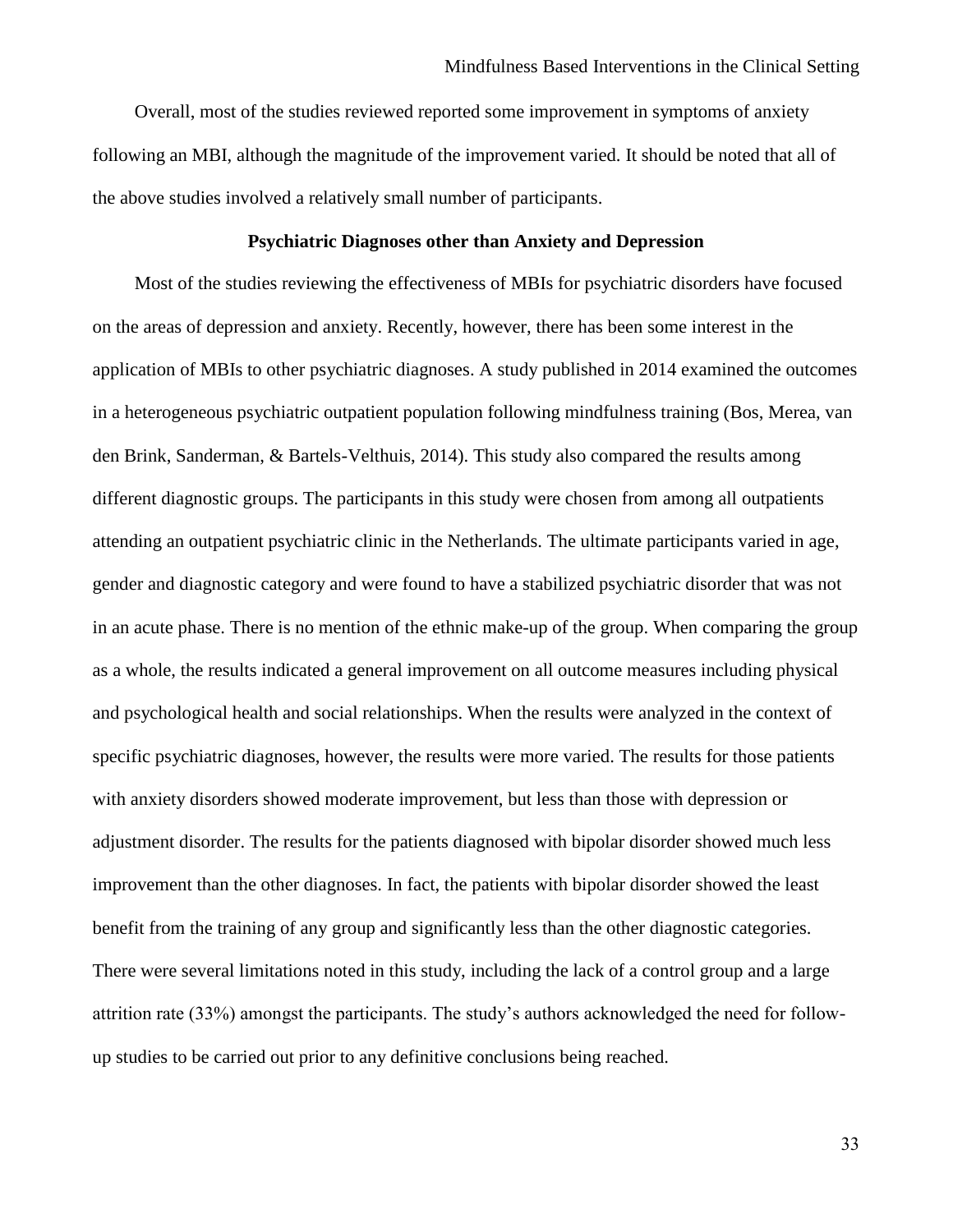Overall, most of the studies reviewed reported some improvement in symptoms of anxiety following an MBI, although the magnitude of the improvement varied. It should be noted that all of the above studies involved a relatively small number of participants.

## Psychiatric Diagnoses other than Anxiety and Depression

Most of the studies reviewing the effectiveness of MBIs for psychiatric disorders have focused on the areas of depression and anxiety. Recently, however, there has been some interest in the application of MBIs to other psychiatric diagnoses. A study published in 2014 examined the outcomes in a heterogeneous psychiatric outpatient population following mindfulness training (Bos, Merea, van den Brink, Sanderman, & Bartels-Velthuis, 2014). This study also compared the results among different diagnostic groups. The participants in this study were chosen from among all outpatients attending an outpatient psychiatric clinic in the Netherlands. The ultimate participants varied in age, gender and diagnostic category and were found to have a stabilized psychiatric disorder that was not in an acute phase. There is no mention of the ethnic make-up of the group. When comparing the group as a whole, the results indicated a general improvement on all outcome measures including physical and psychological health and social relationships. When the results were analyzed in the context of specific psychiatric diagnoses, however, the results were more varied. The results for those patients with anxiety disorders showed moderate improvement, but less than those with depression or adjustment disorder. The results for the patients diagnosed with bipolar disorder showed much less improvement than the other diagnoses. In fact, the patients with bipolar disorder showed the least benefit from the training of any group and significantly less than the other diagnostic categories. There were several limitations noted in this study, including the lack of a control group and a large attrition rate (33%) amongst the participants. The study's authors acknowledged the need for follow-up studies to be carried out prior to any definitive conclusions being reached.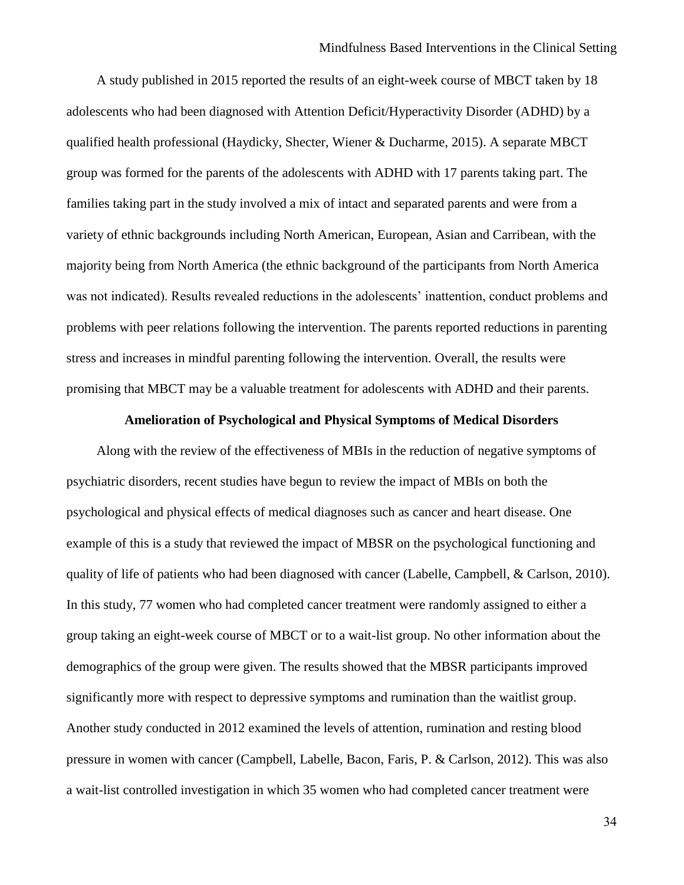A study published in 2015 reported the results of an eight-week course of MBCT taken by 18 adolescents who had been diagnosed with Attention Deficit/Hyperactivity Disorder (ADHD) by a qualified health professional (Haydicky, Shecter, Wiener & Ducharme, 2015). A separate MBCT group was formed for the parents of the adolescents with ADHD with 17 parents taking part. The families taking part in the study involved a mix of intact and separated parents and were from a variety of ethnic backgrounds including North American, European, Asian and Carribean, with the majority being from North America (the ethnic background of the participants from North America was not indicated). Results revealed reductions in the adolescents' inattention, conduct problems and problems with peer relations following the intervention. The parents reported reductions in parenting stress and increases in mindful parenting following the intervention. Overall, the results were promising that MBCT may be a valuable treatment for adolescents with ADHD and their parents.

## Amelioration of Psychological and Physical Symptoms of Medical Disorders

Along with the review of the effectiveness of MBIs in the reduction of negative symptoms of psychiatric disorders, recent studies have begun to review the impact of MBIs on both the psychological and physical effects of medical diagnoses such as cancer and heart disease. One example of this is a study that reviewed the impact of MBSR on the psychological functioning and quality of life of patients who had been diagnosed with cancer (Labelle, Campbell, & Carlson, 2010). In this study, 77 women who had completed cancer treatment were randomly assigned to either a group taking an eight-week course of MBCT or to a wait-list group. No other information about the demographics of the group were given. The results showed that the MBSR participants improved significantly more with respect to depressive symptoms and rumination than the waitlist group. Another study conducted in 2012 examined the levels of attention, rumination and resting blood pressure in women with cancer (Campbell, Labelle, Bacon, Faris, P. & Carlson, 2012). This was also a wait-list controlled investigation in which 35 women who had completed cancer treatment were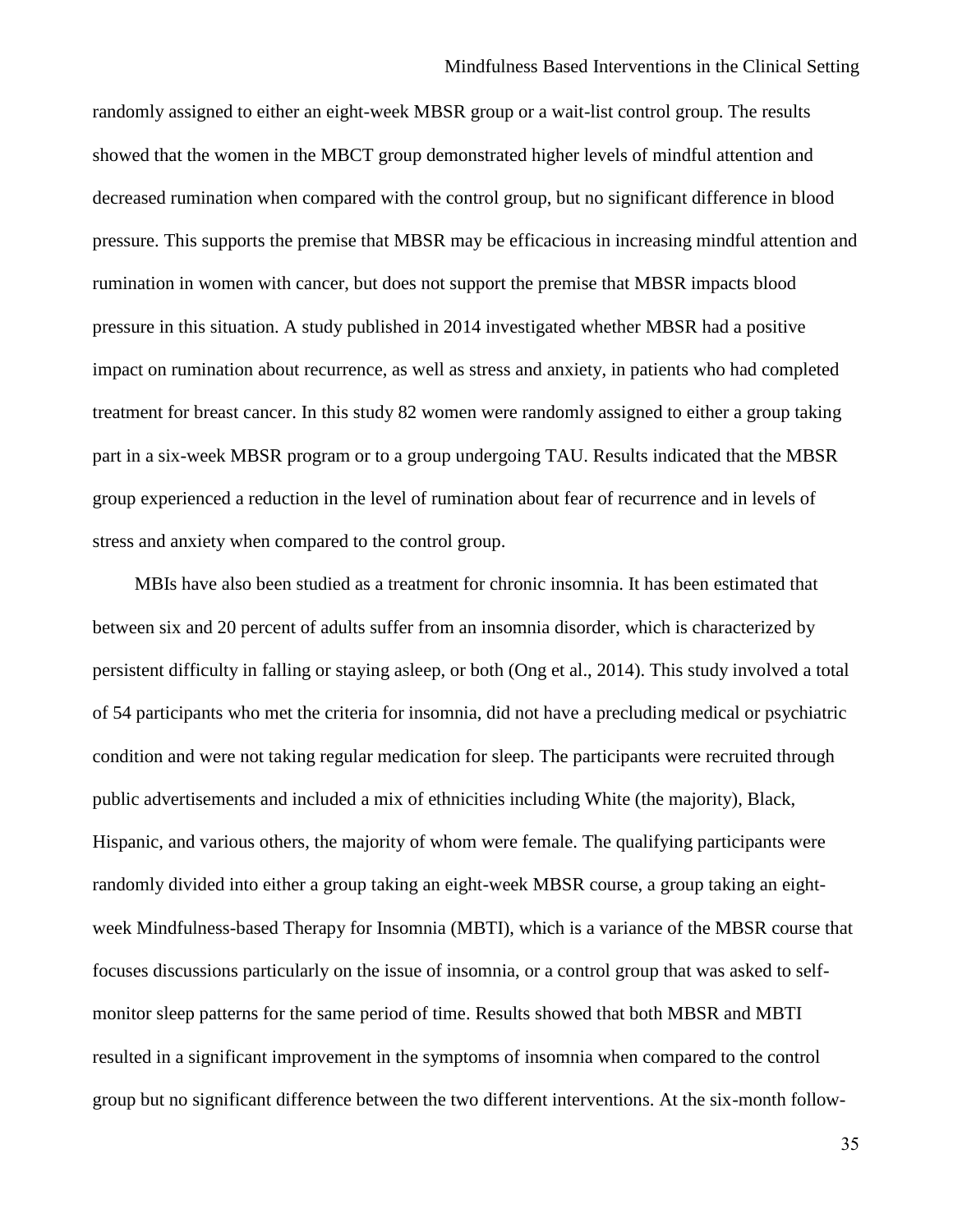randomly assigned to either an eight-week MBSR group or a wait-list control group. The results showed that the women in the MBCT group demonstrated higher levels of mindful attention and decreased rumination when compared with the control group, but no significant difference in blood pressure. This supports the premise that MBSR may be efficacious in increasing mindful attention and rumination in women with cancer, but does not support the premise that MBSR impacts blood pressure in this situation. A study published in 2014 investigated whether MBSR had a positive impact on rumination about recurrence, as well as stress and anxiety, in patients who had completed treatment for breast cancer. In this study 82 women were randomly assigned to either a group taking part in a six-week MBSR program or to a group undergoing TAU. Results indicated that the MBSR group experienced a reduction in the level of rumination about fear of recurrence and in levels of stress and anxiety when compared to the control group.

MBIs have also been studied as a treatment for chronic insomnia. It has been estimated that between six and 20 percent of adults suffer from an insomnia disorder, which is characterized by persistent difficulty in falling or staying asleep, or both (Ong et al., 2014). This study involved a total of 54 participants who met the criteria for insomnia, did not have a precluding medical or psychiatric condition and were not taking regular medication for sleep. The participants were recruited through public advertisements and included a mix of ethnicities including White (the majority), Black, Hispanic, and various others, the majority of whom were female. The qualifying participants were randomly divided into either a group taking an eight-week MBSR course, a group taking an eight-week Mindfulness-based Therapy for Insomnia (MBTI), which is a variance of the MBSR course that focuses discussions particularly on the issue of insomnia, or a control group that was asked to self-monitor sleep patterns for the same period of time. Results showed that both MBSR and MBTI resulted in a significant improvement in the symptoms of insomnia when compared to the control group but no significant difference between the two different interventions. At the six-month follow-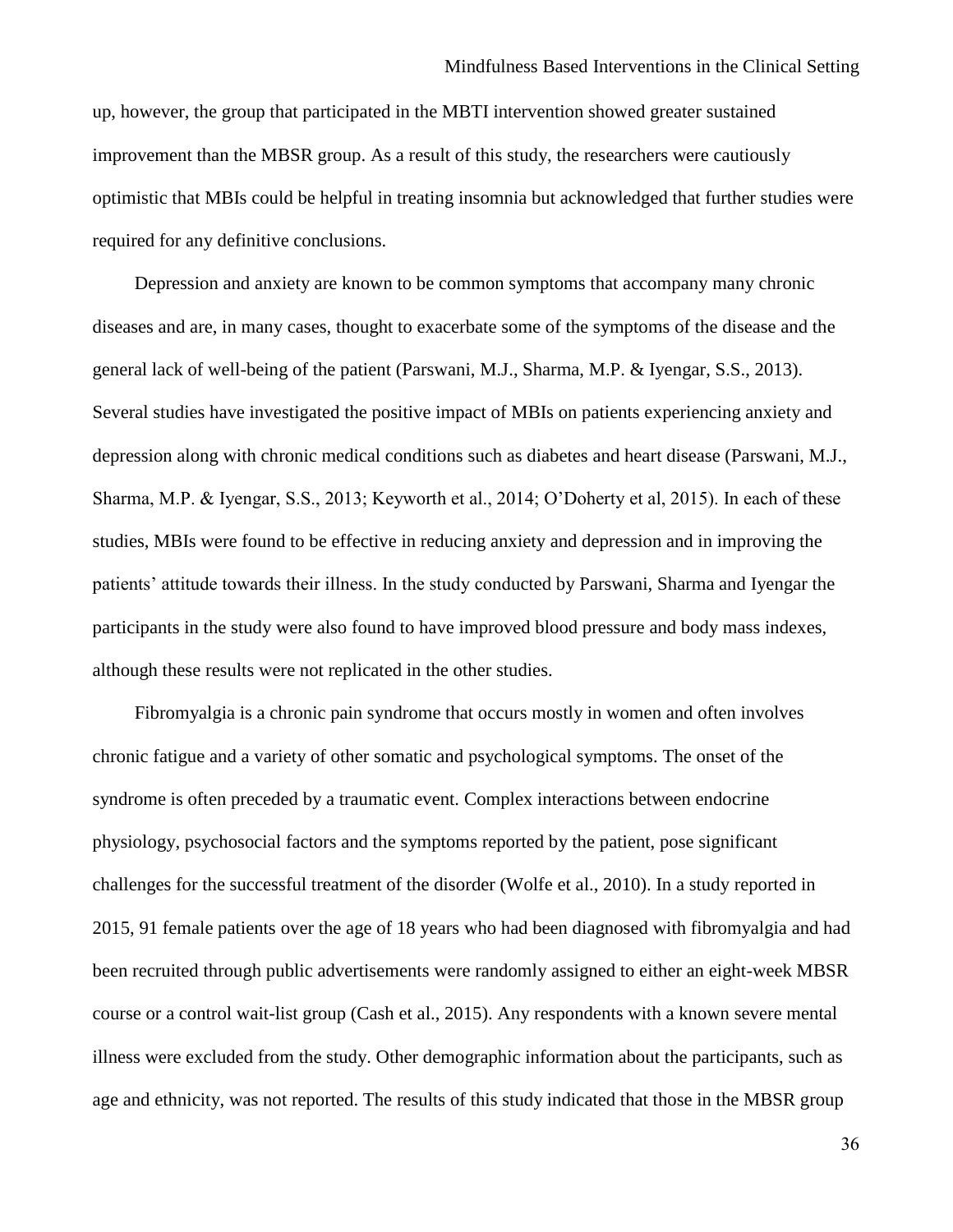up, however, the group that participated in the MBTI intervention showed greater sustained improvement than the MBSR group. As a result of this study, the researchers were cautiously optimistic that MBIs could be helpful in treating insomnia but acknowledged that further studies were required for any definitive conclusions.

Depression and anxiety are known to be common symptoms that accompany many chronic diseases and are, in many cases, thought to exacerbate some of the symptoms of the disease and the general lack of well-being of the patient (Parswani, M.J., Sharma, M.P. & Iyengar, S.S., 2013). Several studies have investigated the positive impact of MBIs on patients experiencing anxiety and depression along with chronic medical conditions such as diabetes and heart disease (Parswani, M.J., Sharma, M.P. & Iyengar, S.S., 2013; Keyworth et al., 2014; O'Doherty et al, 2015). In each of these studies, MBIs were found to be effective in reducing anxiety and depression and in improving the patients' attitude towards their illness. In the study conducted by Parswani, Sharma and Iyengar the participants in the study were also found to have improved blood pressure and body mass indexes, although these results were not replicated in the other studies.

Fibromyalgia is a chronic pain syndrome that occurs mostly in women and often involves chronic fatigue and a variety of other somatic and psychological symptoms. The onset of the syndrome is often preceded by a traumatic event. Complex interactions between endocrine physiology, psychosocial factors and the symptoms reported by the patient, pose significant challenges for the successful treatment of the disorder (Wolfe et al., 2010). In a study reported in 2015, 91 female patients over the age of 18 years who had been diagnosed with fibromyalgia and had been recruited through public advertisements were randomly assigned to either an eight-week MBSR course or a control wait-list group (Cash et al., 2015). Any respondents with a known severe mental illness were excluded from the study. Other demographic information about the participants, such as age and ethnicity, was not reported. The results of this study indicated that those in the MBSR group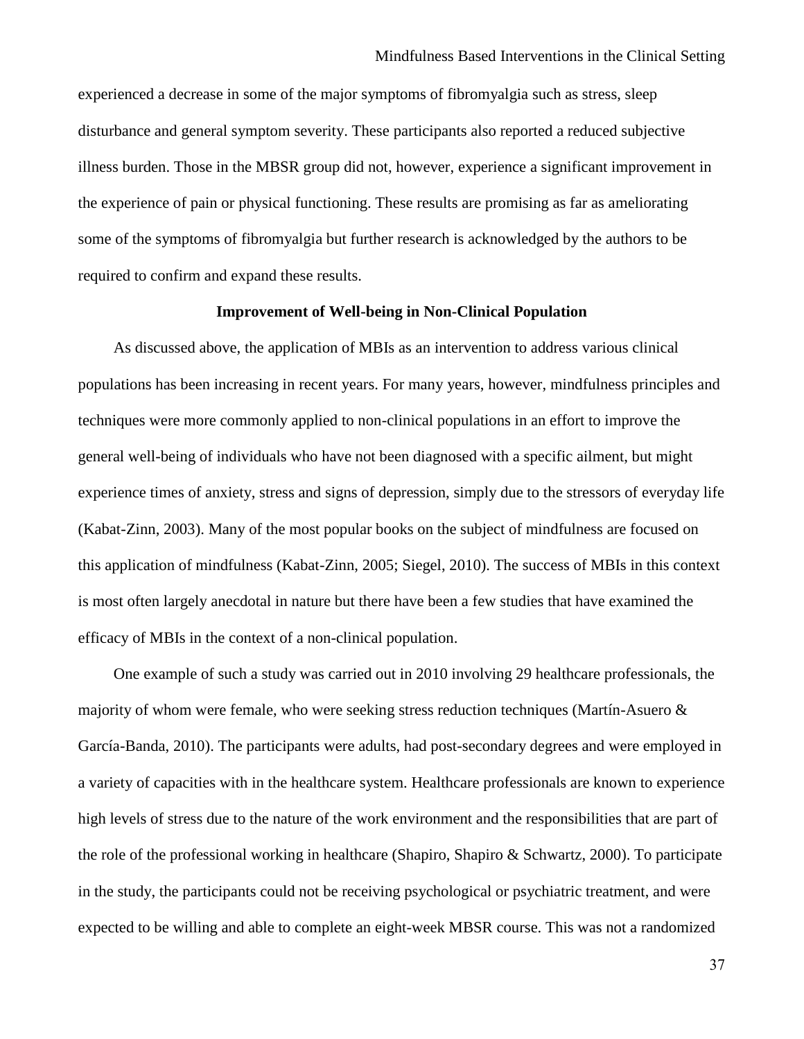experienced a decrease in some of the major symptoms of fibromyalgia such as stress, sleep disturbance and general symptom severity. These participants also reported a reduced subjective illness burden. Those in the MBSR group did not, however, experience a significant improvement in the experience of pain or physical functioning. These results are promising as far as ameliorating some of the symptoms of fibromyalgia but further research is acknowledged by the authors to be required to confirm and expand these results.

## Improvement of Well-being in Non-Clinical Population

As discussed above, the application of MBIs as an intervention to address various clinical populations has been increasing in recent years. For many years, however, mindfulness principles and techniques were more commonly applied to non-clinical populations in an effort to improve the general well-being of individuals who have not been diagnosed with a specific ailment, but might experience times of anxiety, stress and signs of depression, simply due to the stressors of everyday life (Kabat-Zinn, 2003). Many of the most popular books on the subject of mindfulness are focused on this application of mindfulness (Kabat-Zinn, 2005; Siegel, 2010). The success of MBIs in this context is most often largely anecdotal in nature but there have been a few studies that have examined the efficacy of MBIs in the context of a non-clinical population.

One example of such a study was carried out in 2010 involving 29 healthcare professionals, the majority of whom were female, who were seeking stress reduction techniques (Martín-Asuero & García-Banda, 2010). The participants were adults, had post-secondary degrees and were employed in a variety of capacities with in the healthcare system. Healthcare professionals are known to experience high levels of stress due to the nature of the work environment and the responsibilities that are part of the role of the professional working in healthcare (Shapiro, Shapiro & Schwartz, 2000). To participate in the study, the participants could not be receiving psychological or psychiatric treatment, and were expected to be willing and able to complete an eight-week MBSR course. This was not a randomized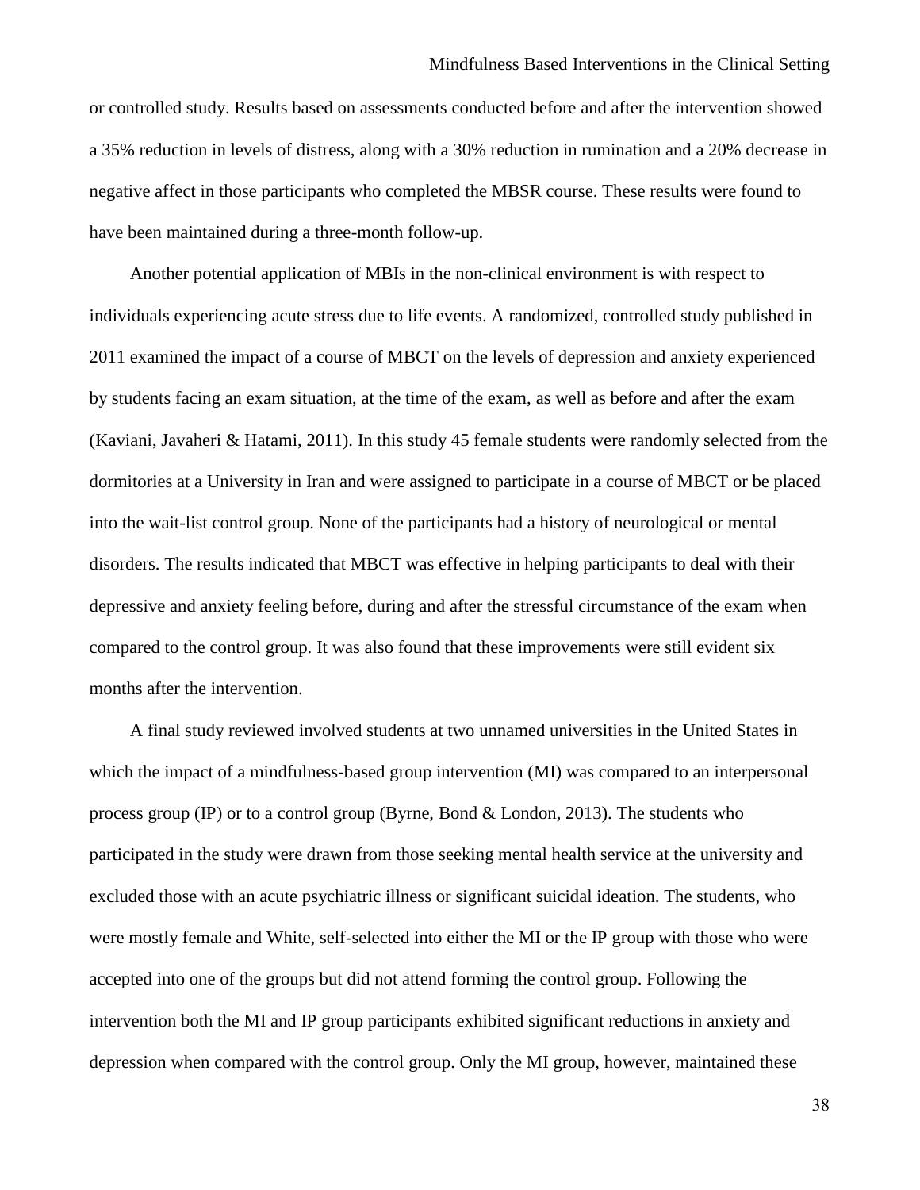or controlled study. Results based on assessments conducted before and after the intervention showed a 35% reduction in levels of distress, along with a 30% reduction in rumination and a 20% decrease in negative affect in those participants who completed the MBSR course. These results were found to have been maintained during a three-month follow-up.

Another potential application of MBIs in the non-clinical environment is with respect to individuals experiencing acute stress due to life events. A randomized, controlled study published in 2011 examined the impact of a course of MBCT on the levels of depression and anxiety experienced by students facing an exam situation, at the time of the exam, as well as before and after the exam (Kaviani, Javaheri & Hatami, 2011). In this study 45 female students were randomly selected from the dormitories at a University in Iran and were assigned to participate in a course of MBCT or be placed into the wait-list control group. None of the participants had a history of neurological or mental disorders. The results indicated that MBCT was effective in helping participants to deal with their depressive and anxiety feeling before, during and after the stressful circumstance of the exam when compared to the control group. It was also found that these improvements were still evident six months after the intervention.

A final study reviewed involved students at two unnamed universities in the United States in which the impact of a mindfulness-based group intervention (MI) was compared to an interpersonal process group (IP) or to a control group (Byrne, Bond & London, 2013). The students who participated in the study were drawn from those seeking mental health service at the university and excluded those with an acute psychiatric illness or significant suicidal ideation. The students, who were mostly female and White, self-selected into either the MI or the IP group with those who were accepted into one of the groups but did not attend forming the control group. Following the intervention both the MI and IP group participants exhibited significant reductions in anxiety and depression when compared with the control group. Only the MI group, however, maintained these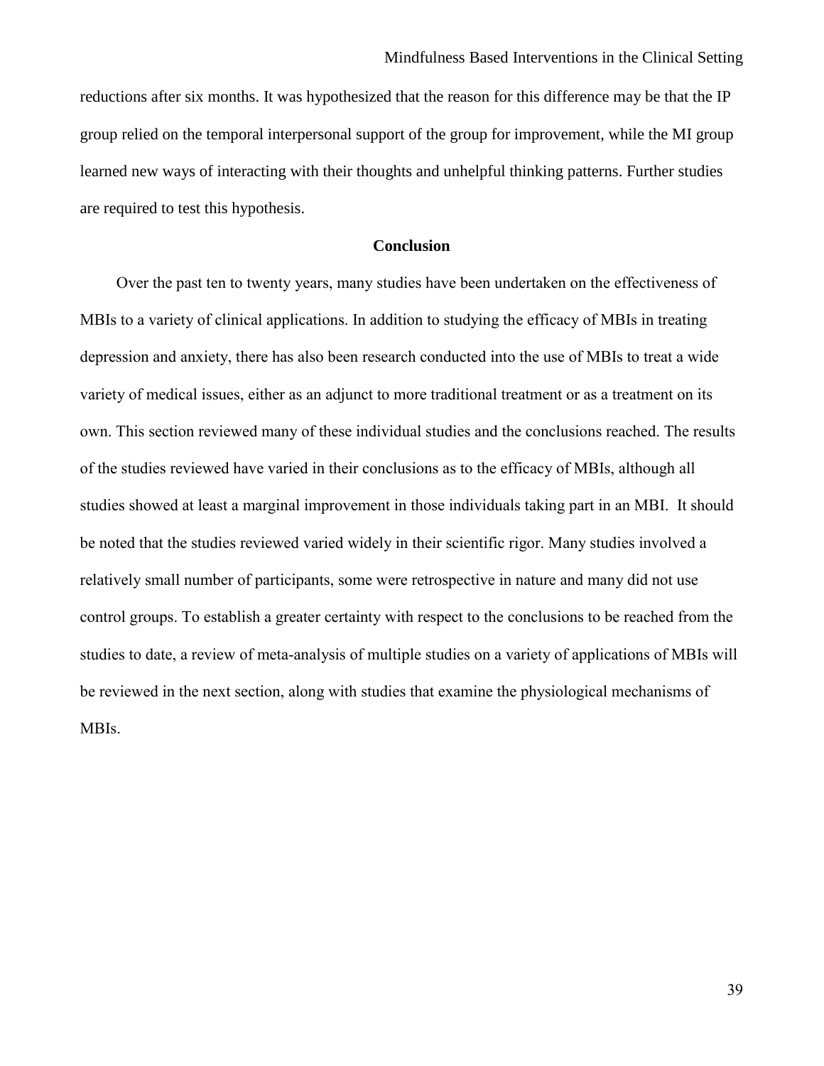reductions after six months. It was hypothesized that the reason for this difference may be that the IP group relied on the temporal interpersonal support of the group for improvement, while the MI group learned new ways of interacting with their thoughts and unhelpful thinking patterns. Further studies are required to test this hypothesis.

## Conclusion

Over the past ten to twenty years, many studies have been undertaken on the effectiveness of MBIs to a variety of clinical applications. In addition to studying the efficacy of MBIs in treating depression and anxiety, there has also been research conducted into the use of MBIs to treat a wide variety of medical issues, either as an adjunct to more traditional treatment or as a treatment on its own. This section reviewed many of these individual studies and the conclusions reached. The results of the studies reviewed have varied in their conclusions as to the efficacy of MBIs, although all studies showed at least a marginal improvement in those individuals taking part in an MBI. It should be noted that the studies reviewed varied widely in their scientific rigor. Many studies involved a relatively small number of participants, some were retrospective in nature and many did not use control groups. To establish a greater certainty with respect to the conclusions to be reached from the studies to date, a review of meta-analysis of multiple studies on a variety of applications of MBIs will be reviewed in the next section, along with studies that examine the physiological mechanisms of MBIs.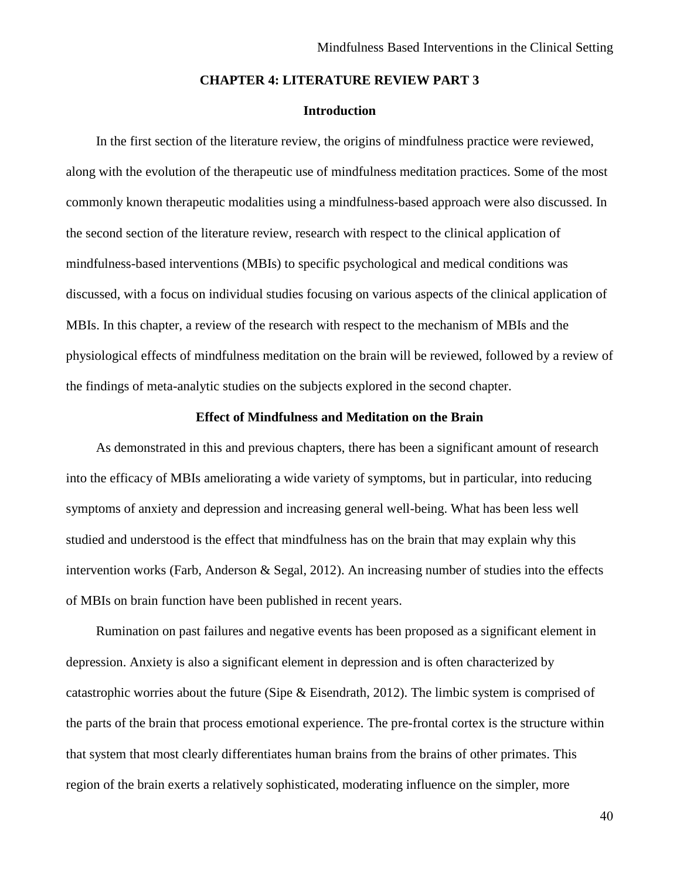# CHAPTER 4: LITERATURE REVIEW PART 3

## Introduction

In the first section of the literature review, the origins of mindfulness practice were reviewed, along with the evolution of the therapeutic use of mindfulness meditation practices. Some of the most commonly known therapeutic modalities using a mindfulness-based approach were also discussed. In the second section of the literature review, research with respect to the clinical application of mindfulness-based interventions (MBIs) to specific psychological and medical conditions was discussed, with a focus on individual studies focusing on various aspects of the clinical application of MBIs. In this chapter, a review of the research with respect to the mechanism of MBIs and the physiological effects of mindfulness meditation on the brain will be reviewed, followed by a review of the findings of meta-analytic studies on the subjects explored in the second chapter.

## Effect of Mindfulness and Meditation on the Brain

As demonstrated in this and previous chapters, there has been a significant amount of research into the efficacy of MBIs ameliorating a wide variety of symptoms, but in particular, into reducing symptoms of anxiety and depression and increasing general well-being. What has been less well studied and understood is the effect that mindfulness has on the brain that may explain why this intervention works (Farb, Anderson & Segal, 2012). An increasing number of studies into the effects of MBIs on brain function have been published in recent years.

Rumination on past failures and negative events has been proposed as a significant element in depression. Anxiety is also a significant element in depression and is often characterized by catastrophic worries about the future (Sipe & Eisendrath, 2012). The limbic system is comprised of the parts of the brain that process emotional experience. The pre-frontal cortex is the structure within that system that most clearly differentiates human brains from the brains of other primates. This region of the brain exerts a relatively sophisticated, moderating influence on the simpler, more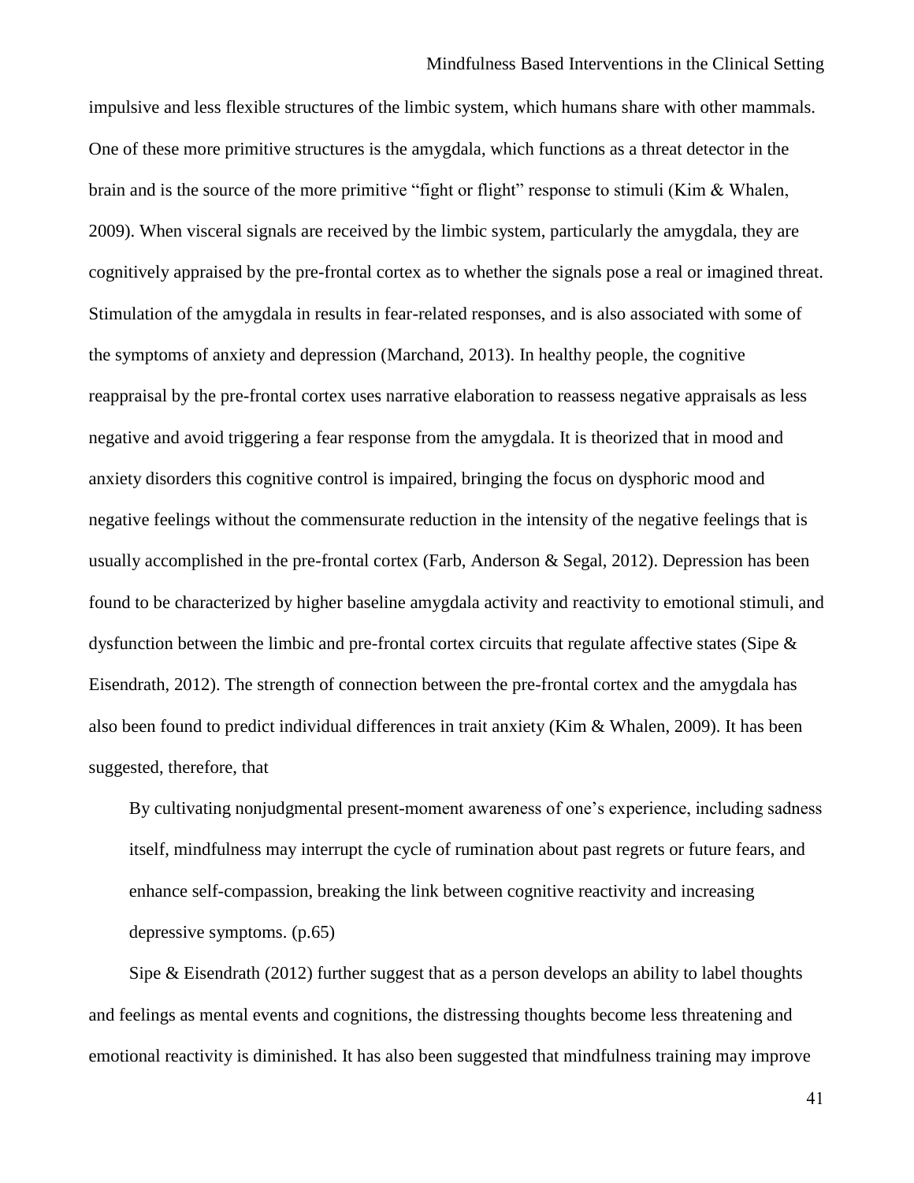impulsive and less flexible structures of the limbic system, which humans share with other mammals. One of these more primitive structures is the amygdala, which functions as a threat detector in the brain and is the source of the more primitive "fight or flight" response to stimuli (Kim & Whalen, 2009). When visceral signals are received by the limbic system, particularly the amygdala, they are cognitively appraised by the pre-frontal cortex as to whether the signals pose a real or imagined threat. Stimulation of the amygdala in results in fear-related responses, and is also associated with some of the symptoms of anxiety and depression (Marchand, 2013). In healthy people, the cognitive reappraisal by the pre-frontal cortex uses narrative elaboration to reassess negative appraisals as less negative and avoid triggering a fear response from the amygdala. It is theorized that in mood and anxiety disorders this cognitive control is impaired, bringing the focus on dysphoric mood and negative feelings without the commensurate reduction in the intensity of the negative feelings that is usually accomplished in the pre-frontal cortex (Farb, Anderson & Segal, 2012). Depression has been found to be characterized by higher baseline amygdala activity and reactivity to emotional stimuli, and dysfunction between the limbic and pre-frontal cortex circuits that regulate affective states (Sipe & Eisendrath, 2012). The strength of connection between the pre-frontal cortex and the amygdala has also been found to predict individual differences in trait anxiety (Kim & Whalen, 2009). It has been suggested, therefore, that

> By cultivating nonjudgmental present-moment awareness of one's experience, including sadness itself, mindfulness may interrupt the cycle of rumination about past regrets or future fears, and enhance self-compassion, breaking the link between cognitive reactivity and increasing depressive symptoms. (p.65)

Sipe & Eisendrath (2012) further suggest that as a person develops an ability to label thoughts and feelings as mental events and cognitions, the distressing thoughts become less threatening and emotional reactivity is diminished. It has also been suggested that mindfulness training may improve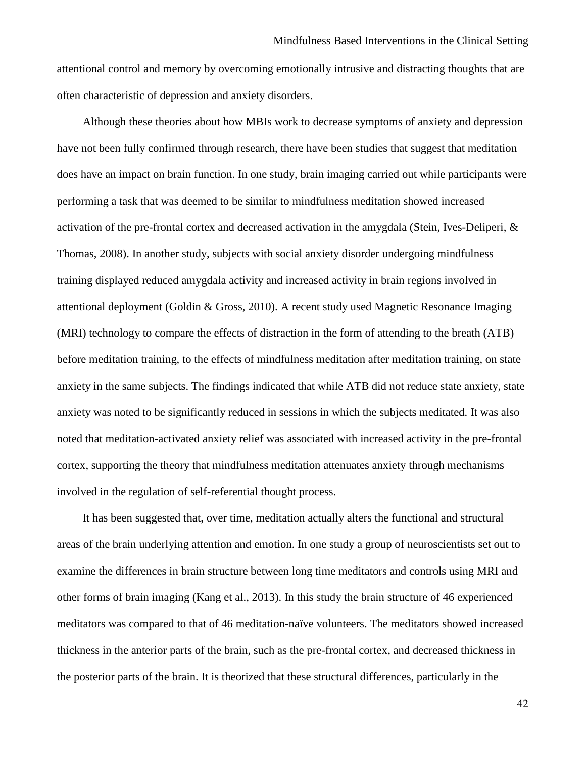attentional control and memory by overcoming emotionally intrusive and distracting thoughts that are often characteristic of depression and anxiety disorders.

Although these theories about how MBIs work to decrease symptoms of anxiety and depression have not been fully confirmed through research, there have been studies that suggest that meditation does have an impact on brain function. In one study, brain imaging carried out while participants were performing a task that was deemed to be similar to mindfulness meditation showed increased activation of the pre-frontal cortex and decreased activation in the amygdala (Stein, Ives-Deliperi, & Thomas, 2008). In another study, subjects with social anxiety disorder undergoing mindfulness training displayed reduced amygdala activity and increased activity in brain regions involved in attentional deployment (Goldin & Gross, 2010). A recent study used Magnetic Resonance Imaging (MRI) technology to compare the effects of distraction in the form of attending to the breath (ATB) before meditation training, to the effects of mindfulness meditation after meditation training, on state anxiety in the same subjects. The findings indicated that while ATB did not reduce state anxiety, state anxiety was noted to be significantly reduced in sessions in which the subjects meditated. It was also noted that meditation-activated anxiety relief was associated with increased activity in the pre-frontal cortex, supporting the theory that mindfulness meditation attenuates anxiety through mechanisms involved in the regulation of self-referential thought process.

It has been suggested that, over time, meditation actually alters the functional and structural areas of the brain underlying attention and emotion. In one study a group of neuroscientists set out to examine the differences in brain structure between long time meditators and controls using MRI and other forms of brain imaging (Kang et al., 2013). In this study the brain structure of 46 experienced meditators was compared to that of 46 meditation-naïve volunteers. The meditators showed increased thickness in the anterior parts of the brain, such as the pre-frontal cortex, and decreased thickness in the posterior parts of the brain. It is theorized that these structural differences, particularly in the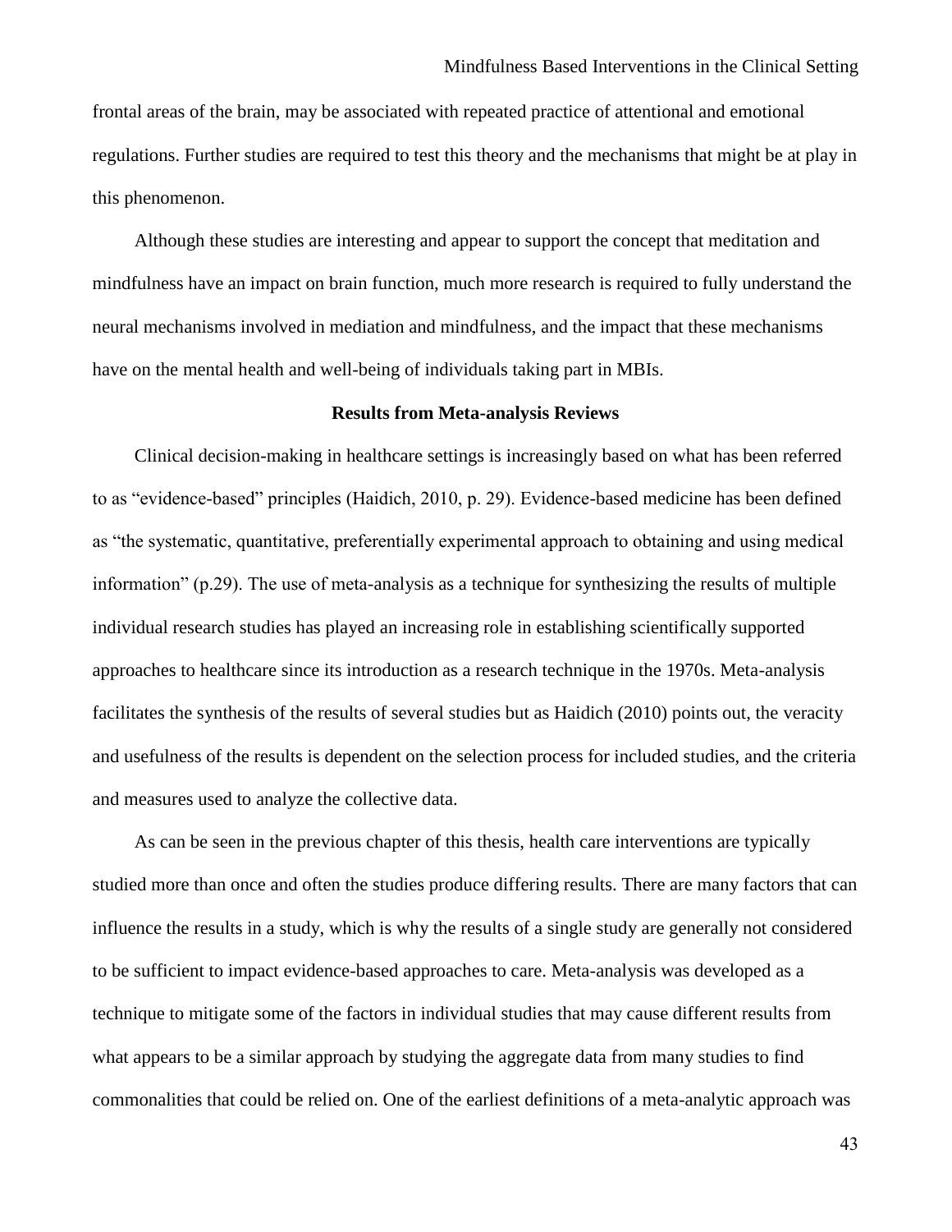frontal areas of the brain, may be associated with repeated practice of attentional and emotional regulations. Further studies are required to test this theory and the mechanisms that might be at play in this phenomenon.

Although these studies are interesting and appear to support the concept that meditation and mindfulness have an impact on brain function, much more research is required to fully understand the neural mechanisms involved in mediation and mindfulness, and the impact that these mechanisms have on the mental health and well-being of individuals taking part in MBIs.

## Results from Meta-analysis Reviews

Clinical decision-making in healthcare settings is increasingly based on what has been referred to as "evidence-based" principles (Haidich, 2010, p. 29). Evidence-based medicine has been defined as "the systematic, quantitative, preferentially experimental approach to obtaining and using medical information" (p.29). The use of meta-analysis as a technique for synthesizing the results of multiple individual research studies has played an increasing role in establishing scientifically supported approaches to healthcare since its introduction as a research technique in the 1970s. Meta-analysis facilitates the synthesis of the results of several studies but as Haidich (2010) points out, the veracity and usefulness of the results is dependent on the selection process for included studies, and the criteria and measures used to analyze the collective data.

As can be seen in the previous chapter of this thesis, health care interventions are typically studied more than once and often the studies produce differing results. There are many factors that can influence the results in a study, which is why the results of a single study are generally not considered to be sufficient to impact evidence-based approaches to care. Meta-analysis was developed as a technique to mitigate some of the factors in individual studies that may cause different results from what appears to be a similar approach by studying the aggregate data from many studies to find commonalities that could be relied on. One of the earliest definitions of a meta-analytic approach was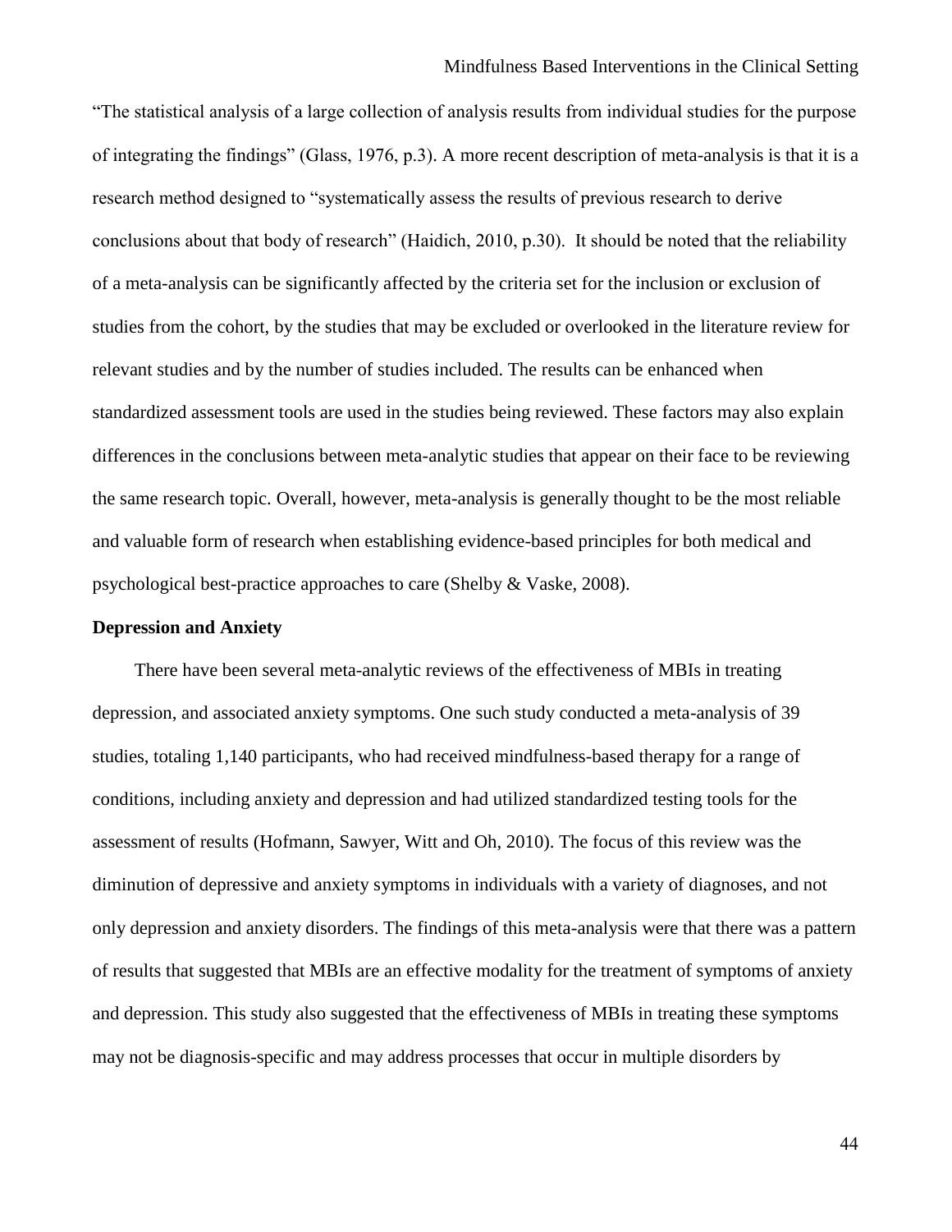"The statistical analysis of a large collection of analysis results from individual studies for the purpose of integrating the findings" (Glass, 1976, p.3). A more recent description of meta-analysis is that it is a research method designed to "systematically assess the results of previous research to derive conclusions about that body of research" (Haidich, 2010, p.30). It should be noted that the reliability of a meta-analysis can be significantly affected by the criteria set for the inclusion or exclusion of studies from the cohort, by the studies that may be excluded or overlooked in the literature review for relevant studies and by the number of studies included. The results can be enhanced when standardized assessment tools are used in the studies being reviewed. These factors may also explain differences in the conclusions between meta-analytic studies that appear on their face to be reviewing the same research topic. Overall, however, meta-analysis is generally thought to be the most reliable and valuable form of research when establishing evidence-based principles for both medical and psychological best-practice approaches to care (Shelby & Vaske, 2008).

**Depression and Anxiety**

There have been several meta-analytic reviews of the effectiveness of MBIs in treating depression, and associated anxiety symptoms. One such study conducted a meta-analysis of 39 studies, totaling 1,140 participants, who had received mindfulness-based therapy for a range of conditions, including anxiety and depression and had utilized standardized testing tools for the assessment of results (Hofmann, Sawyer, Witt and Oh, 2010). The focus of this review was the diminution of depressive and anxiety symptoms in individuals with a variety of diagnoses, and not only depression and anxiety disorders. The findings of this meta-analysis were that there was a pattern of results that suggested that MBIs are an effective modality for the treatment of symptoms of anxiety and depression. This study also suggested that the effectiveness of MBIs in treating these symptoms may not be diagnosis-specific and may address processes that occur in multiple disorders by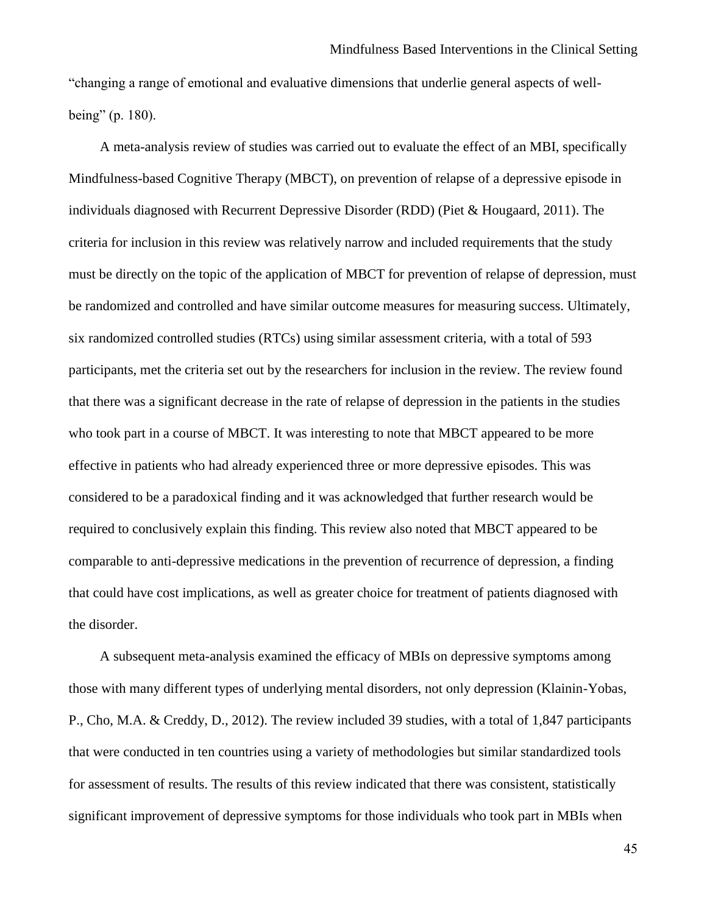"changing a range of emotional and evaluative dimensions that underlie general aspects of well-being" (p. 180).

A meta-analysis review of studies was carried out to evaluate the effect of an MBI, specifically Mindfulness-based Cognitive Therapy (MBCT), on prevention of relapse of a depressive episode in individuals diagnosed with Recurrent Depressive Disorder (RDD) (Piet & Hougaard, 2011). The criteria for inclusion in this review was relatively narrow and included requirements that the study must be directly on the topic of the application of MBCT for prevention of relapse of depression, must be randomized and controlled and have similar outcome measures for measuring success. Ultimately, six randomized controlled studies (RTCs) using similar assessment criteria, with a total of 593 participants, met the criteria set out by the researchers for inclusion in the review. The review found that there was a significant decrease in the rate of relapse of depression in the patients in the studies who took part in a course of MBCT. It was interesting to note that MBCT appeared to be more effective in patients who had already experienced three or more depressive episodes. This was considered to be a paradoxical finding and it was acknowledged that further research would be required to conclusively explain this finding. This review also noted that MBCT appeared to be comparable to anti-depressive medications in the prevention of recurrence of depression, a finding that could have cost implications, as well as greater choice for treatment of patients diagnosed with the disorder.

A subsequent meta-analysis examined the efficacy of MBIs on depressive symptoms among those with many different types of underlying mental disorders, not only depression (Klainin-Yobas, P., Cho, M.A. & Creddy, D., 2012). The review included 39 studies, with a total of 1,847 participants that were conducted in ten countries using a variety of methodologies but similar standardized tools for assessment of results. The results of this review indicated that there was consistent, statistically significant improvement of depressive symptoms for those individuals who took part in MBIs when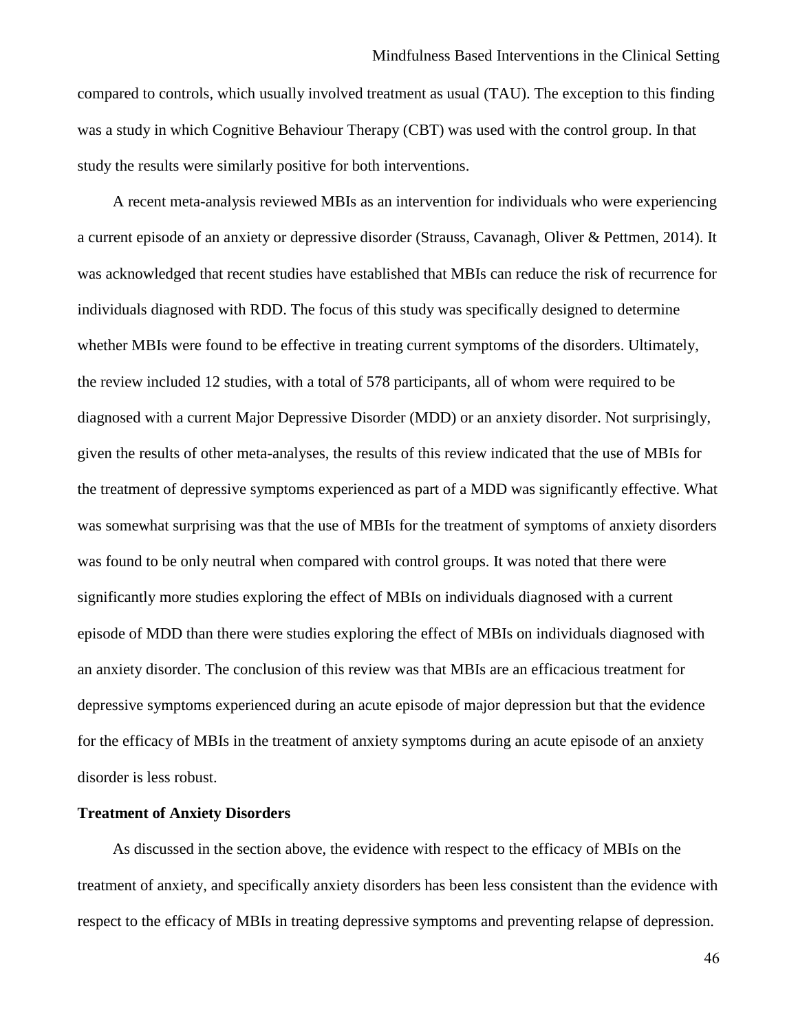compared to controls, which usually involved treatment as usual (TAU). The exception to this finding was a study in which Cognitive Behaviour Therapy (CBT) was used with the control group. In that study the results were similarly positive for both interventions.

A recent meta-analysis reviewed MBIs as an intervention for individuals who were experiencing a current episode of an anxiety or depressive disorder (Strauss, Cavanagh, Oliver & Pettmen, 2014). It was acknowledged that recent studies have established that MBIs can reduce the risk of recurrence for individuals diagnosed with RDD. The focus of this study was specifically designed to determine whether MBIs were found to be effective in treating current symptoms of the disorders. Ultimately, the review included 12 studies, with a total of 578 participants, all of whom were required to be diagnosed with a current Major Depressive Disorder (MDD) or an anxiety disorder. Not surprisingly, given the results of other meta-analyses, the results of this review indicated that the use of MBIs for the treatment of depressive symptoms experienced as part of a MDD was significantly effective. What was somewhat surprising was that the use of MBIs for the treatment of symptoms of anxiety disorders was found to be only neutral when compared with control groups. It was noted that there were significantly more studies exploring the effect of MBIs on individuals diagnosed with a current episode of MDD than there were studies exploring the effect of MBIs on individuals diagnosed with an anxiety disorder. The conclusion of this review was that MBIs are an efficacious treatment for depressive symptoms experienced during an acute episode of major depression but that the evidence for the efficacy of MBIs in the treatment of anxiety symptoms during an acute episode of an anxiety disorder is less robust.

**Treatment of Anxiety Disorders**

As discussed in the section above, the evidence with respect to the efficacy of MBIs on the treatment of anxiety, and specifically anxiety disorders has been less consistent than the evidence with respect to the efficacy of MBIs in treating depressive symptoms and preventing relapse of depression.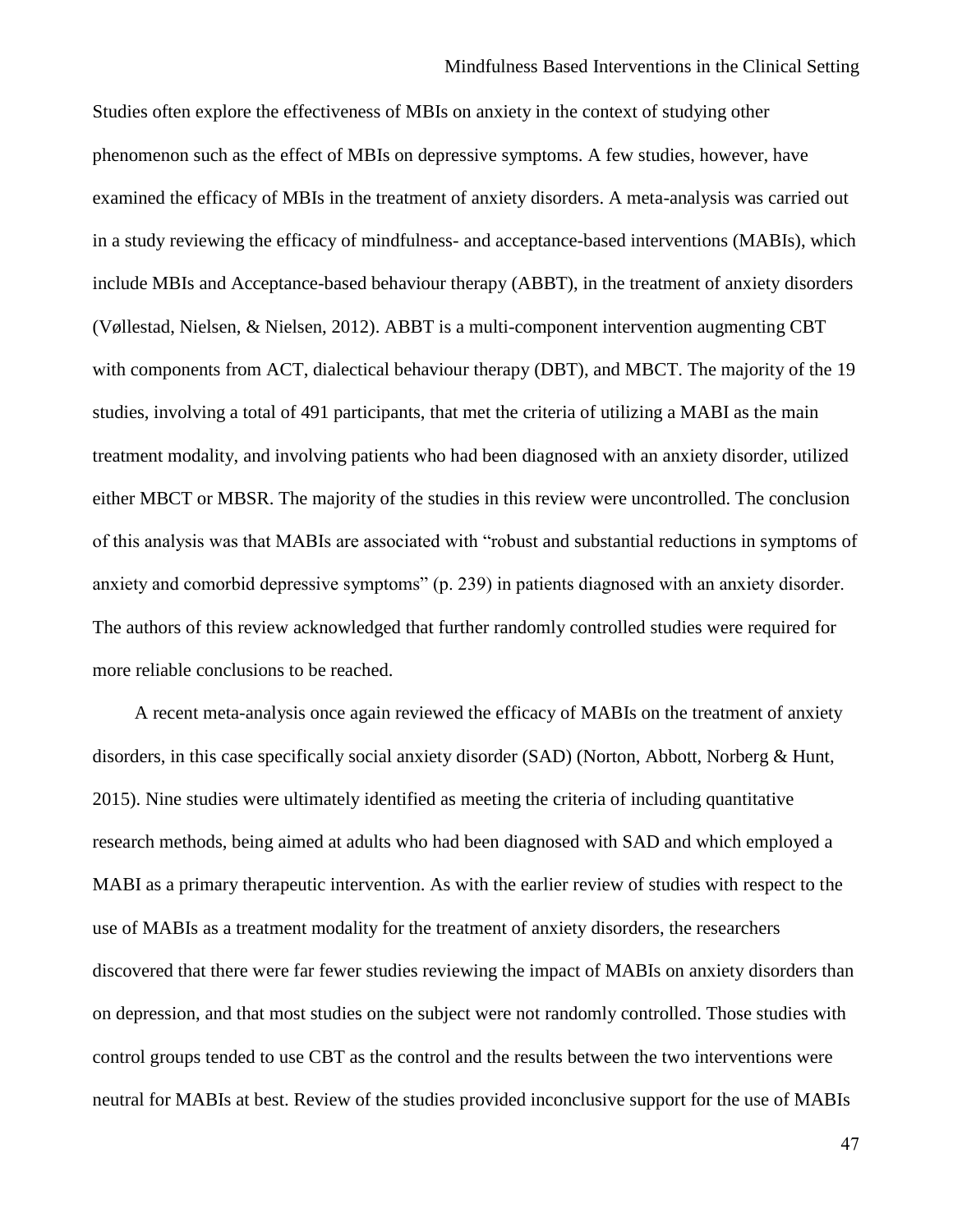Studies often explore the effectiveness of MBIs on anxiety in the context of studying other phenomenon such as the effect of MBIs on depressive symptoms. A few studies, however, have examined the efficacy of MBIs in the treatment of anxiety disorders. A meta-analysis was carried out in a study reviewing the efficacy of mindfulness- and acceptance-based interventions (MABIs), which include MBIs and Acceptance-based behaviour therapy (ABBT), in the treatment of anxiety disorders (Vøllestad, Nielsen, & Nielsen, 2012). ABBT is a multi-component intervention augmenting CBT with components from ACT, dialectical behaviour therapy (DBT), and MBCT. The majority of the 19 studies, involving a total of 491 participants, that met the criteria of utilizing a MABI as the main treatment modality, and involving patients who had been diagnosed with an anxiety disorder, utilized either MBCT or MBSR. The majority of the studies in this review were uncontrolled. The conclusion of this analysis was that MABIs are associated with "robust and substantial reductions in symptoms of anxiety and comorbid depressive symptoms" (p. 239) in patients diagnosed with an anxiety disorder. The authors of this review acknowledged that further randomly controlled studies were required for more reliable conclusions to be reached.

A recent meta-analysis once again reviewed the efficacy of MABIs on the treatment of anxiety disorders, in this case specifically social anxiety disorder (SAD) (Norton, Abbott, Norberg & Hunt, 2015). Nine studies were ultimately identified as meeting the criteria of including quantitative research methods, being aimed at adults who had been diagnosed with SAD and which employed a MABI as a primary therapeutic intervention. As with the earlier review of studies with respect to the use of MABIs as a treatment modality for the treatment of anxiety disorders, the researchers discovered that there were far fewer studies reviewing the impact of MABIs on anxiety disorders than on depression, and that most studies on the subject were not randomly controlled. Those studies with control groups tended to use CBT as the control and the results between the two interventions were neutral for MABIs at best. Review of the studies provided inconclusive support for the use of MABIs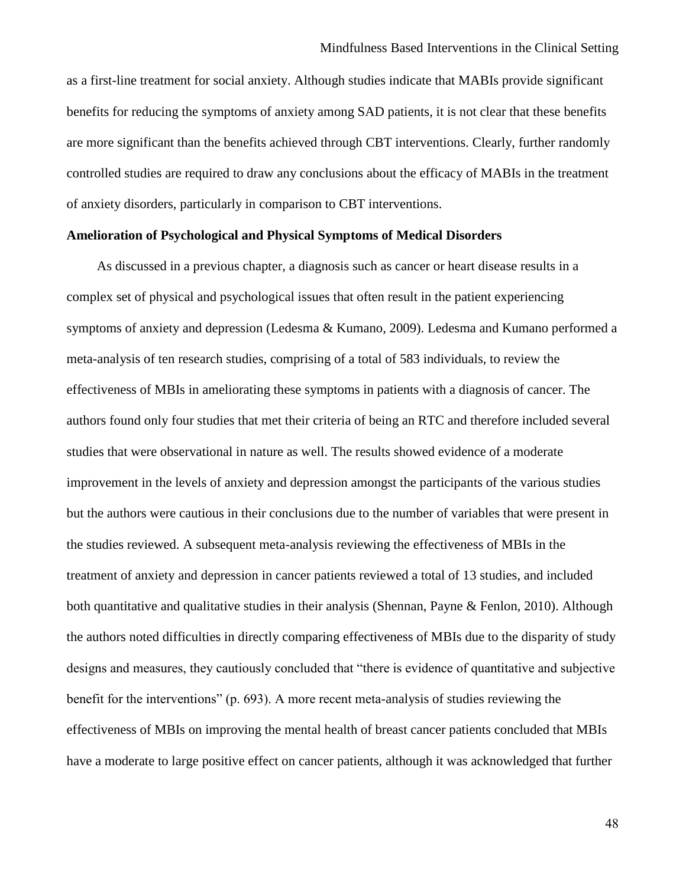as a first-line treatment for social anxiety. Although studies indicate that MABIs provide significant benefits for reducing the symptoms of anxiety among SAD patients, it is not clear that these benefits are more significant than the benefits achieved through CBT interventions. Clearly, further randomly controlled studies are required to draw any conclusions about the efficacy of MABIs in the treatment of anxiety disorders, particularly in comparison to CBT interventions.

**Amelioration of Psychological and Physical Symptoms of Medical Disorders**

As discussed in a previous chapter, a diagnosis such as cancer or heart disease results in a complex set of physical and psychological issues that often result in the patient experiencing symptoms of anxiety and depression (Ledesma & Kumano, 2009). Ledesma and Kumano performed a meta-analysis of ten research studies, comprising of a total of 583 individuals, to review the effectiveness of MBIs in ameliorating these symptoms in patients with a diagnosis of cancer. The authors found only four studies that met their criteria of being an RTC and therefore included several studies that were observational in nature as well. The results showed evidence of a moderate improvement in the levels of anxiety and depression amongst the participants of the various studies but the authors were cautious in their conclusions due to the number of variables that were present in the studies reviewed. A subsequent meta-analysis reviewing the effectiveness of MBIs in the treatment of anxiety and depression in cancer patients reviewed a total of 13 studies, and included both quantitative and qualitative studies in their analysis (Shennan, Payne & Fenlon, 2010). Although the authors noted difficulties in directly comparing effectiveness of MBIs due to the disparity of study designs and measures, they cautiously concluded that "there is evidence of quantitative and subjective benefit for the interventions" (p. 693). A more recent meta-analysis of studies reviewing the effectiveness of MBIs on improving the mental health of breast cancer patients concluded that MBIs have a moderate to large positive effect on cancer patients, although it was acknowledged that further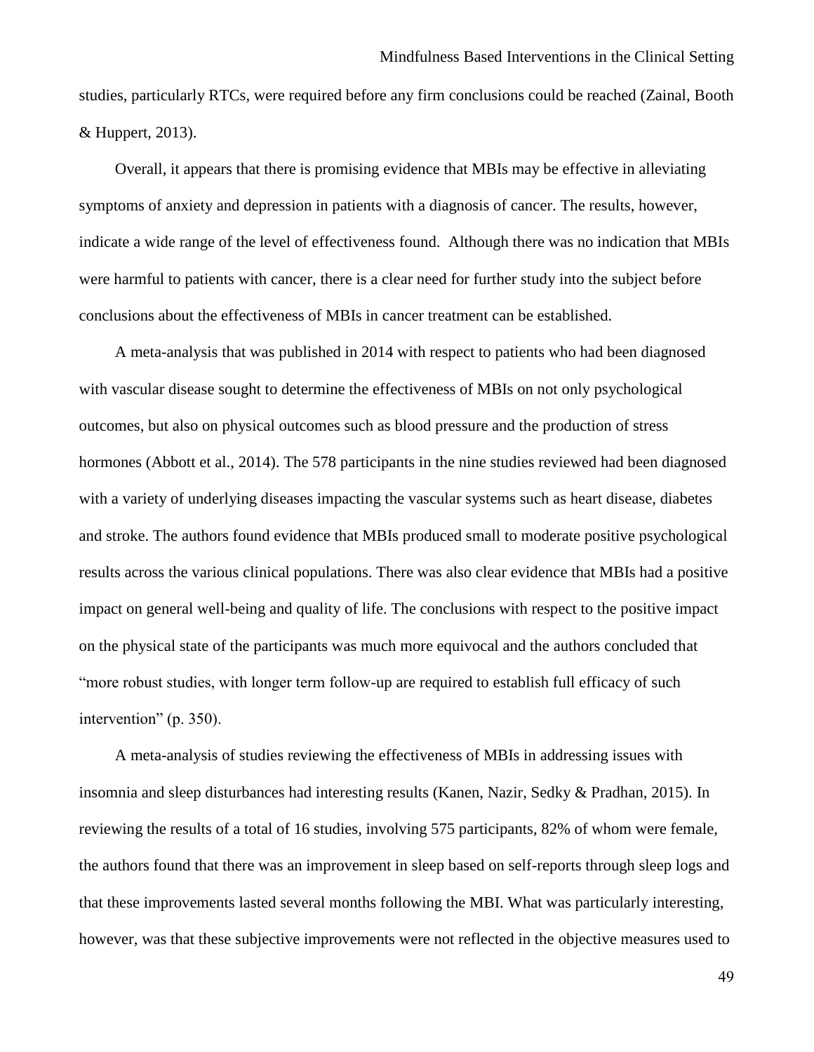studies, particularly RTCs, were required before any firm conclusions could be reached (Zainal, Booth & Huppert, 2013).

Overall, it appears that there is promising evidence that MBIs may be effective in alleviating symptoms of anxiety and depression in patients with a diagnosis of cancer. The results, however, indicate a wide range of the level of effectiveness found. Although there was no indication that MBIs were harmful to patients with cancer, there is a clear need for further study into the subject before conclusions about the effectiveness of MBIs in cancer treatment can be established.

A meta-analysis that was published in 2014 with respect to patients who had been diagnosed with vascular disease sought to determine the effectiveness of MBIs on not only psychological outcomes, but also on physical outcomes such as blood pressure and the production of stress hormones (Abbott et al., 2014). The 578 participants in the nine studies reviewed had been diagnosed with a variety of underlying diseases impacting the vascular systems such as heart disease, diabetes and stroke. The authors found evidence that MBIs produced small to moderate positive psychological results across the various clinical populations. There was also clear evidence that MBIs had a positive impact on general well-being and quality of life. The conclusions with respect to the positive impact on the physical state of the participants was much more equivocal and the authors concluded that "more robust studies, with longer term follow-up are required to establish full efficacy of such intervention" (p. 350).

A meta-analysis of studies reviewing the effectiveness of MBIs in addressing issues with insomnia and sleep disturbances had interesting results (Kanen, Nazir, Sedky & Pradhan, 2015). In reviewing the results of a total of 16 studies, involving 575 participants, 82% of whom were female, the authors found that there was an improvement in sleep based on self-reports through sleep logs and that these improvements lasted several months following the MBI. What was particularly interesting, however, was that these subjective improvements were not reflected in the objective measures used to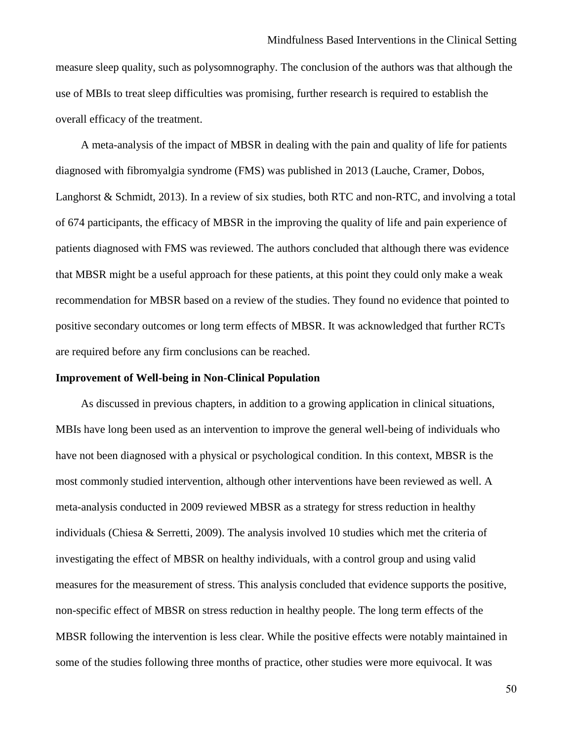measure sleep quality, such as polysomnography. The conclusion of the authors was that although the use of MBIs to treat sleep difficulties was promising, further research is required to establish the overall efficacy of the treatment.

A meta-analysis of the impact of MBSR in dealing with the pain and quality of life for patients diagnosed with fibromyalgia syndrome (FMS) was published in 2013 (Lauche, Cramer, Dobos, Langhorst & Schmidt, 2013). In a review of six studies, both RTC and non-RTC, and involving a total of 674 participants, the efficacy of MBSR in the improving the quality of life and pain experience of patients diagnosed with FMS was reviewed. The authors concluded that although there was evidence that MBSR might be a useful approach for these patients, at this point they could only make a weak recommendation for MBSR based on a review of the studies. They found no evidence that pointed to positive secondary outcomes or long term effects of MBSR. It was acknowledged that further RCTs are required before any firm conclusions can be reached.

**Improvement of Well-being in Non-Clinical Population**

As discussed in previous chapters, in addition to a growing application in clinical situations, MBIs have long been used as an intervention to improve the general well-being of individuals who have not been diagnosed with a physical or psychological condition. In this context, MBSR is the most commonly studied intervention, although other interventions have been reviewed as well. A meta-analysis conducted in 2009 reviewed MBSR as a strategy for stress reduction in healthy individuals (Chiesa & Serretti, 2009). The analysis involved 10 studies which met the criteria of investigating the effect of MBSR on healthy individuals, with a control group and using valid measures for the measurement of stress. This analysis concluded that evidence supports the positive, non-specific effect of MBSR on stress reduction in healthy people. The long term effects of the MBSR following the intervention is less clear. While the positive effects were notably maintained in some of the studies following three months of practice, other studies were more equivocal. It was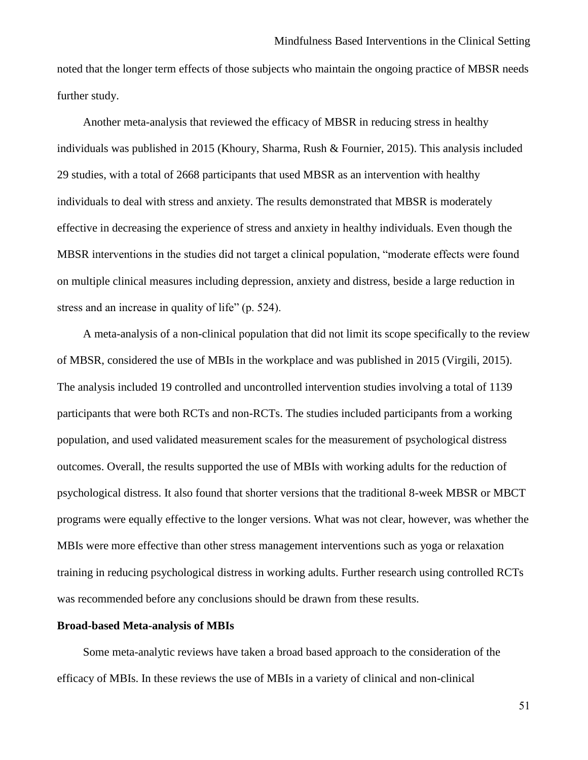noted that the longer term effects of those subjects who maintain the ongoing practice of MBSR needs further study.

Another meta-analysis that reviewed the efficacy of MBSR in reducing stress in healthy individuals was published in 2015 (Khoury, Sharma, Rush & Fournier, 2015). This analysis included 29 studies, with a total of 2668 participants that used MBSR as an intervention with healthy individuals to deal with stress and anxiety. The results demonstrated that MBSR is moderately effective in decreasing the experience of stress and anxiety in healthy individuals. Even though the MBSR interventions in the studies did not target a clinical population, "moderate effects were found on multiple clinical measures including depression, anxiety and distress, beside a large reduction in stress and an increase in quality of life" (p. 524).

A meta-analysis of a non-clinical population that did not limit its scope specifically to the review of MBSR, considered the use of MBIs in the workplace and was published in 2015 (Virgili, 2015). The analysis included 19 controlled and uncontrolled intervention studies involving a total of 1139 participants that were both RCTs and non-RCTs. The studies included participants from a working population, and used validated measurement scales for the measurement of psychological distress outcomes. Overall, the results supported the use of MBIs with working adults for the reduction of psychological distress. It also found that shorter versions that the traditional 8-week MBSR or MBCT programs were equally effective to the longer versions. What was not clear, however, was whether the MBIs were more effective than other stress management interventions such as yoga or relaxation training in reducing psychological distress in working adults. Further research using controlled RCTs was recommended before any conclusions should be drawn from these results.

**Broad-based Meta-analysis of MBIs**

Some meta-analytic reviews have taken a broad based approach to the consideration of the efficacy of MBIs. In these reviews the use of MBIs in a variety of clinical and non-clinical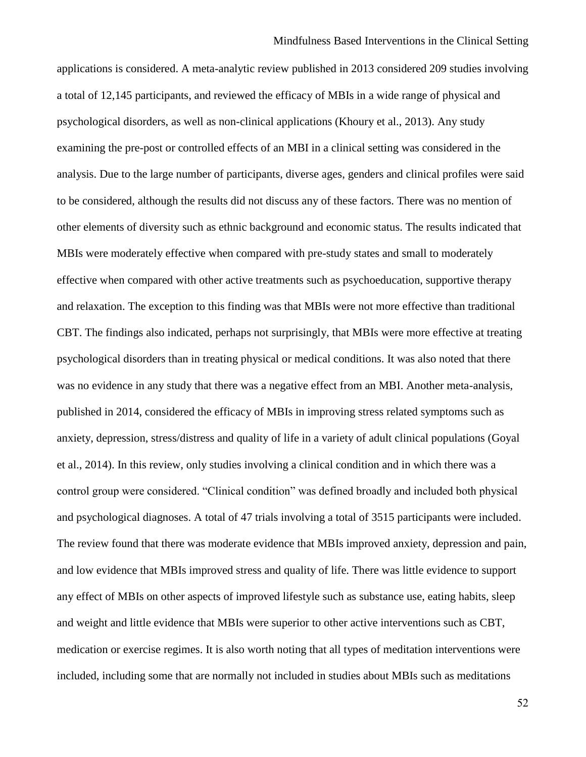applications is considered. A meta-analytic review published in 2013 considered 209 studies involving a total of 12,145 participants, and reviewed the efficacy of MBIs in a wide range of physical and psychological disorders, as well as non-clinical applications (Khoury et al., 2013). Any study examining the pre-post or controlled effects of an MBI in a clinical setting was considered in the analysis. Due to the large number of participants, diverse ages, genders and clinical profiles were said to be considered, although the results did not discuss any of these factors. There was no mention of other elements of diversity such as ethnic background and economic status. The results indicated that MBIs were moderately effective when compared with pre-study states and small to moderately effective when compared with other active treatments such as psychoeducation, supportive therapy and relaxation. The exception to this finding was that MBIs were not more effective than traditional CBT. The findings also indicated, perhaps not surprisingly, that MBIs were more effective at treating psychological disorders than in treating physical or medical conditions. It was also noted that there was no evidence in any study that there was a negative effect from an MBI. Another meta-analysis, published in 2014, considered the efficacy of MBIs in improving stress related symptoms such as anxiety, depression, stress/distress and quality of life in a variety of adult clinical populations (Goyal et al., 2014). In this review, only studies involving a clinical condition and in which there was a control group were considered. "Clinical condition" was defined broadly and included both physical and psychological diagnoses. A total of 47 trials involving a total of 3515 participants were included. The review found that there was moderate evidence that MBIs improved anxiety, depression and pain, and low evidence that MBIs improved stress and quality of life. There was little evidence to support any effect of MBIs on other aspects of improved lifestyle such as substance use, eating habits, sleep and weight and little evidence that MBIs were superior to other active interventions such as CBT, medication or exercise regimes. It is also worth noting that all types of meditation interventions were included, including some that are normally not included in studies about MBIs such as meditations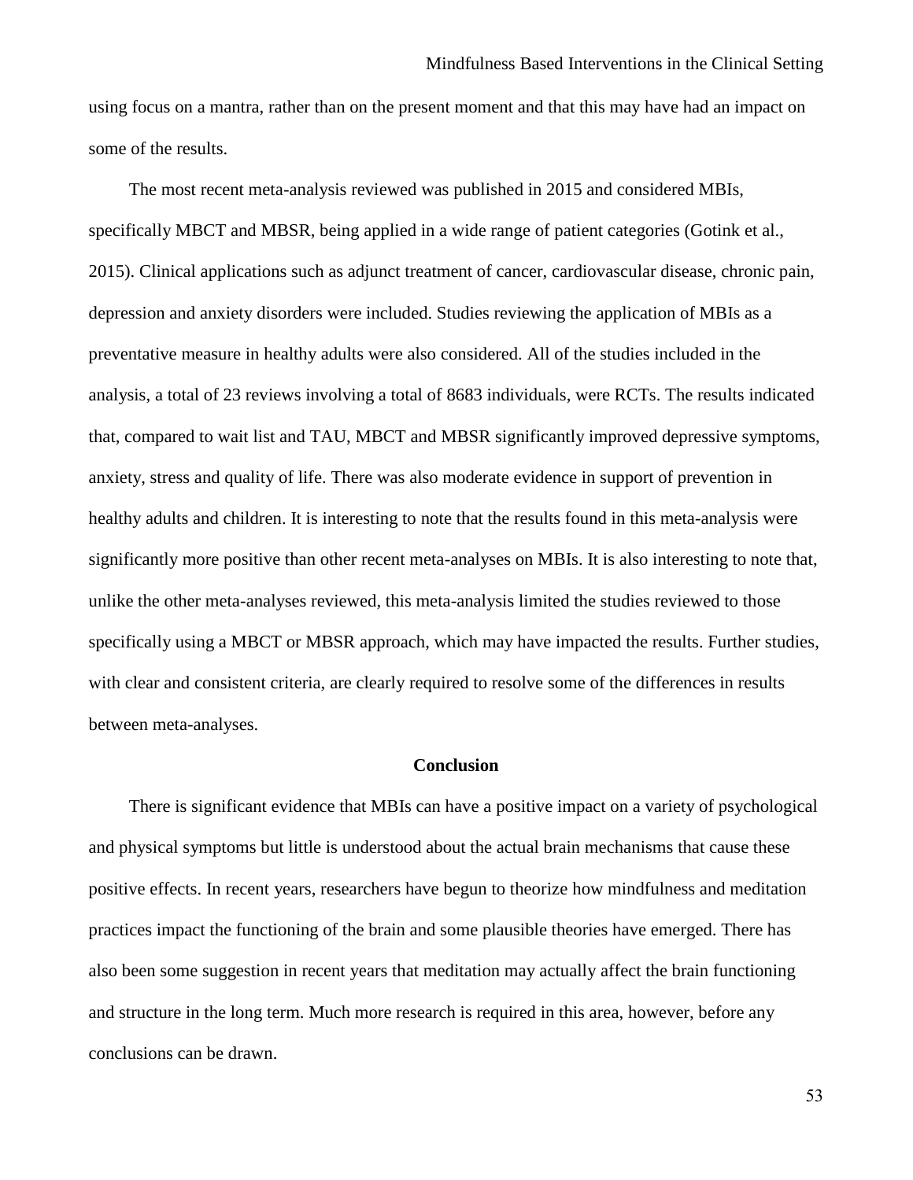using focus on a mantra, rather than on the present moment and that this may have had an impact on some of the results.

The most recent meta-analysis reviewed was published in 2015 and considered MBIs, specifically MBCT and MBSR, being applied in a wide range of patient categories (Gotink et al., 2015). Clinical applications such as adjunct treatment of cancer, cardiovascular disease, chronic pain, depression and anxiety disorders were included. Studies reviewing the application of MBIs as a preventative measure in healthy adults were also considered. All of the studies included in the analysis, a total of 23 reviews involving a total of 8683 individuals, were RCTs. The results indicated that, compared to wait list and TAU, MBCT and MBSR significantly improved depressive symptoms, anxiety, stress and quality of life. There was also moderate evidence in support of prevention in healthy adults and children. It is interesting to note that the results found in this meta-analysis were significantly more positive than other recent meta-analyses on MBIs. It is also interesting to note that, unlike the other meta-analyses reviewed, this meta-analysis limited the studies reviewed to those specifically using a MBCT or MBSR approach, which may have impacted the results. Further studies, with clear and consistent criteria, are clearly required to resolve some of the differences in results between meta-analyses.

## Conclusion

There is significant evidence that MBIs can have a positive impact on a variety of psychological and physical symptoms but little is understood about the actual brain mechanisms that cause these positive effects. In recent years, researchers have begun to theorize how mindfulness and meditation practices impact the functioning of the brain and some plausible theories have emerged. There has also been some suggestion in recent years that meditation may actually affect the brain functioning and structure in the long term. Much more research is required in this area, however, before any conclusions can be drawn.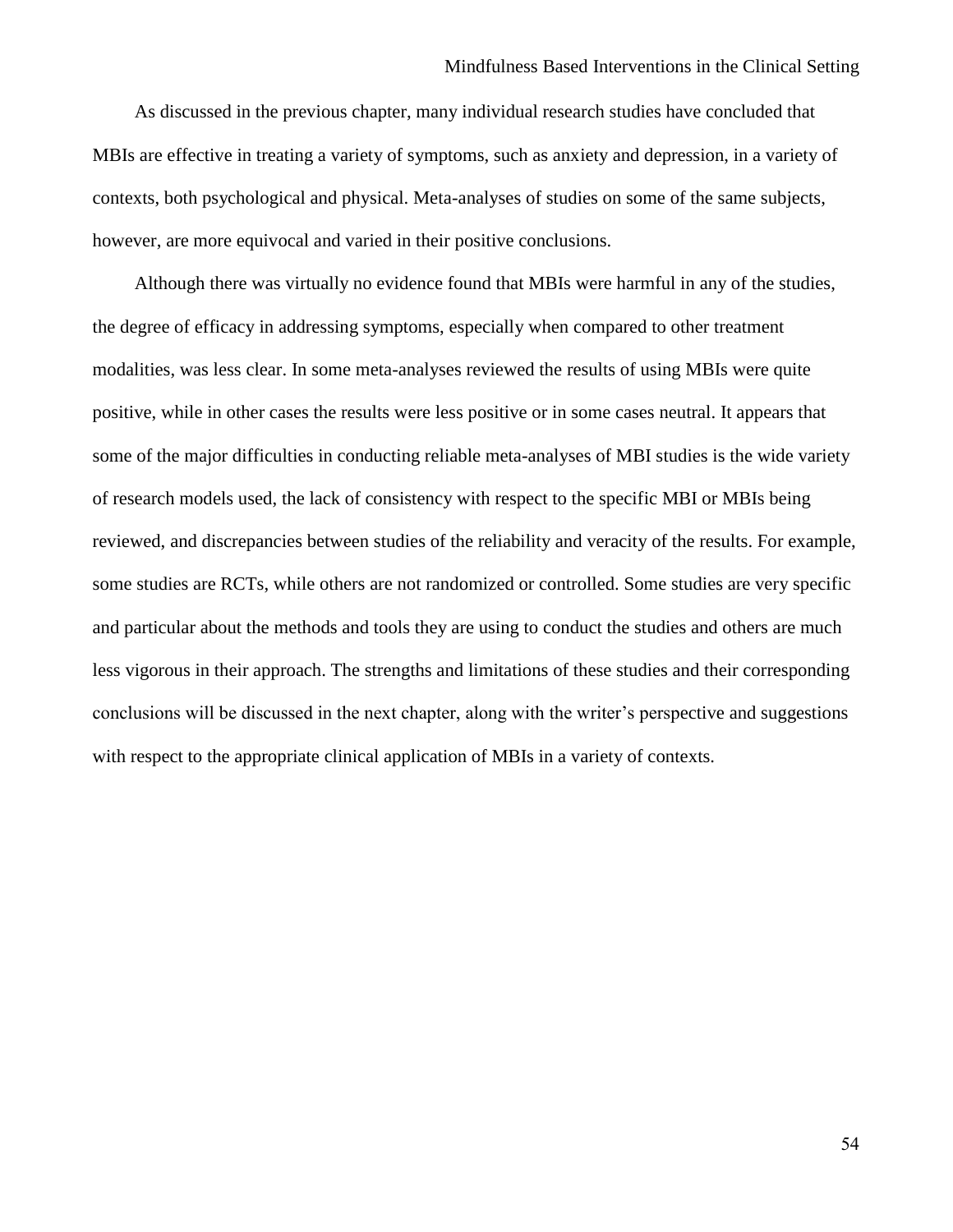As discussed in the previous chapter, many individual research studies have concluded that MBIs are effective in treating a variety of symptoms, such as anxiety and depression, in a variety of contexts, both psychological and physical. Meta-analyses of studies on some of the same subjects, however, are more equivocal and varied in their positive conclusions.

Although there was virtually no evidence found that MBIs were harmful in any of the studies, the degree of efficacy in addressing symptoms, especially when compared to other treatment modalities, was less clear. In some meta-analyses reviewed the results of using MBIs were quite positive, while in other cases the results were less positive or in some cases neutral. It appears that some of the major difficulties in conducting reliable meta-analyses of MBI studies is the wide variety of research models used, the lack of consistency with respect to the specific MBI or MBIs being reviewed, and discrepancies between studies of the reliability and veracity of the results. For example, some studies are RCTs, while others are not randomized or controlled. Some studies are very specific and particular about the methods and tools they are using to conduct the studies and others are much less vigorous in their approach. The strengths and limitations of these studies and their corresponding conclusions will be discussed in the next chapter, along with the writer's perspective and suggestions with respect to the appropriate clinical application of MBIs in a variety of contexts.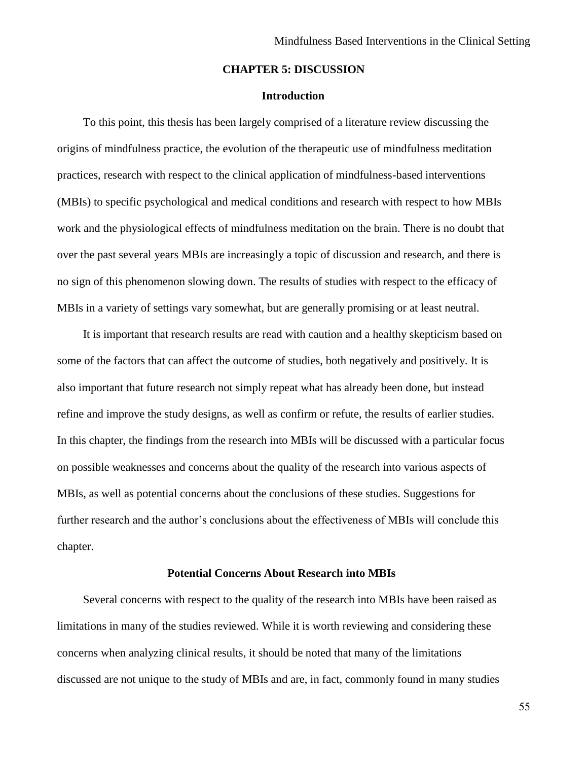# CHAPTER 5: DISCUSSION

## Introduction

To this point, this thesis has been largely comprised of a literature review discussing the origins of mindfulness practice, the evolution of the therapeutic use of mindfulness meditation practices, research with respect to the clinical application of mindfulness-based interventions (MBIs) to specific psychological and medical conditions and research with respect to how MBIs work and the physiological effects of mindfulness meditation on the brain. There is no doubt that over the past several years MBIs are increasingly a topic of discussion and research, and there is no sign of this phenomenon slowing down. The results of studies with respect to the efficacy of MBIs in a variety of settings vary somewhat, but are generally promising or at least neutral.

It is important that research results are read with caution and a healthy skepticism based on some of the factors that can affect the outcome of studies, both negatively and positively. It is also important that future research not simply repeat what has already been done, but instead refine and improve the study designs, as well as confirm or refute, the results of earlier studies. In this chapter, the findings from the research into MBIs will be discussed with a particular focus on possible weaknesses and concerns about the quality of the research into various aspects of MBIs, as well as potential concerns about the conclusions of these studies. Suggestions for further research and the author's conclusions about the effectiveness of MBIs will conclude this chapter.

## Potential Concerns About Research into MBIs

Several concerns with respect to the quality of the research into MBIs have been raised as limitations in many of the studies reviewed. While it is worth reviewing and considering these concerns when analyzing clinical results, it should be noted that many of the limitations discussed are not unique to the study of MBIs and are, in fact, commonly found in many studies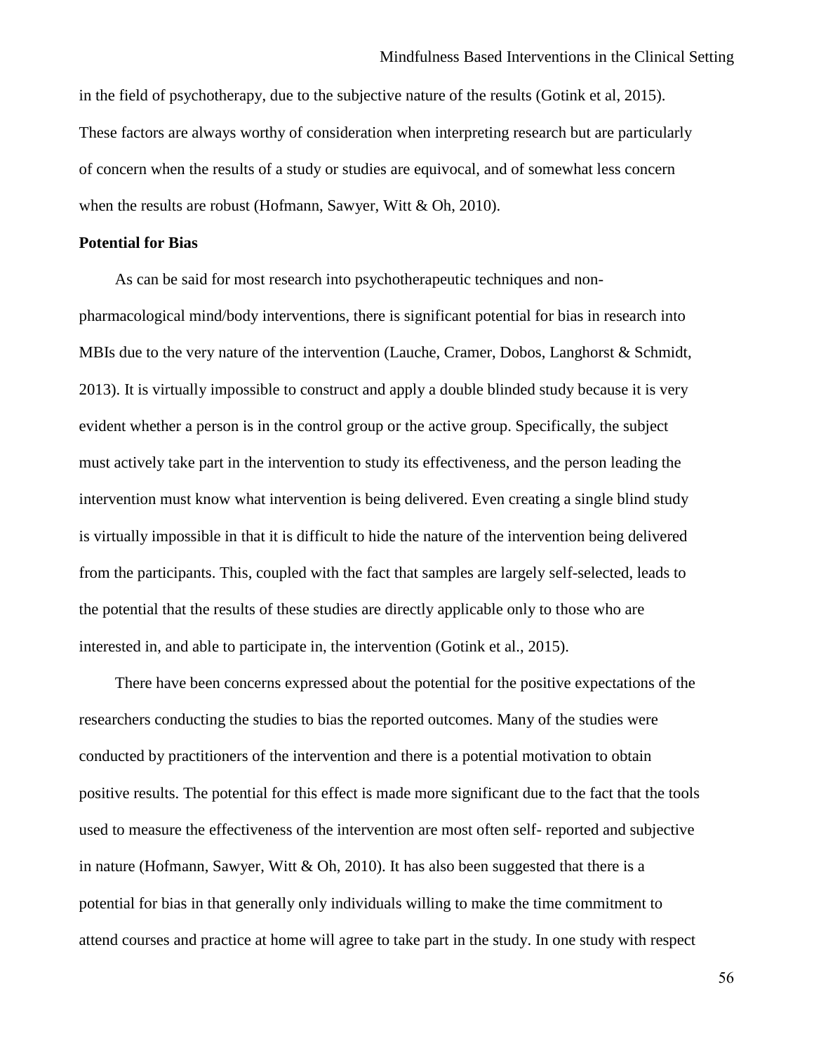in the field of psychotherapy, due to the subjective nature of the results (Gotink et al, 2015). These factors are always worthy of consideration when interpreting research but are particularly of concern when the results of a study or studies are equivocal, and of somewhat less concern when the results are robust (Hofmann, Sawyer, Witt & Oh, 2010).

**Potential for Bias**

As can be said for most research into psychotherapeutic techniques and non-pharmacological mind/body interventions, there is significant potential for bias in research into MBIs due to the very nature of the intervention (Lauche, Cramer, Dobos, Langhorst & Schmidt, 2013). It is virtually impossible to construct and apply a double blinded study because it is very evident whether a person is in the control group or the active group. Specifically, the subject must actively take part in the intervention to study its effectiveness, and the person leading the intervention must know what intervention is being delivered. Even creating a single blind study is virtually impossible in that it is difficult to hide the nature of the intervention being delivered from the participants. This, coupled with the fact that samples are largely self-selected, leads to the potential that the results of these studies are directly applicable only to those who are interested in, and able to participate in, the intervention (Gotink et al., 2015).

There have been concerns expressed about the potential for the positive expectations of the researchers conducting the studies to bias the reported outcomes. Many of the studies were conducted by practitioners of the intervention and there is a potential motivation to obtain positive results. The potential for this effect is made more significant due to the fact that the tools used to measure the effectiveness of the intervention are most often self- reported and subjective in nature (Hofmann, Sawyer, Witt & Oh, 2010). It has also been suggested that there is a potential for bias in that generally only individuals willing to make the time commitment to attend courses and practice at home will agree to take part in the study. In one study with respect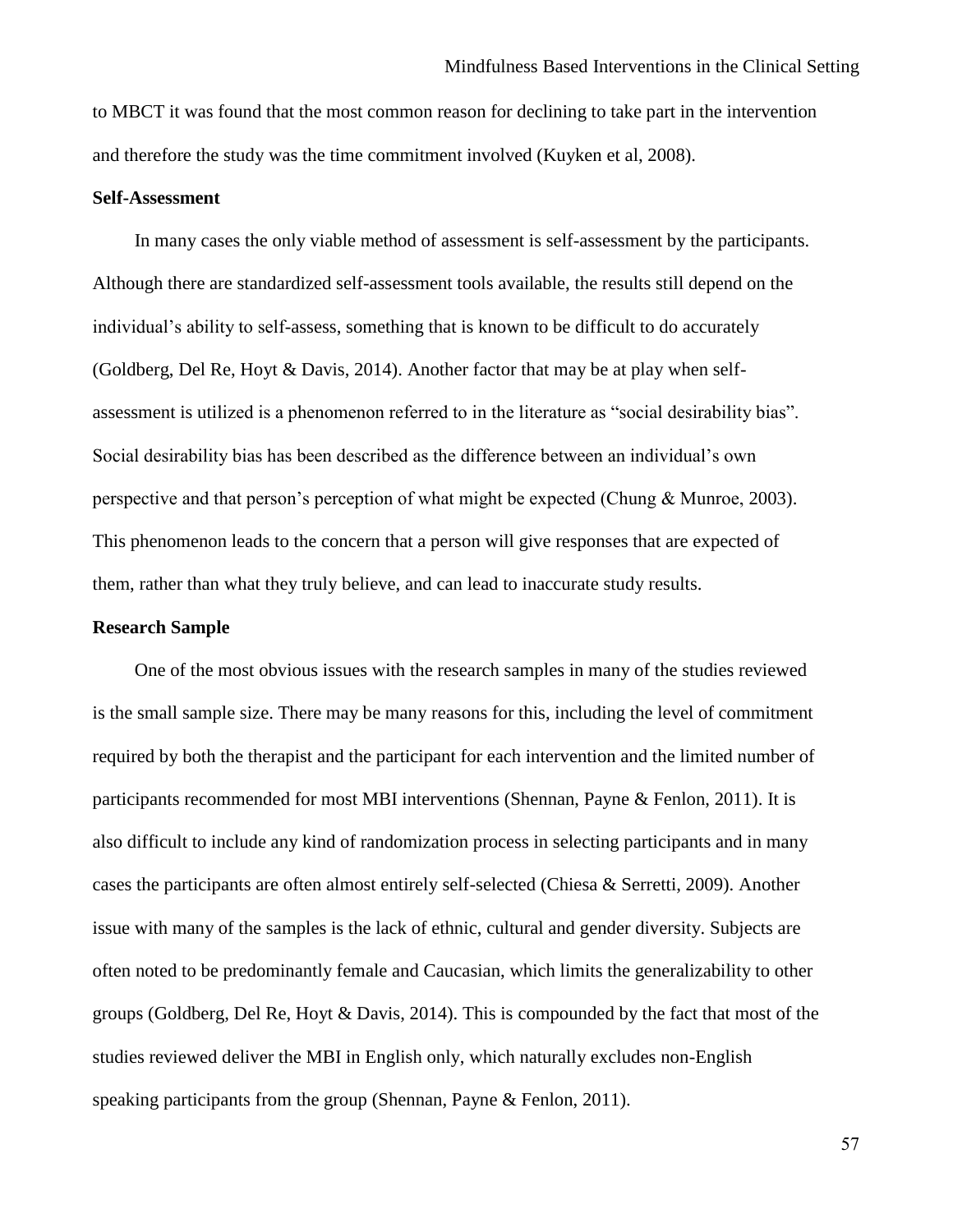to MBCT it was found that the most common reason for declining to take part in the intervention and therefore the study was the time commitment involved (Kuyken et al, 2008).

### Self-Assessment

In many cases the only viable method of assessment is self-assessment by the participants. Although there are standardized self-assessment tools available, the results still depend on the individual's ability to self-assess, something that is known to be difficult to do accurately (Goldberg, Del Re, Hoyt & Davis, 2014). Another factor that may be at play when self-assessment is utilized is a phenomenon referred to in the literature as "social desirability bias". Social desirability bias has been described as the difference between an individual's own perspective and that person's perception of what might be expected (Chung & Munroe, 2003). This phenomenon leads to the concern that a person will give responses that are expected of them, rather than what they truly believe, and can lead to inaccurate study results.

### Research Sample

One of the most obvious issues with the research samples in many of the studies reviewed is the small sample size. There may be many reasons for this, including the level of commitment required by both the therapist and the participant for each intervention and the limited number of participants recommended for most MBI interventions (Shennan, Payne & Fenlon, 2011). It is also difficult to include any kind of randomization process in selecting participants and in many cases the participants are often almost entirely self-selected (Chiesa & Serretti, 2009). Another issue with many of the samples is the lack of ethnic, cultural and gender diversity. Subjects are often noted to be predominantly female and Caucasian, which limits the generalizability to other groups (Goldberg, Del Re, Hoyt & Davis, 2014). This is compounded by the fact that most of the studies reviewed deliver the MBI in English only, which naturally excludes non-English speaking participants from the group (Shennan, Payne & Fenlon, 2011).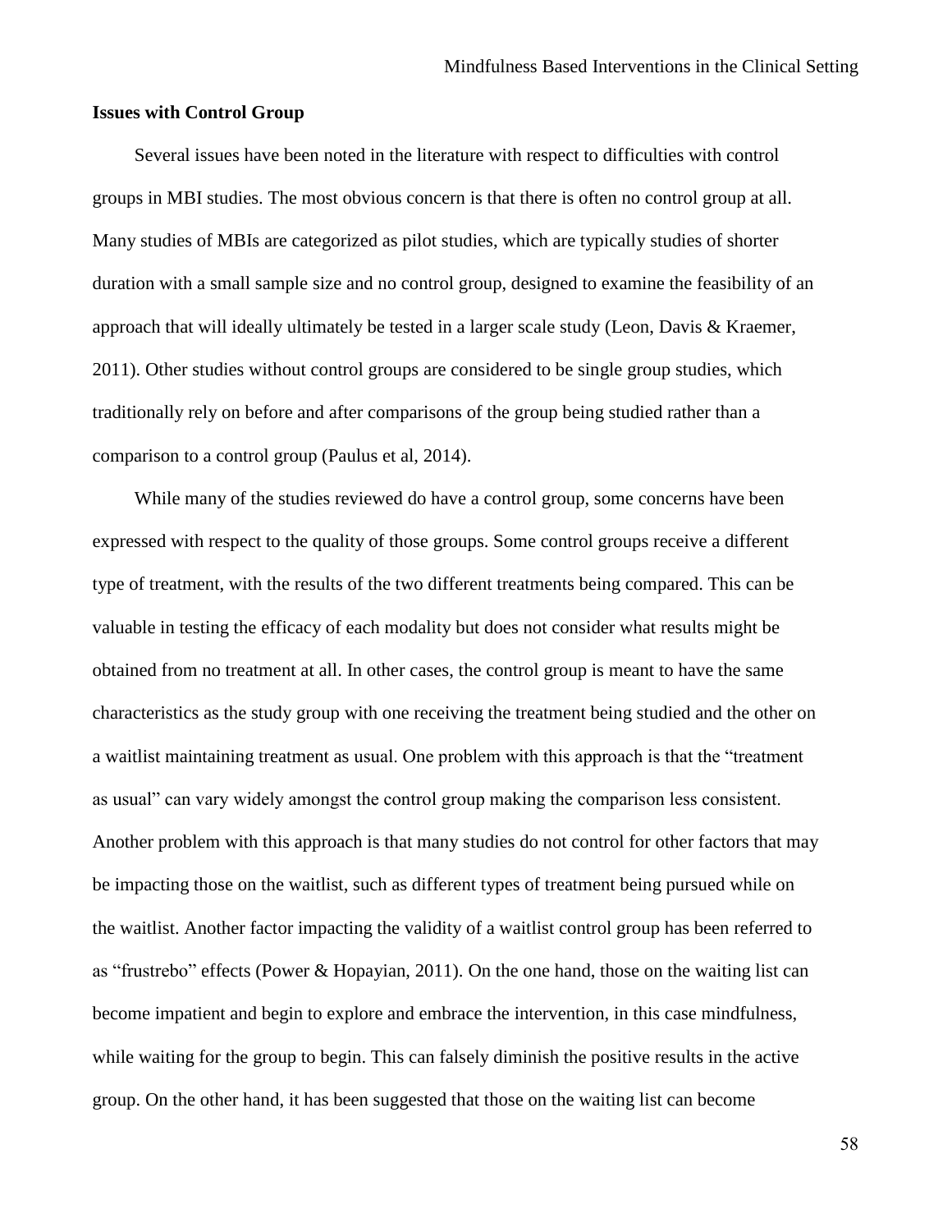**Issues with Control Group**

Several issues have been noted in the literature with respect to difficulties with control groups in MBI studies. The most obvious concern is that there is often no control group at all. Many studies of MBIs are categorized as pilot studies, which are typically studies of shorter duration with a small sample size and no control group, designed to examine the feasibility of an approach that will ideally ultimately be tested in a larger scale study (Leon, Davis & Kraemer, 2011). Other studies without control groups are considered to be single group studies, which traditionally rely on before and after comparisons of the group being studied rather than a comparison to a control group (Paulus et al, 2014).

While many of the studies reviewed do have a control group, some concerns have been expressed with respect to the quality of those groups. Some control groups receive a different type of treatment, with the results of the two different treatments being compared. This can be valuable in testing the efficacy of each modality but does not consider what results might be obtained from no treatment at all. In other cases, the control group is meant to have the same characteristics as the study group with one receiving the treatment being studied and the other on a waitlist maintaining treatment as usual. One problem with this approach is that the "treatment as usual" can vary widely amongst the control group making the comparison less consistent. Another problem with this approach is that many studies do not control for other factors that may be impacting those on the waitlist, such as different types of treatment being pursued while on the waitlist. Another factor impacting the validity of a waitlist control group has been referred to as "frustrebo" effects (Power & Hopayian, 2011). On the one hand, those on the waiting list can become impatient and begin to explore and embrace the intervention, in this case mindfulness, while waiting for the group to begin. This can falsely diminish the positive results in the active group. On the other hand, it has been suggested that those on the waiting list can become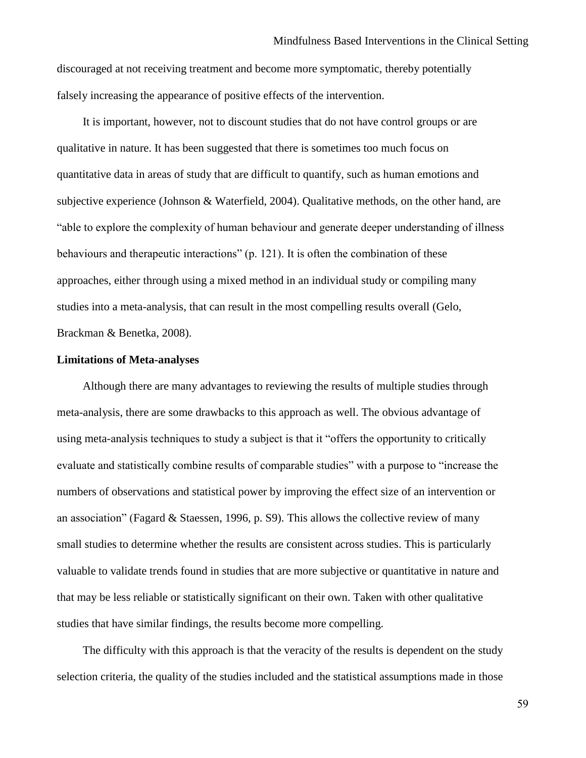discouraged at not receiving treatment and become more symptomatic, thereby potentially falsely increasing the appearance of positive effects of the intervention.

It is important, however, not to discount studies that do not have control groups or are qualitative in nature. It has been suggested that there is sometimes too much focus on quantitative data in areas of study that are difficult to quantify, such as human emotions and subjective experience (Johnson & Waterfield, 2004). Qualitative methods, on the other hand, are "able to explore the complexity of human behaviour and generate deeper understanding of illness behaviours and therapeutic interactions" (p. 121). It is often the combination of these approaches, either through using a mixed method in an individual study or compiling many studies into a meta-analysis, that can result in the most compelling results overall (Gelo, Brackman & Benetka, 2008).

**Limitations of Meta-analyses**

Although there are many advantages to reviewing the results of multiple studies through meta-analysis, there are some drawbacks to this approach as well. The obvious advantage of using meta-analysis techniques to study a subject is that it "offers the opportunity to critically evaluate and statistically combine results of comparable studies" with a purpose to "increase the numbers of observations and statistical power by improving the effect size of an intervention or an association" (Fagard & Staessen, 1996, p. S9). This allows the collective review of many small studies to determine whether the results are consistent across studies. This is particularly valuable to validate trends found in studies that are more subjective or quantitative in nature and that may be less reliable or statistically significant on their own. Taken with other qualitative studies that have similar findings, the results become more compelling.

The difficulty with this approach is that the veracity of the results is dependent on the study selection criteria, the quality of the studies included and the statistical assumptions made in those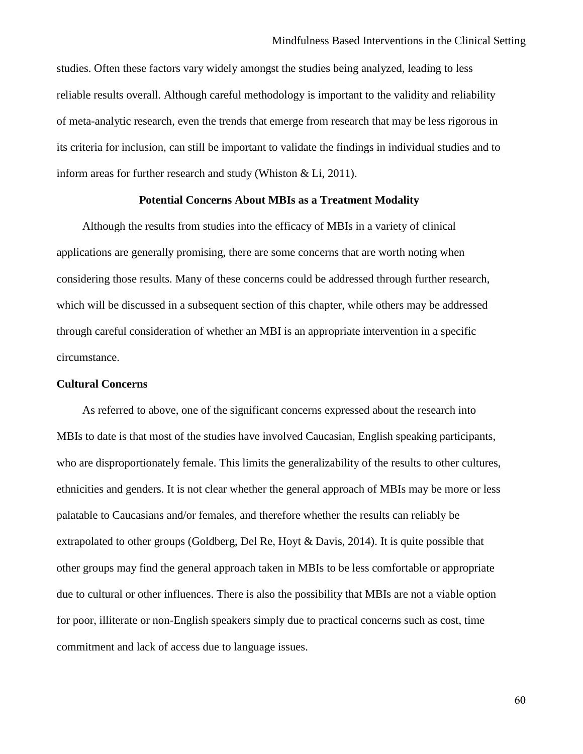studies. Often these factors vary widely amongst the studies being analyzed, leading to less reliable results overall. Although careful methodology is important to the validity and reliability of meta-analytic research, even the trends that emerge from research that may be less rigorous in its criteria for inclusion, can still be important to validate the findings in individual studies and to inform areas for further research and study (Whiston & Li, 2011).

## Potential Concerns About MBIs as a Treatment Modality

Although the results from studies into the efficacy of MBIs in a variety of clinical applications are generally promising, there are some concerns that are worth noting when considering those results. Many of these concerns could be addressed through further research, which will be discussed in a subsequent section of this chapter, while others may be addressed through careful consideration of whether an MBI is an appropriate intervention in a specific circumstance.

### Cultural Concerns

As referred to above, one of the significant concerns expressed about the research into MBIs to date is that most of the studies have involved Caucasian, English speaking participants, who are disproportionately female. This limits the generalizability of the results to other cultures, ethnicities and genders. It is not clear whether the general approach of MBIs may be more or less palatable to Caucasians and/or females, and therefore whether the results can reliably be extrapolated to other groups (Goldberg, Del Re, Hoyt & Davis, 2014). It is quite possible that other groups may find the general approach taken in MBIs to be less comfortable or appropriate due to cultural or other influences. There is also the possibility that MBIs are not a viable option for poor, illiterate or non-English speakers simply due to practical concerns such as cost, time commitment and lack of access due to language issues.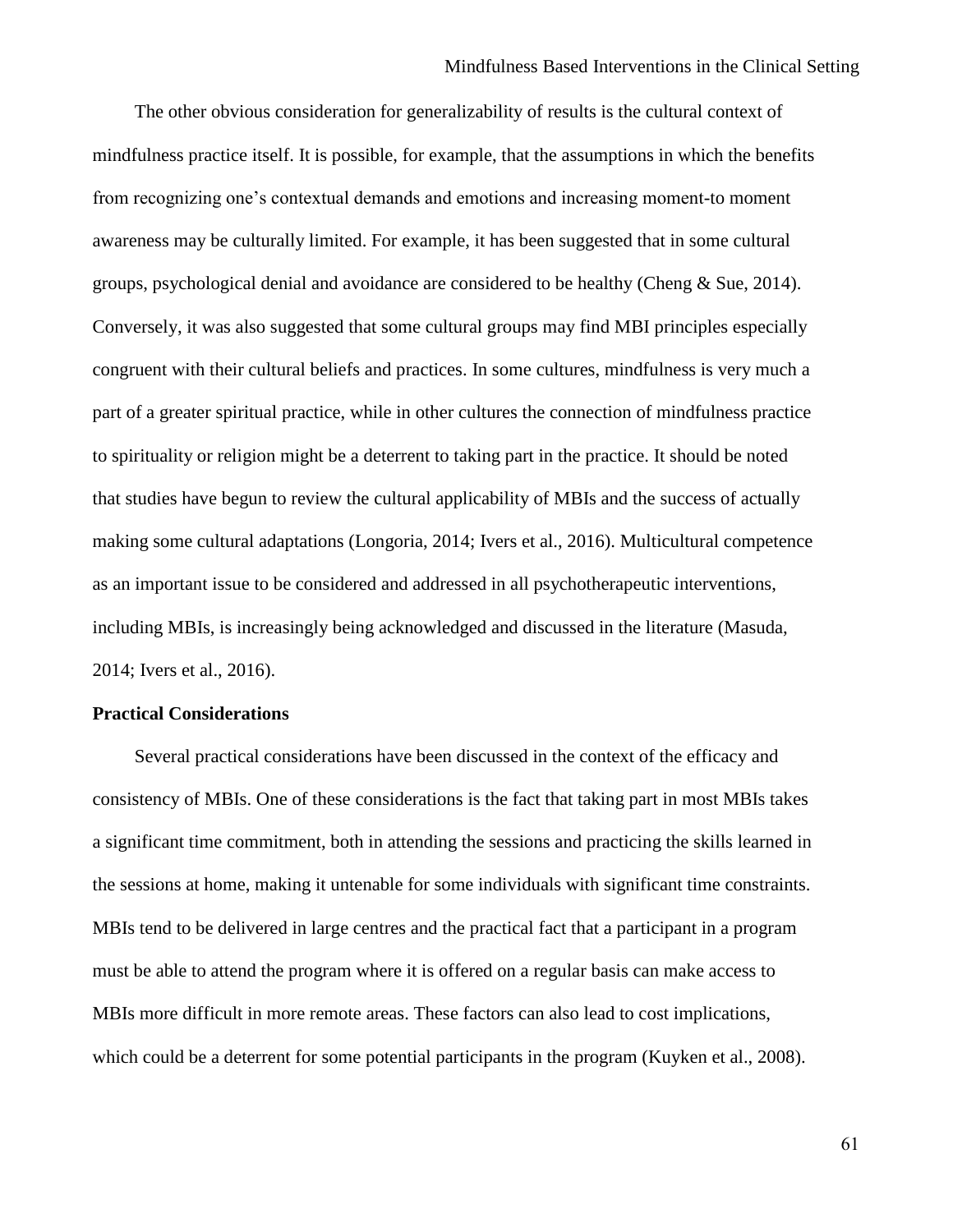The other obvious consideration for generalizability of results is the cultural context of mindfulness practice itself. It is possible, for example, that the assumptions in which the benefits from recognizing one's contextual demands and emotions and increasing moment-to moment awareness may be culturally limited. For example, it has been suggested that in some cultural groups, psychological denial and avoidance are considered to be healthy (Cheng & Sue, 2014). Conversely, it was also suggested that some cultural groups may find MBI principles especially congruent with their cultural beliefs and practices. In some cultures, mindfulness is very much a part of a greater spiritual practice, while in other cultures the connection of mindfulness practice to spirituality or religion might be a deterrent to taking part in the practice. It should be noted that studies have begun to review the cultural applicability of MBIs and the success of actually making some cultural adaptations (Longoria, 2014; Ivers et al., 2016). Multicultural competence as an important issue to be considered and addressed in all psychotherapeutic interventions, including MBIs, is increasingly being acknowledged and discussed in the literature (Masuda, 2014; Ivers et al., 2016).

**Practical Considerations**

Several practical considerations have been discussed in the context of the efficacy and consistency of MBIs. One of these considerations is the fact that taking part in most MBIs takes a significant time commitment, both in attending the sessions and practicing the skills learned in the sessions at home, making it untenable for some individuals with significant time constraints. MBIs tend to be delivered in large centres and the practical fact that a participant in a program must be able to attend the program where it is offered on a regular basis can make access to MBIs more difficult in more remote areas. These factors can also lead to cost implications, which could be a deterrent for some potential participants in the program (Kuyken et al., 2008).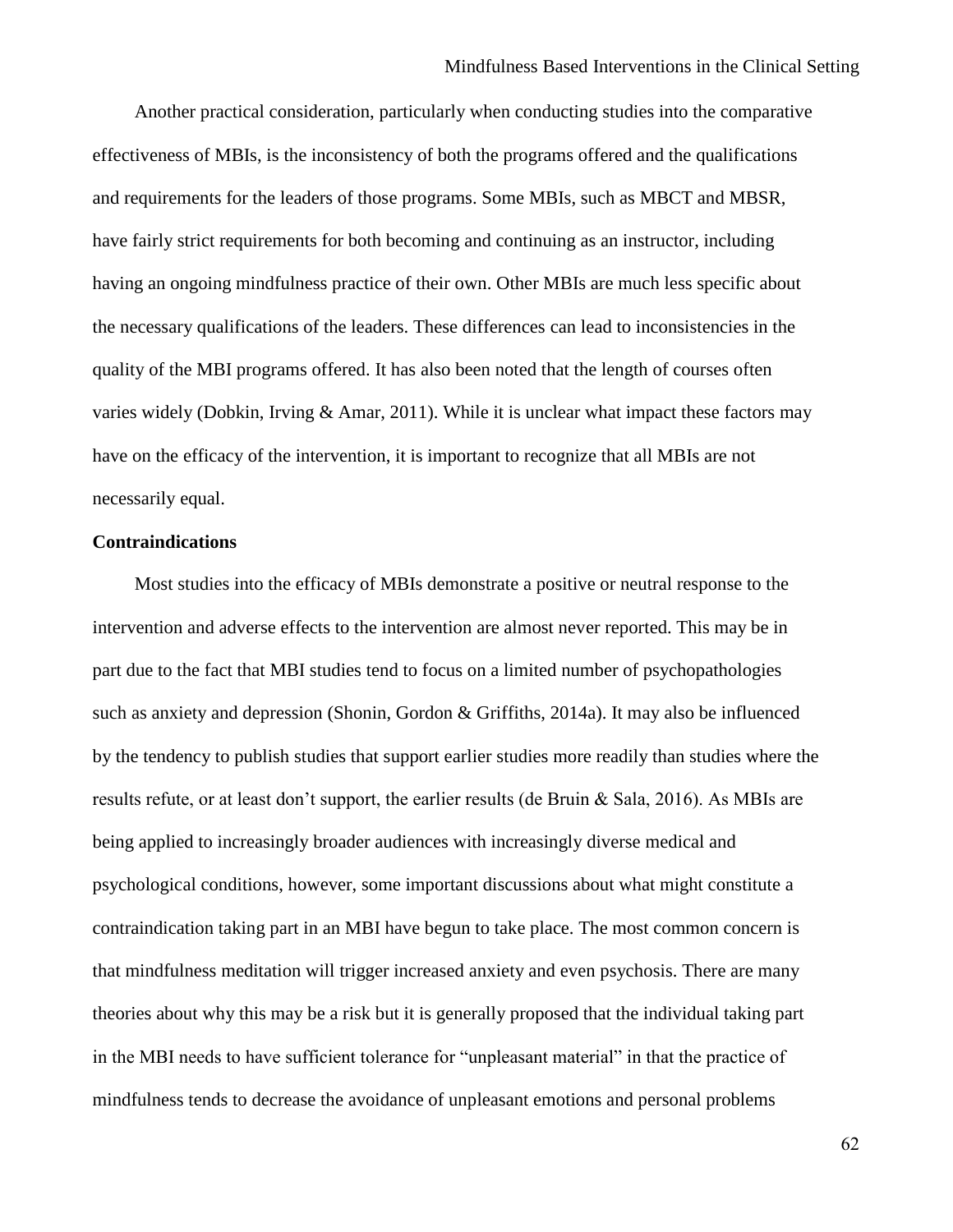Another practical consideration, particularly when conducting studies into the comparative effectiveness of MBIs, is the inconsistency of both the programs offered and the qualifications and requirements for the leaders of those programs. Some MBIs, such as MBCT and MBSR, have fairly strict requirements for both becoming and continuing as an instructor, including having an ongoing mindfulness practice of their own. Other MBIs are much less specific about the necessary qualifications of the leaders. These differences can lead to inconsistencies in the quality of the MBI programs offered. It has also been noted that the length of courses often varies widely (Dobkin, Irving & Amar, 2011). While it is unclear what impact these factors may have on the efficacy of the intervention, it is important to recognize that all MBIs are not necessarily equal.

**Contraindications**

Most studies into the efficacy of MBIs demonstrate a positive or neutral response to the intervention and adverse effects to the intervention are almost never reported. This may be in part due to the fact that MBI studies tend to focus on a limited number of psychopathologies such as anxiety and depression (Shonin, Gordon & Griffiths, 2014a). It may also be influenced by the tendency to publish studies that support earlier studies more readily than studies where the results refute, or at least don't support, the earlier results (de Bruin & Sala, 2016). As MBIs are being applied to increasingly broader audiences with increasingly diverse medical and psychological conditions, however, some important discussions about what might constitute a contraindication taking part in an MBI have begun to take place. The most common concern is that mindfulness meditation will trigger increased anxiety and even psychosis. There are many theories about why this may be a risk but it is generally proposed that the individual taking part in the MBI needs to have sufficient tolerance for "unpleasant material" in that the practice of mindfulness tends to decrease the avoidance of unpleasant emotions and personal problems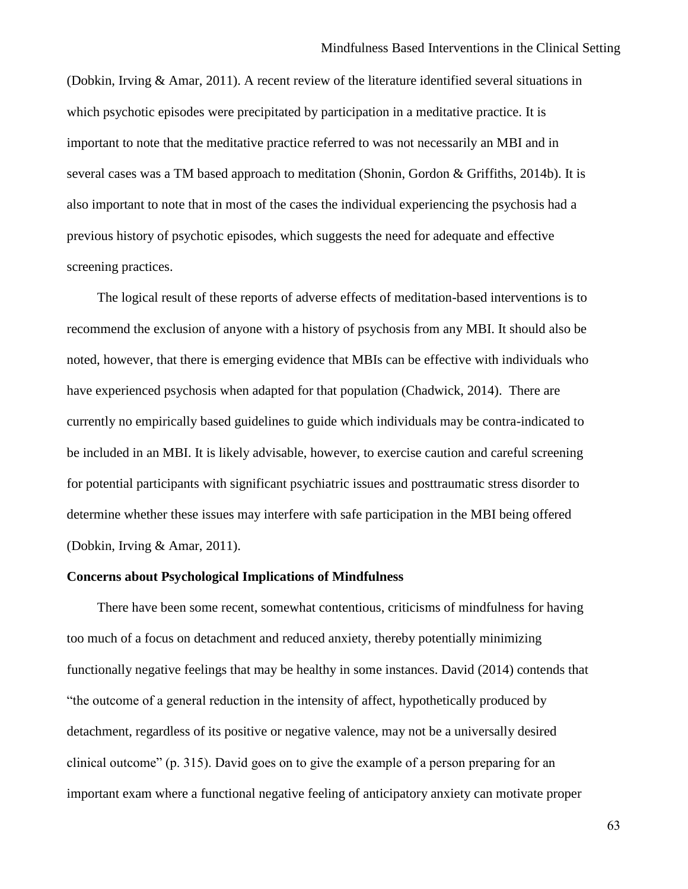(Dobkin, Irving & Amar, 2011). A recent review of the literature identified several situations in which psychotic episodes were precipitated by participation in a meditative practice. It is important to note that the meditative practice referred to was not necessarily an MBI and in several cases was a TM based approach to meditation (Shonin, Gordon & Griffiths, 2014b). It is also important to note that in most of the cases the individual experiencing the psychosis had a previous history of psychotic episodes, which suggests the need for adequate and effective screening practices.

The logical result of these reports of adverse effects of meditation-based interventions is to recommend the exclusion of anyone with a history of psychosis from any MBI. It should also be noted, however, that there is emerging evidence that MBIs can be effective with individuals who have experienced psychosis when adapted for that population (Chadwick, 2014). There are currently no empirically based guidelines to guide which individuals may be contra-indicated to be included in an MBI. It is likely advisable, however, to exercise caution and careful screening for potential participants with significant psychiatric issues and posttraumatic stress disorder to determine whether these issues may interfere with safe participation in the MBI being offered (Dobkin, Irving & Amar, 2011).

**Concerns about Psychological Implications of Mindfulness**

There have been some recent, somewhat contentious, criticisms of mindfulness for having too much of a focus on detachment and reduced anxiety, thereby potentially minimizing functionally negative feelings that may be healthy in some instances. David (2014) contends that "the outcome of a general reduction in the intensity of affect, hypothetically produced by detachment, regardless of its positive or negative valence, may not be a universally desired clinical outcome" (p. 315). David goes on to give the example of a person preparing for an important exam where a functional negative feeling of anticipatory anxiety can motivate proper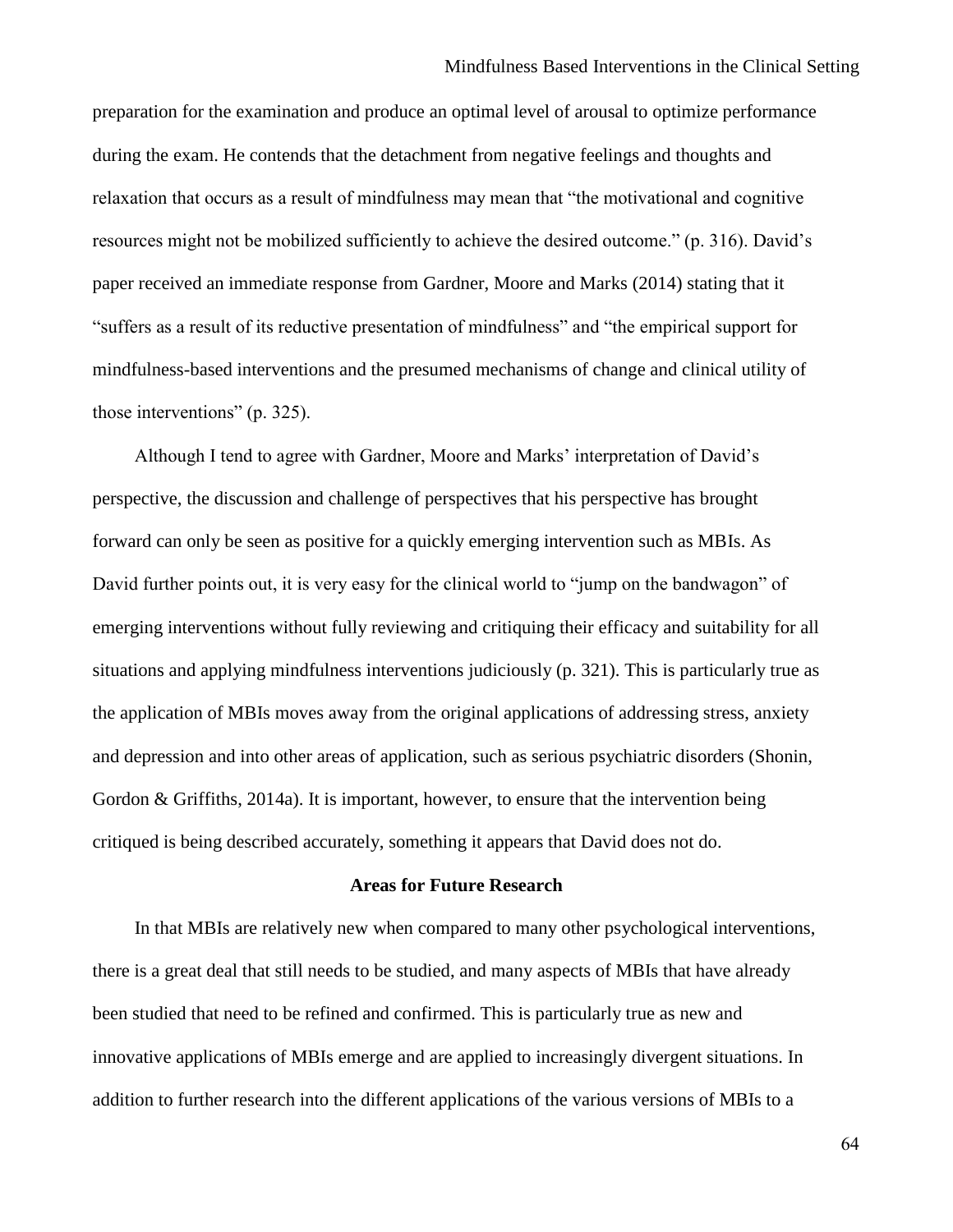preparation for the examination and produce an optimal level of arousal to optimize performance during the exam. He contends that the detachment from negative feelings and thoughts and relaxation that occurs as a result of mindfulness may mean that "the motivational and cognitive resources might not be mobilized sufficiently to achieve the desired outcome." (p. 316). David's paper received an immediate response from Gardner, Moore and Marks (2014) stating that it "suffers as a result of its reductive presentation of mindfulness" and "the empirical support for mindfulness-based interventions and the presumed mechanisms of change and clinical utility of those interventions" (p. 325).

Although I tend to agree with Gardner, Moore and Marks' interpretation of David's perspective, the discussion and challenge of perspectives that his perspective has brought forward can only be seen as positive for a quickly emerging intervention such as MBIs. As David further points out, it is very easy for the clinical world to "jump on the bandwagon" of emerging interventions without fully reviewing and critiquing their efficacy and suitability for all situations and applying mindfulness interventions judiciously (p. 321). This is particularly true as the application of MBIs moves away from the original applications of addressing stress, anxiety and depression and into other areas of application, such as serious psychiatric disorders (Shonin, Gordon & Griffiths, 2014a). It is important, however, to ensure that the intervention being critiqued is being described accurately, something it appears that David does not do.

## Areas for Future Research

In that MBIs are relatively new when compared to many other psychological interventions, there is a great deal that still needs to be studied, and many aspects of MBIs that have already been studied that need to be refined and confirmed. This is particularly true as new and innovative applications of MBIs emerge and are applied to increasingly divergent situations. In addition to further research into the different applications of the various versions of MBIs to a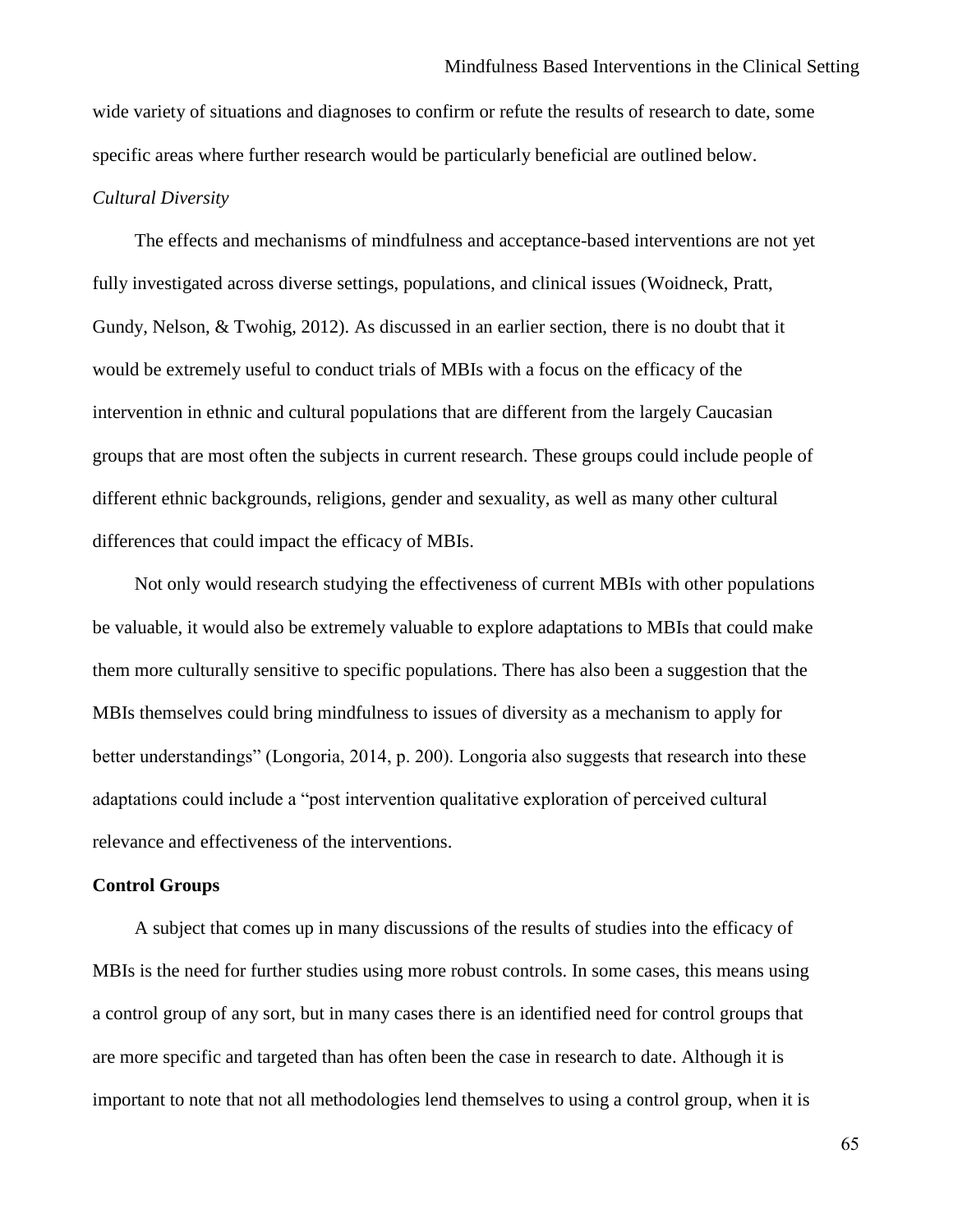wide variety of situations and diagnoses to confirm or refute the results of research to date, some specific areas where further research would be particularly beneficial are outlined below.

### *Cultural Diversity*

The effects and mechanisms of mindfulness and acceptance-based interventions are not yet fully investigated across diverse settings, populations, and clinical issues (Woidneck, Pratt, Gundy, Nelson, & Twohig, 2012). As discussed in an earlier section, there is no doubt that it would be extremely useful to conduct trials of MBIs with a focus on the efficacy of the intervention in ethnic and cultural populations that are different from the largely Caucasian groups that are most often the subjects in current research. These groups could include people of different ethnic backgrounds, religions, gender and sexuality, as well as many other cultural differences that could impact the efficacy of MBIs.

Not only would research studying the effectiveness of current MBIs with other populations be valuable, it would also be extremely valuable to explore adaptations to MBIs that could make them more culturally sensitive to specific populations. There has also been a suggestion that the MBIs themselves could bring mindfulness to issues of diversity as a mechanism to apply for better understandings" (Longoria, 2014, p. 200). Longoria also suggests that research into these adaptations could include a "post intervention qualitative exploration of perceived cultural relevance and effectiveness of the interventions.

## **Control Groups**

A subject that comes up in many discussions of the results of studies into the efficacy of MBIs is the need for further studies using more robust controls. In some cases, this means using a control group of any sort, but in many cases there is an identified need for control groups that are more specific and targeted than has often been the case in research to date. Although it is important to note that not all methodologies lend themselves to using a control group, when it is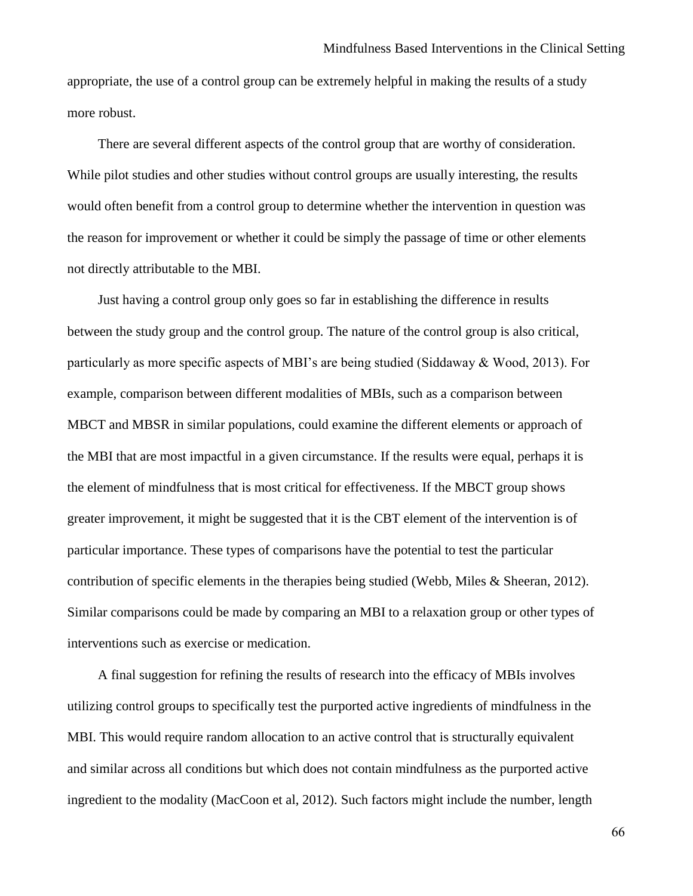appropriate, the use of a control group can be extremely helpful in making the results of a study more robust.

There are several different aspects of the control group that are worthy of consideration. While pilot studies and other studies without control groups are usually interesting, the results would often benefit from a control group to determine whether the intervention in question was the reason for improvement or whether it could be simply the passage of time or other elements not directly attributable to the MBI.

Just having a control group only goes so far in establishing the difference in results between the study group and the control group. The nature of the control group is also critical, particularly as more specific aspects of MBI's are being studied (Siddaway & Wood, 2013). For example, comparison between different modalities of MBIs, such as a comparison between MBCT and MBSR in similar populations, could examine the different elements or approach of the MBI that are most impactful in a given circumstance. If the results were equal, perhaps it is the element of mindfulness that is most critical for effectiveness. If the MBCT group shows greater improvement, it might be suggested that it is the CBT element of the intervention is of particular importance. These types of comparisons have the potential to test the particular contribution of specific elements in the therapies being studied (Webb, Miles & Sheeran, 2012). Similar comparisons could be made by comparing an MBI to a relaxation group or other types of interventions such as exercise or medication.

A final suggestion for refining the results of research into the efficacy of MBIs involves utilizing control groups to specifically test the purported active ingredients of mindfulness in the MBI. This would require random allocation to an active control that is structurally equivalent and similar across all conditions but which does not contain mindfulness as the purported active ingredient to the modality (MacCoon et al, 2012). Such factors might include the number, length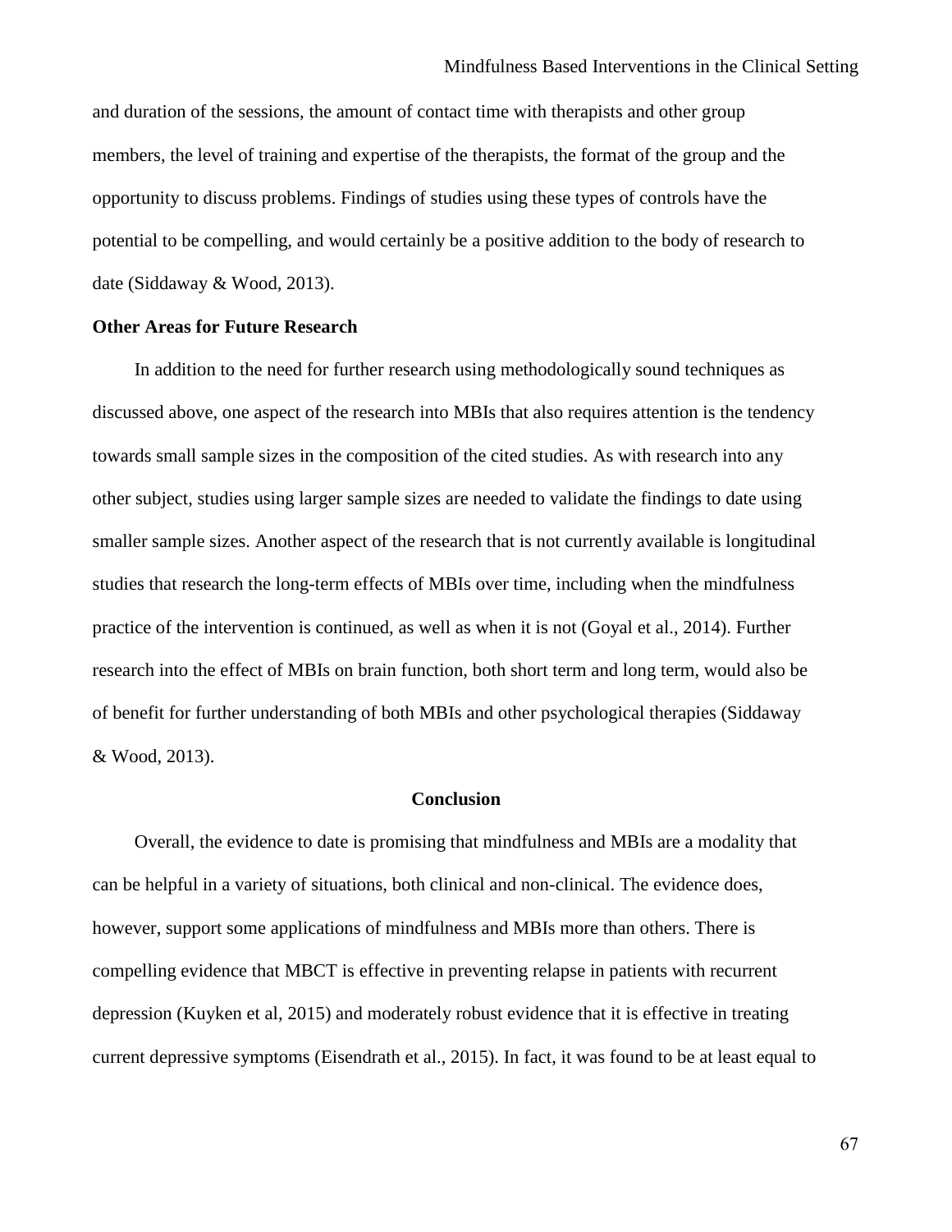and duration of the sessions, the amount of contact time with therapists and other group members, the level of training and expertise of the therapists, the format of the group and the opportunity to discuss problems. Findings of studies using these types of controls have the potential to be compelling, and would certainly be a positive addition to the body of research to date (Siddaway & Wood, 2013).

### Other Areas for Future Research

In addition to the need for further research using methodologically sound techniques as discussed above, one aspect of the research into MBIs that also requires attention is the tendency towards small sample sizes in the composition of the cited studies. As with research into any other subject, studies using larger sample sizes are needed to validate the findings to date using smaller sample sizes. Another aspect of the research that is not currently available is longitudinal studies that research the long-term effects of MBIs over time, including when the mindfulness practice of the intervention is continued, as well as when it is not (Goyal et al., 2014). Further research into the effect of MBIs on brain function, both short term and long term, would also be of benefit for further understanding of both MBIs and other psychological therapies (Siddaway & Wood, 2013).

## Conclusion

Overall, the evidence to date is promising that mindfulness and MBIs are a modality that can be helpful in a variety of situations, both clinical and non-clinical. The evidence does, however, support some applications of mindfulness and MBIs more than others. There is compelling evidence that MBCT is effective in preventing relapse in patients with recurrent depression (Kuyken et al, 2015) and moderately robust evidence that it is effective in treating current depressive symptoms (Eisendrath et al., 2015). In fact, it was found to be at least equal to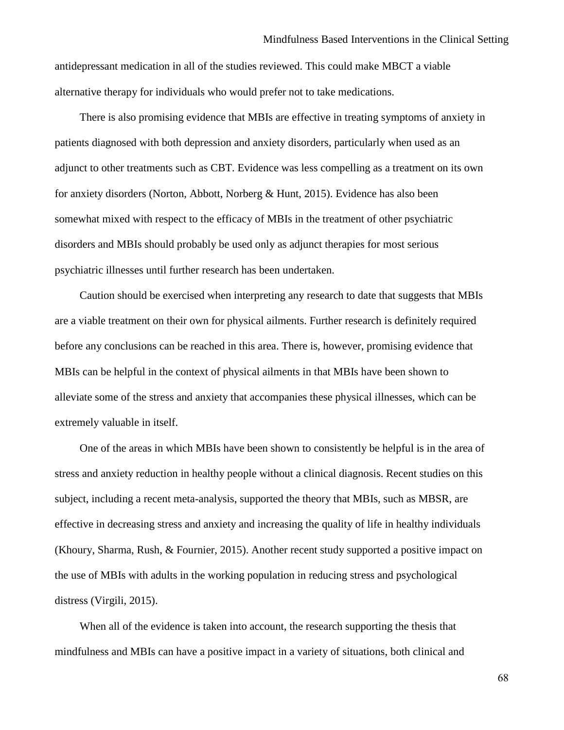antidepressant medication in all of the studies reviewed. This could make MBCT a viable alternative therapy for individuals who would prefer not to take medications.

There is also promising evidence that MBIs are effective in treating symptoms of anxiety in patients diagnosed with both depression and anxiety disorders, particularly when used as an adjunct to other treatments such as CBT. Evidence was less compelling as a treatment on its own for anxiety disorders (Norton, Abbott, Norberg & Hunt, 2015). Evidence has also been somewhat mixed with respect to the efficacy of MBIs in the treatment of other psychiatric disorders and MBIs should probably be used only as adjunct therapies for most serious psychiatric illnesses until further research has been undertaken.

Caution should be exercised when interpreting any research to date that suggests that MBIs are a viable treatment on their own for physical ailments. Further research is definitely required before any conclusions can be reached in this area. There is, however, promising evidence that MBIs can be helpful in the context of physical ailments in that MBIs have been shown to alleviate some of the stress and anxiety that accompanies these physical illnesses, which can be extremely valuable in itself.

One of the areas in which MBIs have been shown to consistently be helpful is in the area of stress and anxiety reduction in healthy people without a clinical diagnosis. Recent studies on this subject, including a recent meta-analysis, supported the theory that MBIs, such as MBSR, are effective in decreasing stress and anxiety and increasing the quality of life in healthy individuals (Khoury, Sharma, Rush, & Fournier, 2015). Another recent study supported a positive impact on the use of MBIs with adults in the working population in reducing stress and psychological distress (Virgili, 2015).

When all of the evidence is taken into account, the research supporting the thesis that mindfulness and MBIs can have a positive impact in a variety of situations, both clinical and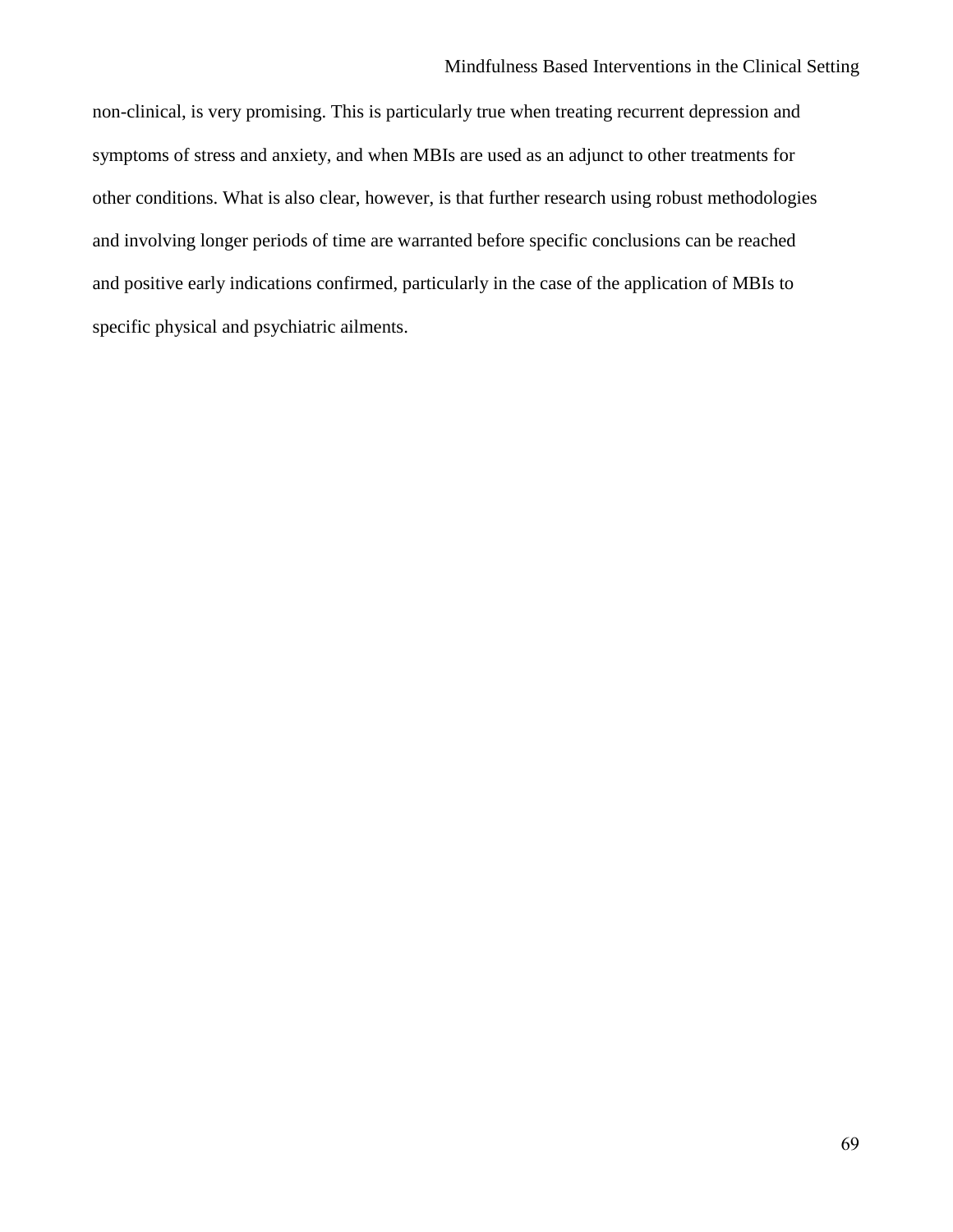non-clinical, is very promising. This is particularly true when treating recurrent depression and symptoms of stress and anxiety, and when MBIs are used as an adjunct to other treatments for other conditions. What is also clear, however, is that further research using robust methodologies and involving longer periods of time are warranted before specific conclusions can be reached and positive early indications confirmed, particularly in the case of the application of MBIs to specific physical and psychiatric ailments.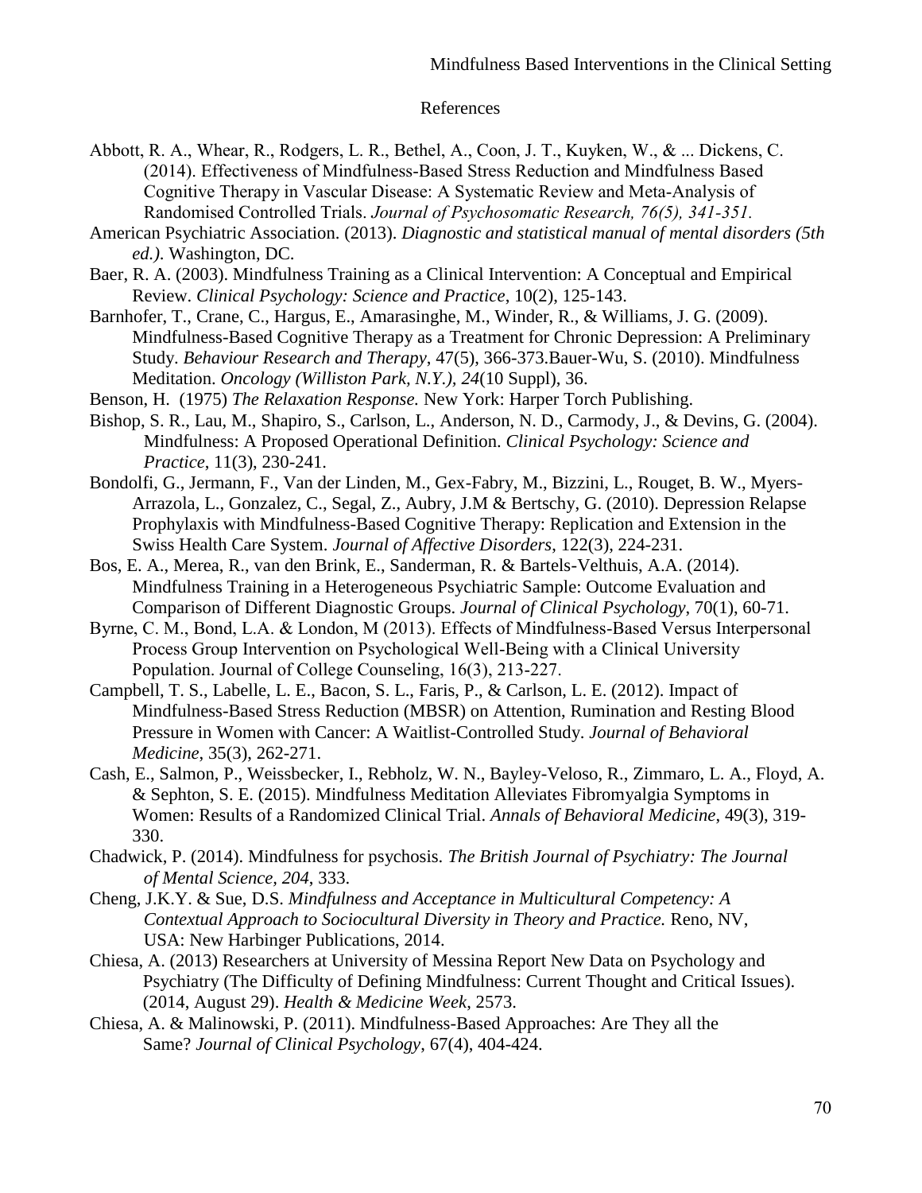# References

Abbott, R. A., Whear, R., Rodgers, L. R., Bethel, A., Coon, J. T., Kuyken, W., & ... Dickens, C. (2014). Effectiveness of Mindfulness-Based Stress Reduction and Mindfulness Based Cognitive Therapy in Vascular Disease: A Systematic Review and Meta-Analysis of Randomised Controlled Trials. *Journal of Psychosomatic Research, 76(5), 341-351.*

American Psychiatric Association. (2013). *Diagnostic and statistical manual of mental disorders (5th ed.).* Washington, DC.

Baer, R. A. (2003). Mindfulness Training as a Clinical Intervention: A Conceptual and Empirical Review. *Clinical Psychology: Science and Practice*, 10(2), 125-143.

Barnhofer, T., Crane, C., Hargus, E., Amarasinghe, M., Winder, R., & Williams, J. G. (2009). Mindfulness-Based Cognitive Therapy as a Treatment for Chronic Depression: A Preliminary Study. *Behaviour Research and Therapy*, 47(5), 366-373.Bauer-Wu, S. (2010). Mindfulness Meditation. *Oncology (Williston Park, N.Y.), 24*(10 Suppl), 36.

Benson, H. (1975) *The Relaxation Response.* New York: Harper Torch Publishing.

Bishop, S. R., Lau, M., Shapiro, S., Carlson, L., Anderson, N. D., Carmody, J., & Devins, G. (2004). Mindfulness: A Proposed Operational Definition. *Clinical Psychology: Science and Practice*, 11(3), 230-241.

Bondolfi, G., Jermann, F., Van der Linden, M., Gex-Fabry, M., Bizzini, L., Rouget, B. W., Myers-Arrazola, L., Gonzalez, C., Segal, Z., Aubry, J.M & Bertschy, G. (2010). Depression Relapse Prophylaxis with Mindfulness-Based Cognitive Therapy: Replication and Extension in the Swiss Health Care System. *Journal of Affective Disorders*, 122(3), 224-231.

Bos, E. A., Merea, R., van den Brink, E., Sanderman, R. & Bartels-Velthuis, A.A. (2014). Mindfulness Training in a Heterogeneous Psychiatric Sample: Outcome Evaluation and Comparison of Different Diagnostic Groups. *Journal of Clinical Psychology*, 70(1), 60-71.

Byrne, C. M., Bond, L.A. & London, M (2013). Effects of Mindfulness-Based Versus Interpersonal Process Group Intervention on Psychological Well-Being with a Clinical University Population. Journal of College Counseling, 16(3), 213-227.

Campbell, T. S., Labelle, L. E., Bacon, S. L., Faris, P., & Carlson, L. E. (2012). Impact of Mindfulness-Based Stress Reduction (MBSR) on Attention, Rumination and Resting Blood Pressure in Women with Cancer: A Waitlist-Controlled Study. *Journal of Behavioral Medicine*, 35(3), 262-271.

Cash, E., Salmon, P., Weissbecker, I., Rebholz, W. N., Bayley-Veloso, R., Zimmaro, L. A., Floyd, A. & Sephton, S. E. (2015). Mindfulness Meditation Alleviates Fibromyalgia Symptoms in Women: Results of a Randomized Clinical Trial. *Annals of Behavioral Medicine*, 49(3), 319-330.

Chadwick, P. (2014). Mindfulness for psychosis. *The British Journal of Psychiatry: The Journal of Mental Science, 204*, 333.

Cheng, J.K.Y. & Sue, D.S. *Mindfulness and Acceptance in Multicultural Competency: A Contextual Approach to Sociocultural Diversity in Theory and Practice.* Reno, NV, USA: New Harbinger Publications, 2014.

Chiesa, A. (2013) Researchers at University of Messina Report New Data on Psychology and Psychiatry (The Difficulty of Defining Mindfulness: Current Thought and Critical Issues). (2014, August 29). *Health & Medicine Week*, 2573.

Chiesa, A. & Malinowski, P. (2011). Mindfulness-Based Approaches: Are They all the Same? *Journal of Clinical Psychology*, 67(4), 404-424.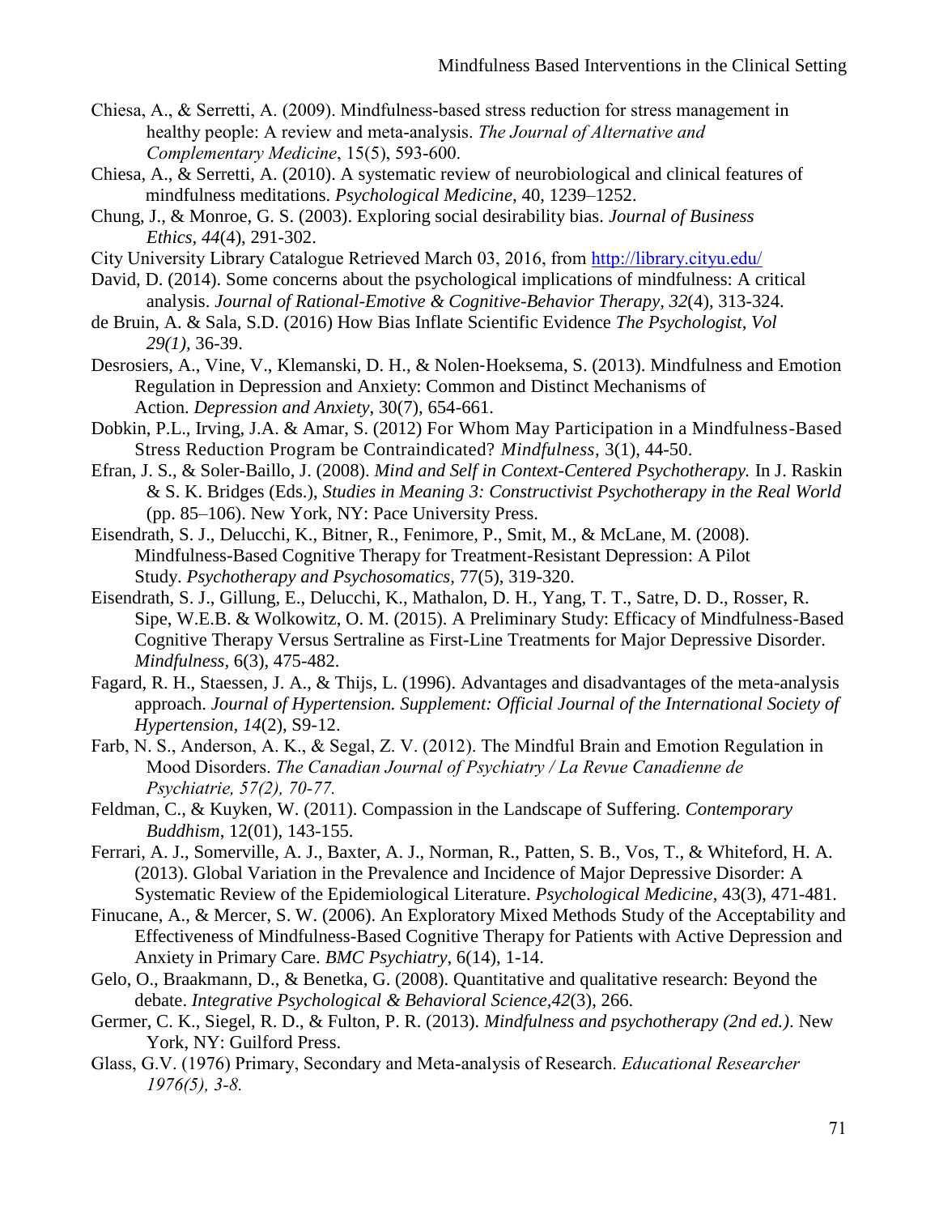Chiesa, A., & Serretti, A. (2009). Mindfulness-based stress reduction for stress management in healthy people: A review and meta-analysis. *The Journal of Alternative and Complementary Medicine*, 15(5), 593-600.

Chiesa, A., & Serretti, A. (2010). A systematic review of neurobiological and clinical features of mindfulness meditations. *Psychological Medicine*, 40, 1239–1252.

Chung, J., & Monroe, G. S. (2003). Exploring social desirability bias. *Journal of Business Ethics, 44*(4), 291-302.

City University Library Catalogue Retrieved March 03, 2016, from http://library.cityu.edu/

David, D. (2014). Some concerns about the psychological implications of mindfulness: A critical analysis. *Journal of Rational-Emotive & Cognitive-Behavior Therapy, 32*(4), 313-324.

de Bruin, A. & Sala, S.D. (2016) How Bias Inflate Scientific Evidence *The Psychologist, Vol 29(1),* 36-39.

Desrosiers, A., Vine, V., Klemanski, D. H., & Nolen-Hoeksema, S. (2013). Mindfulness and Emotion Regulation in Depression and Anxiety: Common and Distinct Mechanisms of Action. *Depression and Anxiety*, 30(7), 654-661.

Dobkin, P.L., Irving, J.A. & Amar, S. (2012) For Whom May Participation in a Mindfulness-Based Stress Reduction Program be Contraindicated? *Mindfulness,* 3(1), 44-50.

Efran, J. S., & Soler-Baillo, J. (2008). *Mind and Self in Context-Centered Psychotherapy.* In J. Raskin & S. K. Bridges (Eds.), *Studies in Meaning 3: Constructivist Psychotherapy in the Real World* (pp. 85–106). New York, NY: Pace University Press.

Eisendrath, S. J., Delucchi, K., Bitner, R., Fenimore, P., Smit, M., & McLane, M. (2008). Mindfulness-Based Cognitive Therapy for Treatment-Resistant Depression: A Pilot Study. *Psychotherapy and Psychosomatics*, 77(5), 319-320.

Eisendrath, S. J., Gillung, E., Delucchi, K., Mathalon, D. H., Yang, T. T., Satre, D. D., Rosser, R. Sipe, W.E.B. & Wolkowitz, O. M. (2015). A Preliminary Study: Efficacy of Mindfulness-Based Cognitive Therapy Versus Sertraline as First-Line Treatments for Major Depressive Disorder. *Mindfulness,* 6(3), 475-482.

Fagard, R. H., Staessen, J. A., & Thijs, L. (1996). Advantages and disadvantages of the meta-analysis approach. *Journal of Hypertension. Supplement: Official Journal of the International Society of Hypertension, 14*(2), S9-12.

Farb, N. S., Anderson, A. K., & Segal, Z. V. (2012). The Mindful Brain and Emotion Regulation in Mood Disorders. *The Canadian Journal of Psychiatry / La Revue Canadienne de Psychiatrie, 57(2), 70-77.*

Feldman, C., & Kuyken, W. (2011). Compassion in the Landscape of Suffering. *Contemporary Buddhism*, 12(01), 143-155.

Ferrari, A. J., Somerville, A. J., Baxter, A. J., Norman, R., Patten, S. B., Vos, T., & Whiteford, H. A. (2013). Global Variation in the Prevalence and Incidence of Major Depressive Disorder: A Systematic Review of the Epidemiological Literature. *Psychological Medicine*, 43(3), 471-481.

Finucane, A., & Mercer, S. W. (2006). An Exploratory Mixed Methods Study of the Acceptability and Effectiveness of Mindfulness-Based Cognitive Therapy for Patients with Active Depression and Anxiety in Primary Care. *BMC Psychiatry*, 6(14), 1-14.

Gelo, O., Braakmann, D., & Benetka, G. (2008). Quantitative and qualitative research: Beyond the debate. *Integrative Psychological & Behavioral Science,42*(3), 266.

Germer, C. K., Siegel, R. D., & Fulton, P. R. (2013). *Mindfulness and psychotherapy (2nd ed.)*. New York, NY: Guilford Press.

Glass, G.V. (1976) Primary, Secondary and Meta-analysis of Research. *Educational Researcher 1976(5), 3-8.*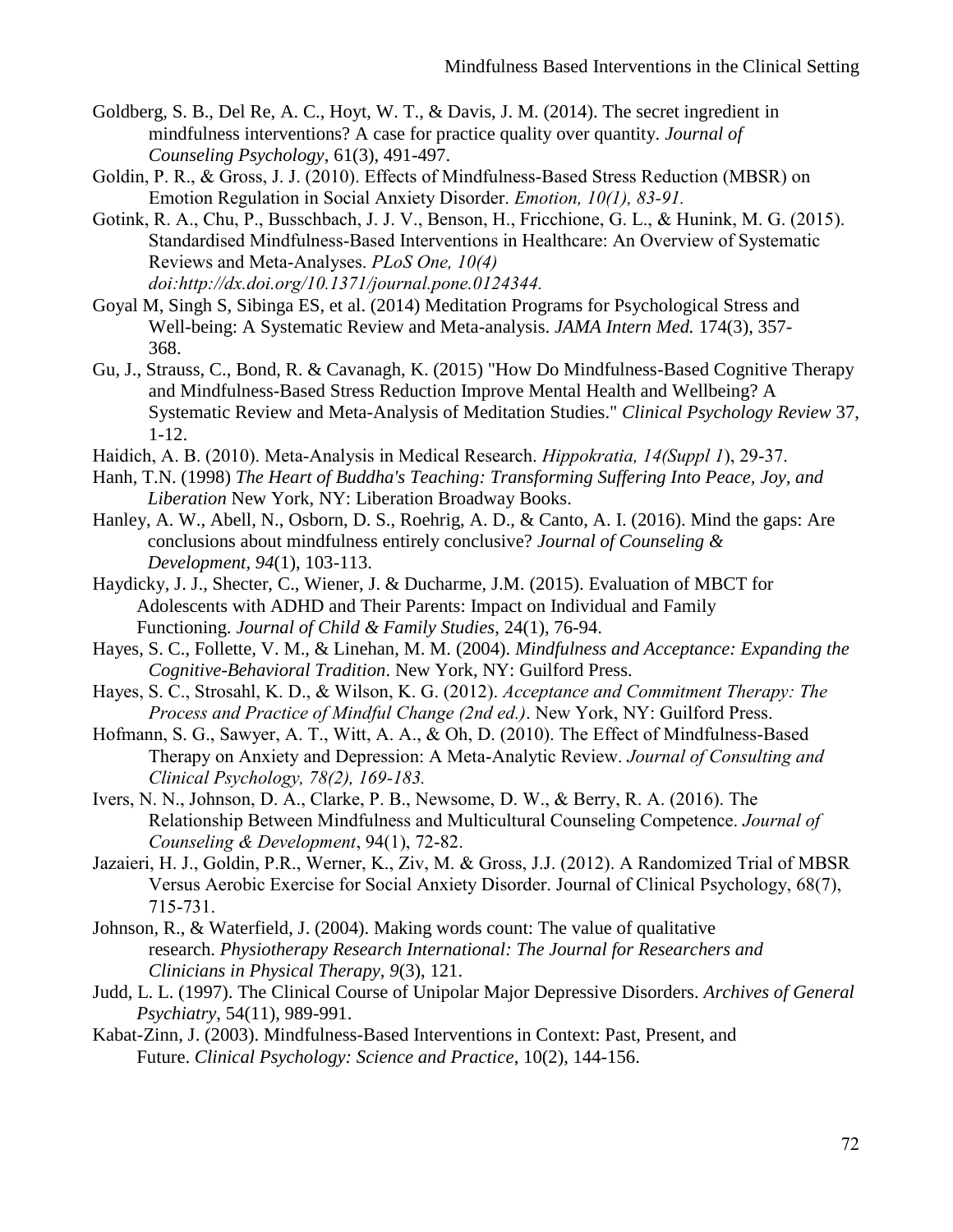Goldberg, S. B., Del Re, A. C., Hoyt, W. T., & Davis, J. M. (2014). The secret ingredient in mindfulness interventions? A case for practice quality over quantity. *Journal of Counseling Psychology*, 61(3), 491-497.

Goldin, P. R., & Gross, J. J. (2010). Effects of Mindfulness-Based Stress Reduction (MBSR) on Emotion Regulation in Social Anxiety Disorder. *Emotion, 10(1), 83-91.*

Gotink, R. A., Chu, P., Busschbach, J. J. V., Benson, H., Fricchione, G. L., & Hunink, M. G. (2015). Standardised Mindfulness-Based Interventions in Healthcare: An Overview of Systematic Reviews and Meta-Analyses. *PLoS One, 10(4) doi:http://dx.doi.org/10.1371/journal.pone.0124344.*

Goyal M, Singh S, Sibinga ES, et al. (2014) Meditation Programs for Psychological Stress and Well-being: A Systematic Review and Meta-analysis. *JAMA Intern Med.* 174(3), 357-368.

Gu, J., Strauss, C., Bond, R. & Cavanagh, K. (2015) "How Do Mindfulness-Based Cognitive Therapy and Mindfulness-Based Stress Reduction Improve Mental Health and Wellbeing? A Systematic Review and Meta-Analysis of Meditation Studies." *Clinical Psychology Review* 37, 1-12.

Haidich, A. B. (2010). Meta-Analysis in Medical Research. *Hippokratia, 14(Suppl 1*), 29-37.

Hanh, T.N. (1998) *The Heart of Buddha's Teaching: Transforming Suffering Into Peace, Joy, and Liberation* New York, NY: Liberation Broadway Books.

Hanley, A. W., Abell, N., Osborn, D. S., Roehrig, A. D., & Canto, A. I. (2016). Mind the gaps: Are conclusions about mindfulness entirely conclusive? *Journal of Counseling & Development*, *94*(1), 103-113.

Haydicky, J. J., Shecter, C., Wiener, J. & Ducharme, J.M. (2015). Evaluation of MBCT for Adolescents with ADHD and Their Parents: Impact on Individual and Family Functioning. *Journal of Child & Family Studies*, 24(1), 76-94.

Hayes, S. C., Follette, V. M., & Linehan, M. M. (2004). *Mindfulness and Acceptance: Expanding the Cognitive-Behavioral Tradition*. New York, NY: Guilford Press.

Hayes, S. C., Strosahl, K. D., & Wilson, K. G. (2012). *Acceptance and Commitment Therapy: The Process and Practice of Mindful Change (2nd ed.)*. New York, NY: Guilford Press.

Hofmann, S. G., Sawyer, A. T., Witt, A. A., & Oh, D. (2010). The Effect of Mindfulness-Based Therapy on Anxiety and Depression: A Meta-Analytic Review. *Journal of Consulting and Clinical Psychology, 78(2), 169-183.*

Ivers, N. N., Johnson, D. A., Clarke, P. B., Newsome, D. W., & Berry, R. A. (2016). The Relationship Between Mindfulness and Multicultural Counseling Competence. *Journal of Counseling & Development*, 94(1), 72-82.

Jazaieri, H. J., Goldin, P.R., Werner, K., Ziv, M. & Gross, J.J. (2012). A Randomized Trial of MBSR Versus Aerobic Exercise for Social Anxiety Disorder. Journal of Clinical Psychology, 68(7), 715-731.

Johnson, R., & Waterfield, J. (2004). Making words count: The value of qualitative research. *Physiotherapy Research International: The Journal for Researchers and Clinicians in Physical Therapy*, *9*(3), 121.

Judd, L. L. (1997). The Clinical Course of Unipolar Major Depressive Disorders. *Archives of General Psychiatry*, 54(11), 989-991.

Kabat-Zinn, J. (2003). Mindfulness-Based Interventions in Context: Past, Present, and Future. *Clinical Psychology: Science and Practice*, 10(2), 144-156.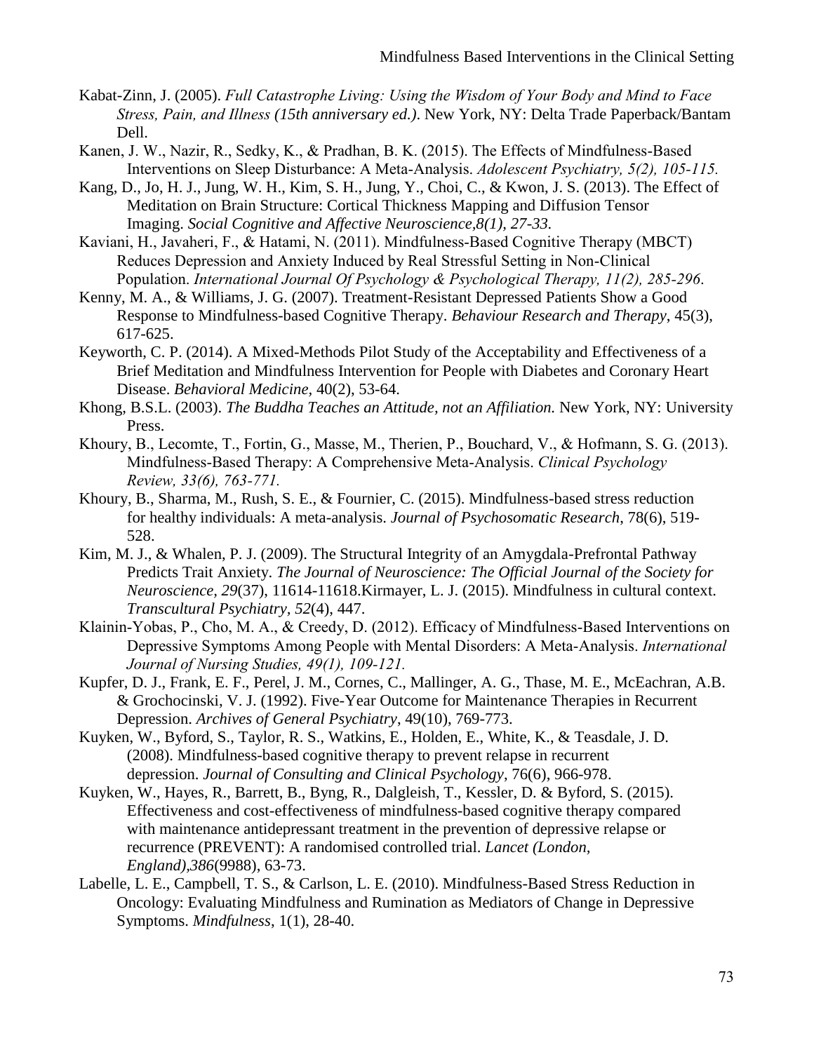Kabat-Zinn, J. (2005). *Full Catastrophe Living: Using the Wisdom of Your Body and Mind to Face Stress, Pain, and Illness (15th anniversary ed.)*. New York, NY: Delta Trade Paperback/Bantam Dell.

Kanen, J. W., Nazir, R., Sedky, K., & Pradhan, B. K. (2015). The Effects of Mindfulness-Based Interventions on Sleep Disturbance: A Meta-Analysis. *Adolescent Psychiatry, 5(2), 105-115.*

Kang, D., Jo, H. J., Jung, W. H., Kim, S. H., Jung, Y., Choi, C., & Kwon, J. S. (2013). The Effect of Meditation on Brain Structure: Cortical Thickness Mapping and Diffusion Tensor Imaging. *Social Cognitive and Affective Neuroscience,8(1), 27-33.*

Kaviani, H., Javaheri, F., & Hatami, N. (2011). Mindfulness-Based Cognitive Therapy (MBCT) Reduces Depression and Anxiety Induced by Real Stressful Setting in Non-Clinical Population. *International Journal Of Psychology & Psychological Therapy, 11(2), 285-296*.

Kenny, M. A., & Williams, J. G. (2007). Treatment-Resistant Depressed Patients Show a Good Response to Mindfulness-based Cognitive Therapy. *Behaviour Research and Therapy*, 45(3), 617-625.

Keyworth, C. P. (2014). A Mixed-Methods Pilot Study of the Acceptability and Effectiveness of a Brief Meditation and Mindfulness Intervention for People with Diabetes and Coronary Heart Disease. *Behavioral Medicine*, 40(2), 53-64.

Khong, B.S.L. (2003). *The Buddha Teaches an Attitude, not an Affiliation.* New York, NY: University Press.

Khoury, B., Lecomte, T., Fortin, G., Masse, M., Therien, P., Bouchard, V., & Hofmann, S. G. (2013). Mindfulness-Based Therapy: A Comprehensive Meta-Analysis. *Clinical Psychology Review, 33(6), 763-771.*

Khoury, B., Sharma, M., Rush, S. E., & Fournier, C. (2015). Mindfulness-based stress reduction for healthy individuals: A meta-analysis. *Journal of Psychosomatic Research*, 78(6), 519-528.

Kim, M. J., & Whalen, P. J. (2009). The Structural Integrity of an Amygdala-Prefrontal Pathway Predicts Trait Anxiety. *The Journal of Neuroscience: The Official Journal of the Society for Neuroscience, 29*(37), 11614-11618.Kirmayer, L. J. (2015). Mindfulness in cultural context. *Transcultural Psychiatry, 52*(4), 447.

Klainin-Yobas, P., Cho, M. A., & Creedy, D. (2012). Efficacy of Mindfulness-Based Interventions on Depressive Symptoms Among People with Mental Disorders: A Meta-Analysis. *International Journal of Nursing Studies, 49(1), 109-121.*

Kupfer, D. J., Frank, E. F., Perel, J. M., Cornes, C., Mallinger, A. G., Thase, M. E., McEachran, A.B. & Grochocinski, V. J. (1992). Five-Year Outcome for Maintenance Therapies in Recurrent Depression. *Archives of General Psychiatry*, 49(10), 769-773.

Kuyken, W., Byford, S., Taylor, R. S., Watkins, E., Holden, E., White, K., & Teasdale, J. D. (2008). Mindfulness-based cognitive therapy to prevent relapse in recurrent depression. *Journal of Consulting and Clinical Psychology*, 76(6), 966-978.

Kuyken, W., Hayes, R., Barrett, B., Byng, R., Dalgleish, T., Kessler, D. & Byford, S. (2015). Effectiveness and cost-effectiveness of mindfulness-based cognitive therapy compared with maintenance antidepressant treatment in the prevention of depressive relapse or recurrence (PREVENT): A randomised controlled trial. *Lancet (London, England),386*(9988), 63-73.

Labelle, L. E., Campbell, T. S., & Carlson, L. E. (2010). Mindfulness-Based Stress Reduction in Oncology: Evaluating Mindfulness and Rumination as Mediators of Change in Depressive Symptoms. *Mindfulness*, 1(1), 28-40.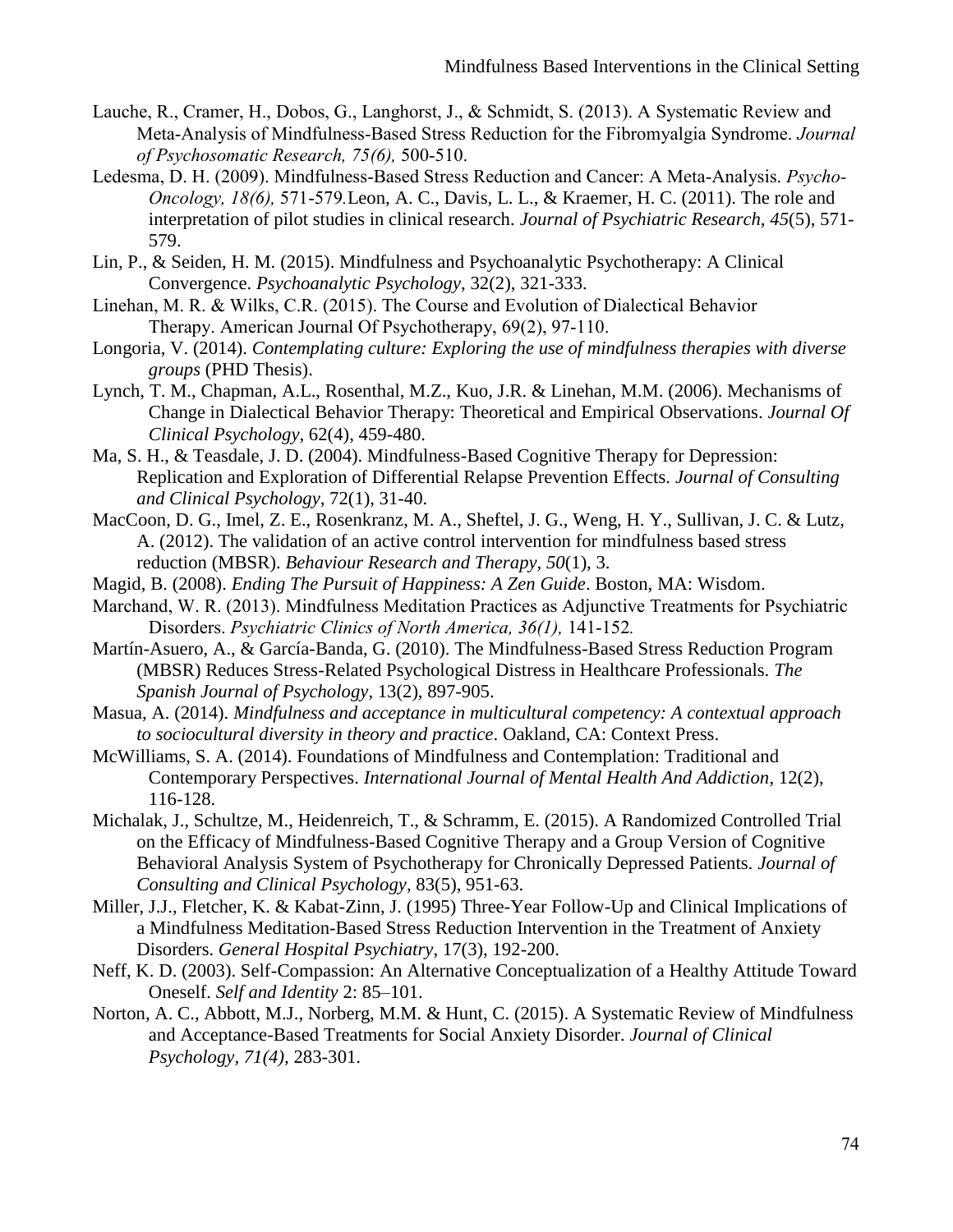Lauche, R., Cramer, H., Dobos, G., Langhorst, J., & Schmidt, S. (2013). A Systematic Review and Meta-Analysis of Mindfulness-Based Stress Reduction for the Fibromyalgia Syndrome. *Journal of Psychosomatic Research, 75(6),* 500-510.

Ledesma, D. H. (2009). Mindfulness-Based Stress Reduction and Cancer: A Meta-Analysis. *Psycho-Oncology, 18(6),* 571-579.Leon, A. C., Davis, L. L., & Kraemer, H. C. (2011). The role and interpretation of pilot studies in clinical research. *Journal of Psychiatric Research*, *45*(5), 571-579.

Lin, P., & Seiden, H. M. (2015). Mindfulness and Psychoanalytic Psychotherapy: A Clinical Convergence. *Psychoanalytic Psychology*, 32(2), 321-333.

Linehan, M. R. & Wilks, C.R. (2015). The Course and Evolution of Dialectical Behavior Therapy. American Journal Of Psychotherapy, 69(2), 97-110.

Longoria, V. (2014). *Contemplating culture: Exploring the use of mindfulness therapies with diverse groups* (PHD Thesis).

Lynch, T. M., Chapman, A.L., Rosenthal, M.Z., Kuo, J.R. & Linehan, M.M. (2006). Mechanisms of Change in Dialectical Behavior Therapy: Theoretical and Empirical Observations. *Journal Of Clinical Psychology*, 62(4), 459-480.

Ma, S. H., & Teasdale, J. D. (2004). Mindfulness-Based Cognitive Therapy for Depression: Replication and Exploration of Differential Relapse Prevention Effects. *Journal of Consulting and Clinical Psychology*, 72(1), 31-40.

MacCoon, D. G., Imel, Z. E., Rosenkranz, M. A., Sheftel, J. G., Weng, H. Y., Sullivan, J. C. & Lutz, A. (2012). The validation of an active control intervention for mindfulness based stress reduction (MBSR). *Behaviour Research and Therapy*, *50*(1), 3.

Magid, B. (2008). *Ending The Pursuit of Happiness: A Zen Guide*. Boston, MA: Wisdom.

Marchand, W. R. (2013). Mindfulness Meditation Practices as Adjunctive Treatments for Psychiatric Disorders. *Psychiatric Clinics of North America, 36(1),* 141-152*.*

Martín-Asuero, A., & García-Banda, G. (2010). The Mindfulness-Based Stress Reduction Program (MBSR) Reduces Stress-Related Psychological Distress in Healthcare Professionals. *The Spanish Journal of Psychology*, 13(2), 897-905.

Masua, A. (2014). *Mindfulness and acceptance in multicultural competency: A contextual approach to sociocultural diversity in theory and practice*. Oakland, CA: Context Press.

McWilliams, S. A. (2014). Foundations of Mindfulness and Contemplation: Traditional and Contemporary Perspectives. *International Journal of Mental Health And Addiction*, 12(2), 116-128.

Michalak, J., Schultze, M., Heidenreich, T., & Schramm, E. (2015). A Randomized Controlled Trial on the Efficacy of Mindfulness-Based Cognitive Therapy and a Group Version of Cognitive Behavioral Analysis System of Psychotherapy for Chronically Depressed Patients. *Journal of Consulting and Clinical Psychology*, 83(5), 951-63.

Miller, J.J., Fletcher, K. & Kabat-Zinn, J. (1995) Three-Year Follow-Up and Clinical Implications of a Mindfulness Meditation-Based Stress Reduction Intervention in the Treatment of Anxiety Disorders. *General Hospital Psychiatry*, 17(3), 192-200.

Neff, K. D. (2003). Self-Compassion: An Alternative Conceptualization of a Healthy Attitude Toward Oneself. *Self and Identity* 2: 85–101.

Norton, A. C., Abbott, M.J., Norberg, M.M. & Hunt, C. (2015). A Systematic Review of Mindfulness and Acceptance-Based Treatments for Social Anxiety Disorder. *Journal of Clinical Psychology*, *71(4),* 283-301.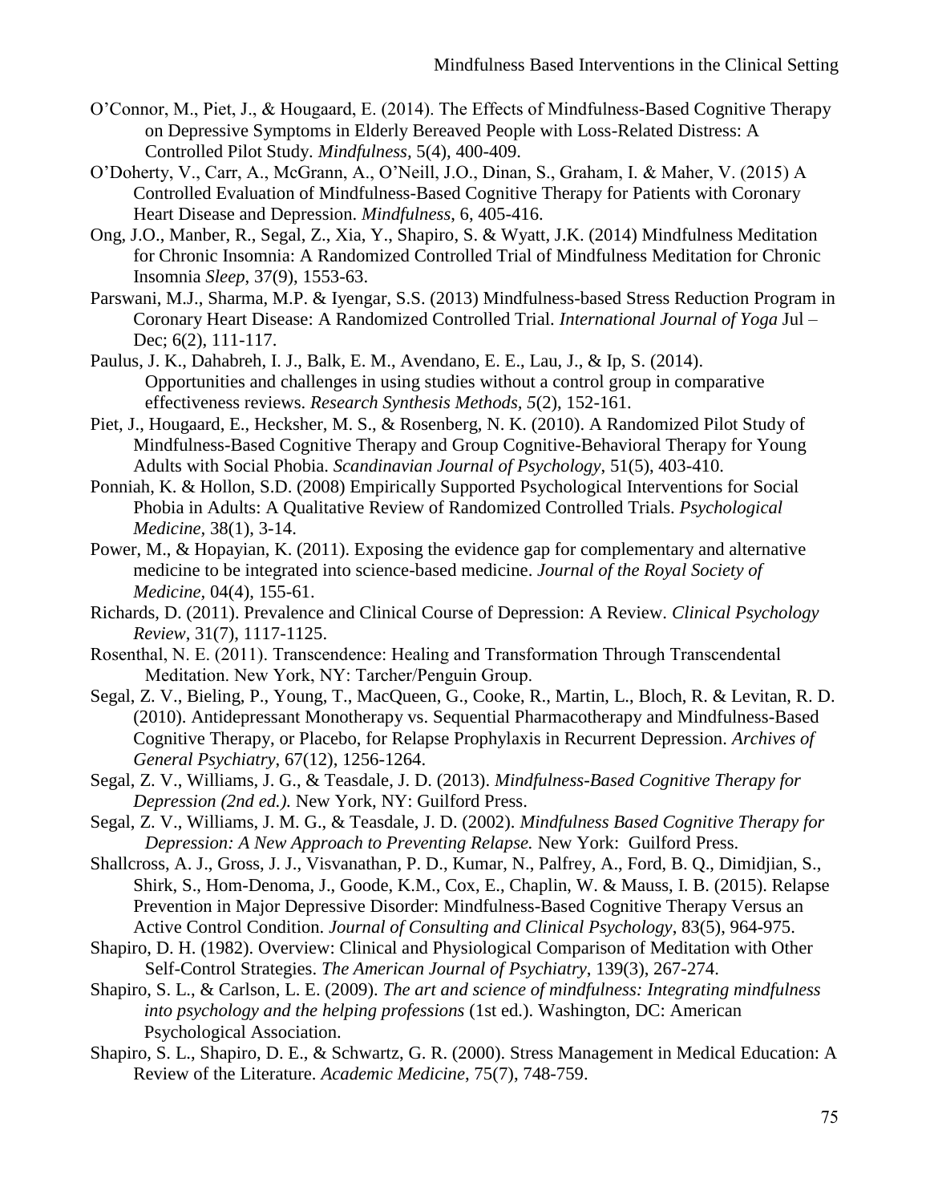O'Connor, M., Piet, J., & Hougaard, E. (2014). The Effects of Mindfulness-Based Cognitive Therapy on Depressive Symptoms in Elderly Bereaved People with Loss-Related Distress: A Controlled Pilot Study. *Mindfulness*, 5(4), 400-409.

O'Doherty, V., Carr, A., McGrann, A., O'Neill, J.O., Dinan, S., Graham, I. & Maher, V. (2015) A Controlled Evaluation of Mindfulness-Based Cognitive Therapy for Patients with Coronary Heart Disease and Depression. *Mindfulness*, 6, 405-416.

Ong, J.O., Manber, R., Segal, Z., Xia, Y., Shapiro, S. & Wyatt, J.K. (2014) Mindfulness Meditation for Chronic Insomnia: A Randomized Controlled Trial of Mindfulness Meditation for Chronic Insomnia *Sleep*, 37(9), 1553-63.

Parswani, M.J., Sharma, M.P. & Iyengar, S.S. (2013) Mindfulness-based Stress Reduction Program in Coronary Heart Disease: A Randomized Controlled Trial. *International Journal of Yoga* Jul – Dec; 6(2), 111-117.

Paulus, J. K., Dahabreh, I. J., Balk, E. M., Avendano, E. E., Lau, J., & Ip, S. (2014). Opportunities and challenges in using studies without a control group in comparative effectiveness reviews. *Research Synthesis Methods, 5*(2), 152-161.

Piet, J., Hougaard, E., Hecksher, M. S., & Rosenberg, N. K. (2010). A Randomized Pilot Study of Mindfulness-Based Cognitive Therapy and Group Cognitive-Behavioral Therapy for Young Adults with Social Phobia. *Scandinavian Journal of Psychology*, 51(5), 403-410.

Ponniah, K. & Hollon, S.D. (2008) Empirically Supported Psychological Interventions for Social Phobia in Adults: A Qualitative Review of Randomized Controlled Trials. *Psychological Medicine*, 38(1), 3-14.

Power, M., & Hopayian, K. (2011). Exposing the evidence gap for complementary and alternative medicine to be integrated into science-based medicine. *Journal of the Royal Society of Medicine*, 04(4), 155-61.

Richards, D. (2011). Prevalence and Clinical Course of Depression: A Review. *Clinical Psychology Review*, 31(7), 1117-1125.

Rosenthal, N. E. (2011). Transcendence: Healing and Transformation Through Transcendental Meditation. New York, NY: Tarcher/Penguin Group.

Segal, Z. V., Bieling, P., Young, T., MacQueen, G., Cooke, R., Martin, L., Bloch, R. & Levitan, R. D. (2010). Antidepressant Monotherapy vs. Sequential Pharmacotherapy and Mindfulness-Based Cognitive Therapy, or Placebo, for Relapse Prophylaxis in Recurrent Depression. *Archives of General Psychiatry*, 67(12), 1256-1264.

Segal, Z. V., Williams, J. G., & Teasdale, J. D. (2013). *Mindfulness-Based Cognitive Therapy for Depression (2nd ed.).* New York, NY: Guilford Press.

Segal, Z. V., Williams, J. M. G., & Teasdale, J. D. (2002). *Mindfulness Based Cognitive Therapy for Depression: A New Approach to Preventing Relapse.* New York: Guilford Press.

Shallcross, A. J., Gross, J. J., Visvanathan, P. D., Kumar, N., Palfrey, A., Ford, B. Q., Dimidjian, S., Shirk, S., Hom-Denoma, J., Goode, K.M., Cox, E., Chaplin, W. & Mauss, I. B. (2015). Relapse Prevention in Major Depressive Disorder: Mindfulness-Based Cognitive Therapy Versus an Active Control Condition. *Journal of Consulting and Clinical Psychology*, 83(5), 964-975.

Shapiro, D. H. (1982). Overview: Clinical and Physiological Comparison of Meditation with Other Self-Control Strategies. *The American Journal of Psychiatry*, 139(3), 267-274.

Shapiro, S. L., & Carlson, L. E. (2009). *The art and science of mindfulness: Integrating mindfulness into psychology and the helping professions* (1st ed.). Washington, DC: American Psychological Association.

Shapiro, S. L., Shapiro, D. E., & Schwartz, G. R. (2000). Stress Management in Medical Education: A Review of the Literature. *Academic Medicine*, 75(7), 748-759.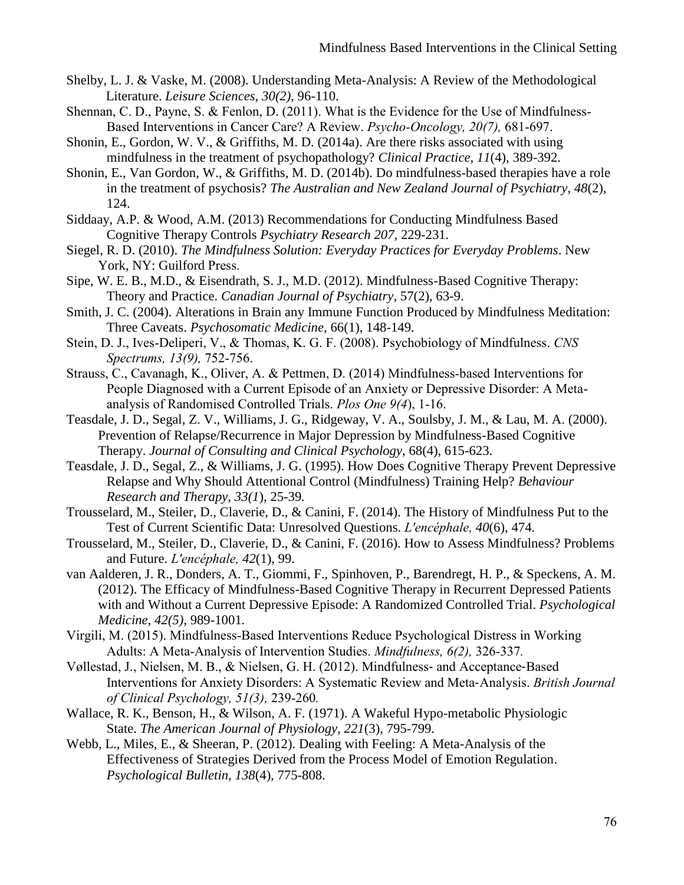Shelby, L. J. & Vaske, M. (2008). Understanding Meta-Analysis: A Review of the Methodological Literature. *Leisure Sciences, 30(2),* 96-110.

Shennan, C. D., Payne, S. & Fenlon, D. (2011). What is the Evidence for the Use of Mindfulness-Based Interventions in Cancer Care? A Review. *Psycho-Oncology, 20(7),* 681-697.

Shonin, E., Gordon, W. V., & Griffiths, M. D. (2014a). Are there risks associated with using mindfulness in the treatment of psychopathology? *Clinical Practice*, *11*(4), 389-392.

Shonin, E., Van Gordon, W., & Griffiths, M. D. (2014b). Do mindfulness-based therapies have a role in the treatment of psychosis? *The Australian and New Zealand Journal of Psychiatry*, *48*(2), 124.

Siddaay, A.P. & Wood, A.M. (2013) Recommendations for Conducting Mindfulness Based Cognitive Therapy Controls *Psychiatry Research 207*, 229-231.

Siegel, R. D. (2010). *The Mindfulness Solution: Everyday Practices for Everyday Problems*. New York, NY: Guilford Press.

Sipe, W. E. B., M.D., & Eisendrath, S. J., M.D. (2012). Mindfulness-Based Cognitive Therapy: Theory and Practice. *Canadian Journal of Psychiatry*, 57(2), 63-9.

Smith, J. C. (2004). Alterations in Brain any Immune Function Produced by Mindfulness Meditation: Three Caveats. *Psychosomatic Medicine*, 66(1), 148-149.

Stein, D. J., Ives-Deliperi, V., & Thomas, K. G. F. (2008). Psychobiology of Mindfulness. *CNS Spectrums, 13(9),* 752-756.

Strauss, C., Cavanagh, K., Oliver, A. & Pettmen, D. (2014) Mindfulness-based Interventions for People Diagnosed with a Current Episode of an Anxiety or Depressive Disorder: A Meta-analysis of Randomised Controlled Trials. *Plos One 9(4*), 1-16.

Teasdale, J. D., Segal, Z. V., Williams, J. G., Ridgeway, V. A., Soulsby, J. M., & Lau, M. A. (2000). Prevention of Relapse/Recurrence in Major Depression by Mindfulness-Based Cognitive Therapy. *Journal of Consulting and Clinical Psychology*, 68(4), 615-623.

Teasdale, J. D., Segal, Z., & Williams, J. G. (1995). How Does Cognitive Therapy Prevent Depressive Relapse and Why Should Attentional Control (Mindfulness) Training Help? *Behaviour Research and Therapy, 33(1*), 25-39*.*

Trousselard, M., Steiler, D., Claverie, D., & Canini, F. (2014). The History of Mindfulness Put to the Test of Current Scientific Data: Unresolved Questions. *L'encéphale, 40*(6), 474.

Trousselard, M., Steiler, D., Claverie, D., & Canini, F. (2016). How to Assess Mindfulness? Problems and Future. *L'encéphale, 42*(1), 99.

van Aalderen, J. R., Donders, A. T., Giommi, F., Spinhoven, P., Barendregt, H. P., & Speckens, A. M. (2012). The Efficacy of Mindfulness-Based Cognitive Therapy in Recurrent Depressed Patients with and Without a Current Depressive Episode: A Randomized Controlled Trial. *Psychological Medicine, 42(5),* 989-1001*.*

Virgili, M. (2015). Mindfulness-Based Interventions Reduce Psychological Distress in Working Adults: A Meta-Analysis of Intervention Studies. *Mindfulness, 6(2),* 326-337*.*

Vøllestad, J., Nielsen, M. B., & Nielsen, G. H. (2012). Mindfulness- and Acceptance-Based Interventions for Anxiety Disorders: A Systematic Review and Meta-Analysis. *British Journal of Clinical Psychology, 51(3),* 239-260*.*

Wallace, R. K., Benson, H., & Wilson, A. F. (1971). A Wakeful Hypo-metabolic Physiologic State. *The American Journal of Physiology, 221*(3), 795-799.

Webb, L., Miles, E., & Sheeran, P. (2012). Dealing with Feeling: A Meta-Analysis of the Effectiveness of Strategies Derived from the Process Model of Emotion Regulation. *Psychological Bulletin, 138*(4), 775-808.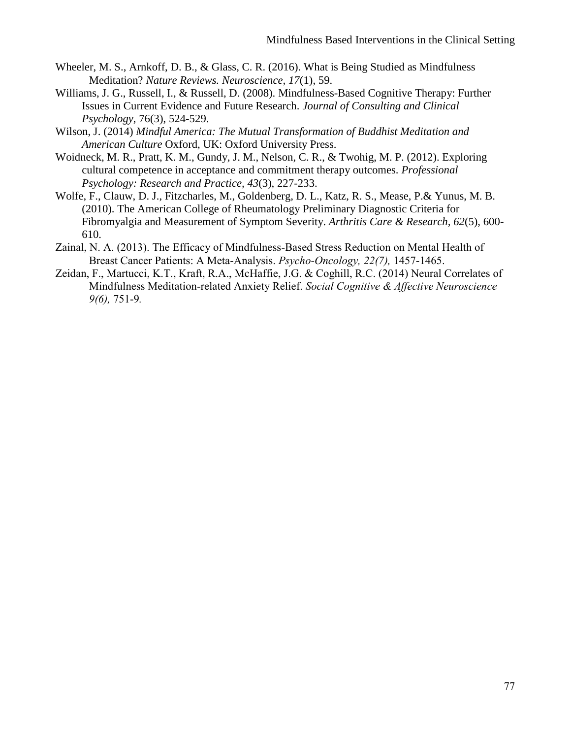Wheeler, M. S., Arnkoff, D. B., & Glass, C. R. (2016). What is Being Studied as Mindfulness Meditation? *Nature Reviews. Neuroscience*, *17*(1), 59.

Williams, J. G., Russell, I., & Russell, D. (2008). Mindfulness-Based Cognitive Therapy: Further Issues in Current Evidence and Future Research. *Journal of Consulting and Clinical Psychology*, 76(3), 524-529.

Wilson, J. (2014) *Mindful America: The Mutual Transformation of Buddhist Meditation and American Culture* Oxford, UK: Oxford University Press.

Woidneck, M. R., Pratt, K. M., Gundy, J. M., Nelson, C. R., & Twohig, M. P. (2012). Exploring cultural competence in acceptance and commitment therapy outcomes. *Professional Psychology: Research and Practice, 43*(3), 227-233.

Wolfe, F., Clauw, D. J., Fitzcharles, M., Goldenberg, D. L., Katz, R. S., Mease, P.& Yunus, M. B. (2010). The American College of Rheumatology Preliminary Diagnostic Criteria for Fibromyalgia and Measurement of Symptom Severity. *Arthritis Care & Research, 62*(5), 600-610.

Zainal, N. A. (2013). The Efficacy of Mindfulness-Based Stress Reduction on Mental Health of Breast Cancer Patients: A Meta-Analysis. *Psycho-Oncology, 22(7),* 1457-1465.

Zeidan, F., Martucci, K.T., Kraft, R.A., McHaffie, J.G. & Coghill, R.C. (2014) Neural Correlates of Mindfulness Meditation-related Anxiety Relief. *Social Cognitive & Affective Neuroscience 9(6),* 751-9.